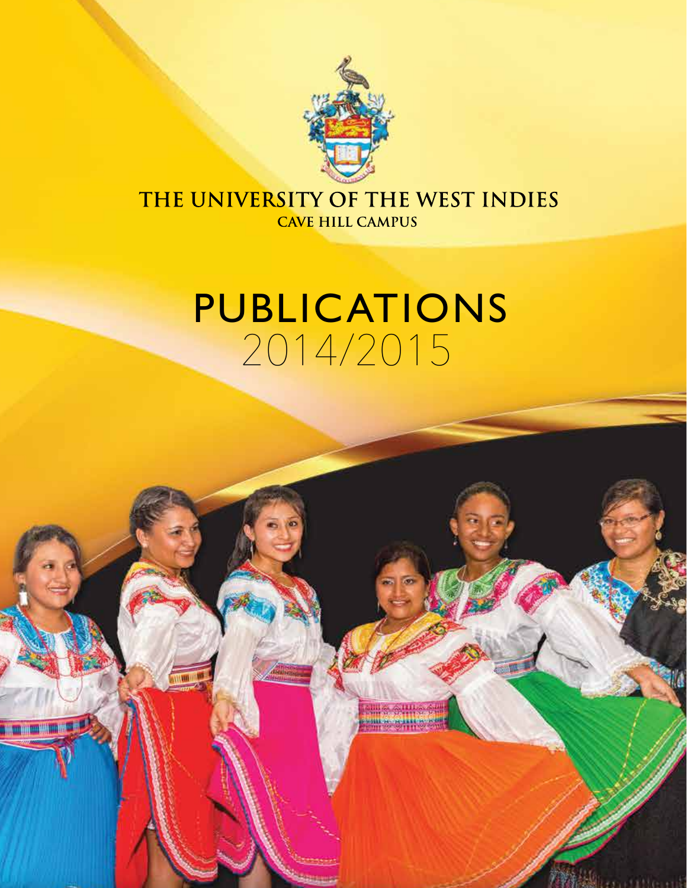# THE UNIVERSITY OF THE WEST INDIES

## CAVE HILL CAMPUS

# PUBLICATIONS

# 2014/2015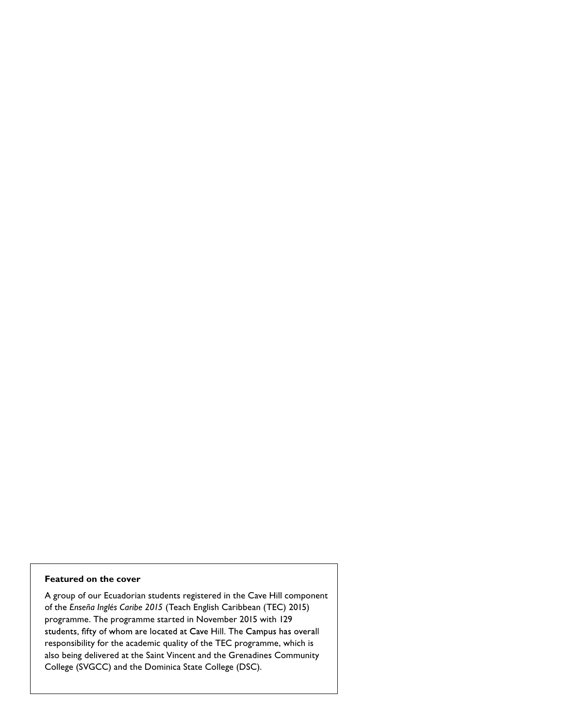**Featured on the cover**

A group of our Ecuadorian students registered in the Cave Hill component of the *Enseña Inglés Caribe 2015* (Teach English Caribbean (TEC) 2015) programme. The programme started in November 2015 with 129 students, fifty of whom are located at Cave Hill. The Campus has overall responsibility for the academic quality of the TEC programme, which is also being delivered at the Saint Vincent and the Grenadines Community College (SVGCC) and the Dominica State College (DSC).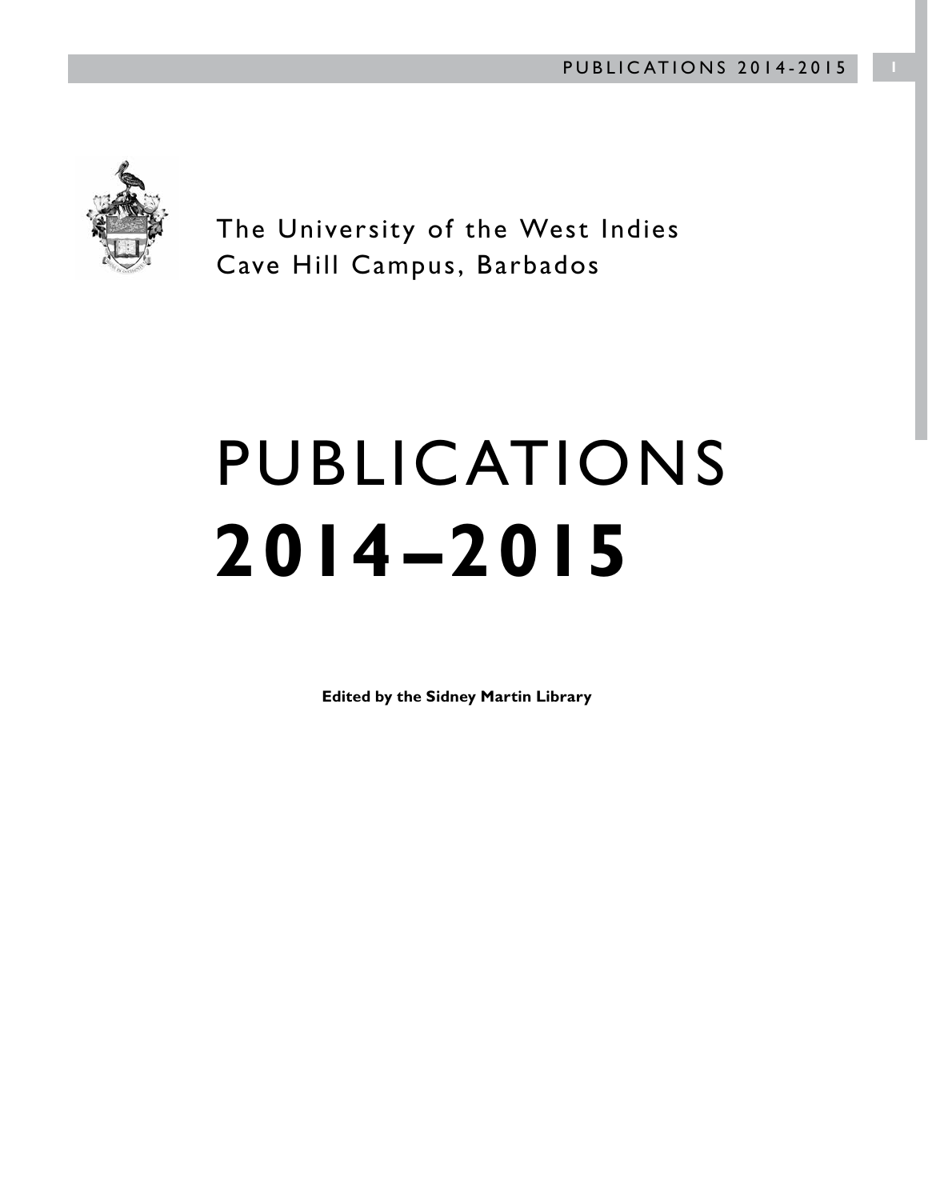The University of the West Indies
Cave Hill Campus, Barbados

# PUBLICATIONS
# **2014–2015**

**Edited by the Sidney Martin Library**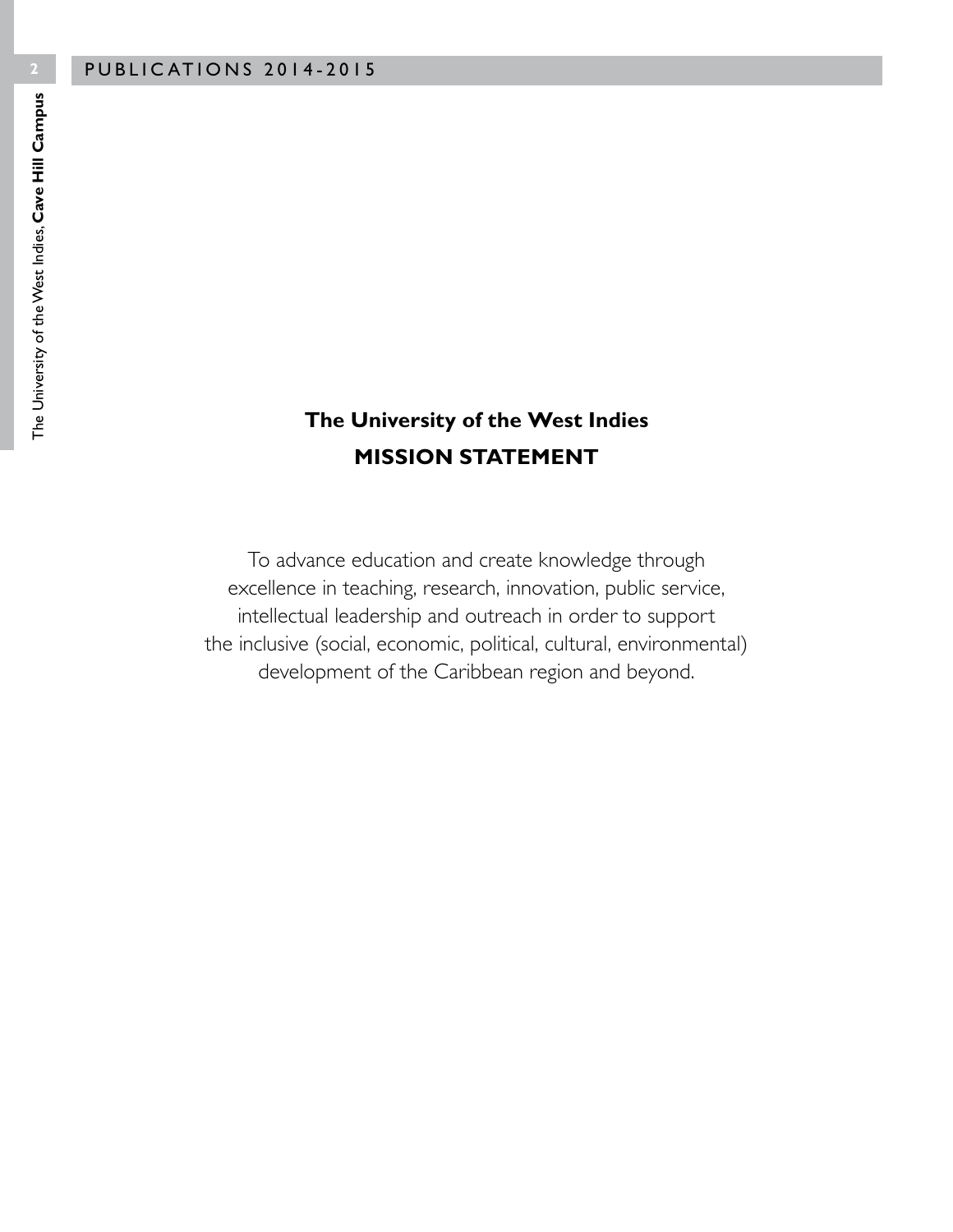## The University of the West Indies
## MISSION STATEMENT

To advance education and create knowledge through excellence in teaching, research, innovation, public service, intellectual leadership and outreach in order to support the inclusive (social, economic, political, cultural, environmental) development of the Caribbean region and beyond.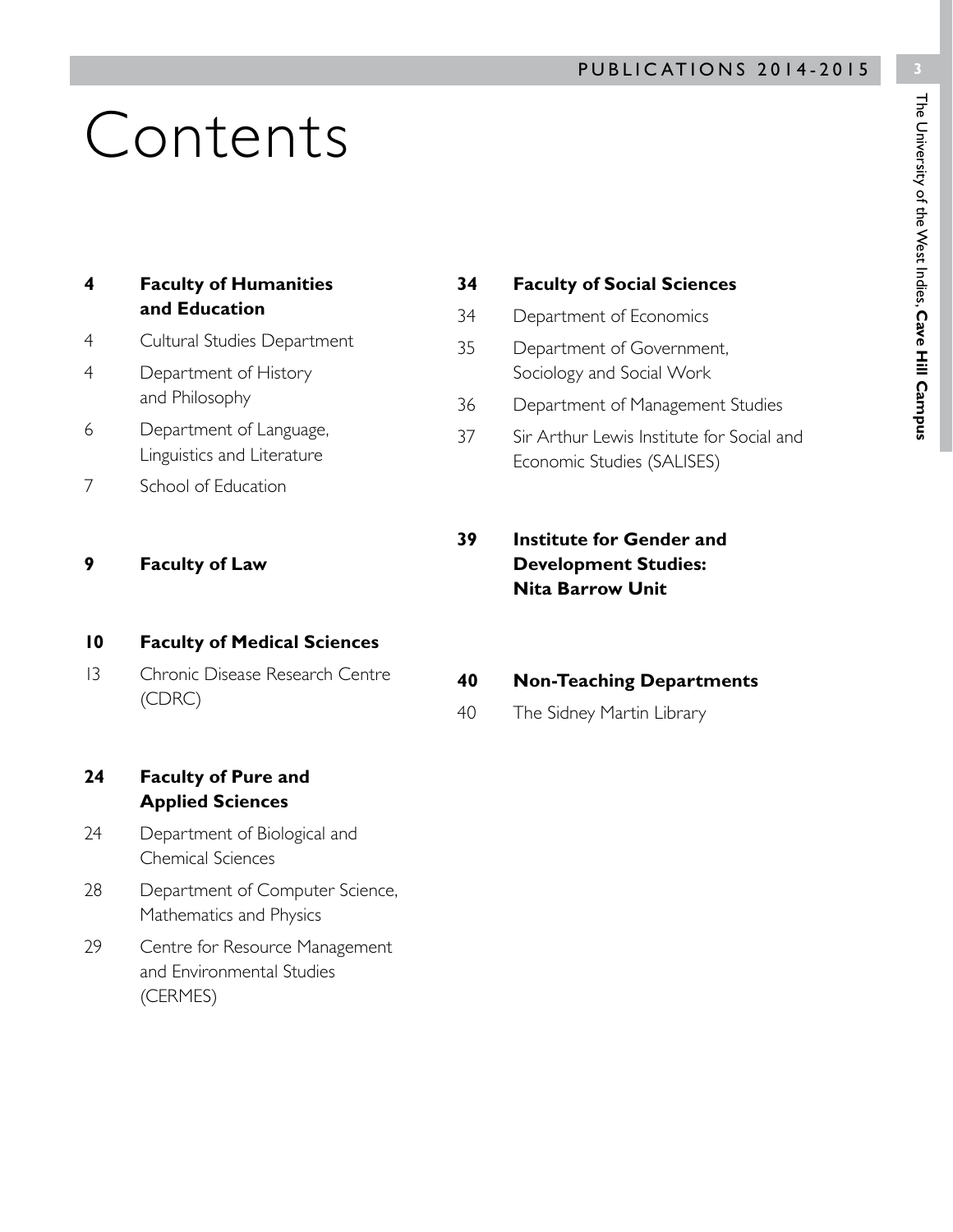# Contents

**4 Faculty of Humanities and Education**

- 4 Cultural Studies Department
- 4 Department of History and Philosophy
- 6 Department of Language, Linguistics and Literature
- 7 School of Education

**9 Faculty of Law**

**10 Faculty of Medical Sciences**

- 13 Chronic Disease Research Centre (CDRC)

**24 Faculty of Pure and Applied Sciences**

- 24 Department of Biological and Chemical Sciences
- 28 Department of Computer Science, Mathematics and Physics
- 29 Centre for Resource Management and Environmental Studies (CERMES)

**34 Faculty of Social Sciences**

- 34 Department of Economics
- 35 Department of Government, Sociology and Social Work
- 36 Department of Management Studies
- 37 Sir Arthur Lewis Institute for Social and Economic Studies (SALISES)

**39 Institute for Gender and Development Studies: Nita Barrow Unit**

**40 Non-Teaching Departments**

- 40 The Sidney Martin Library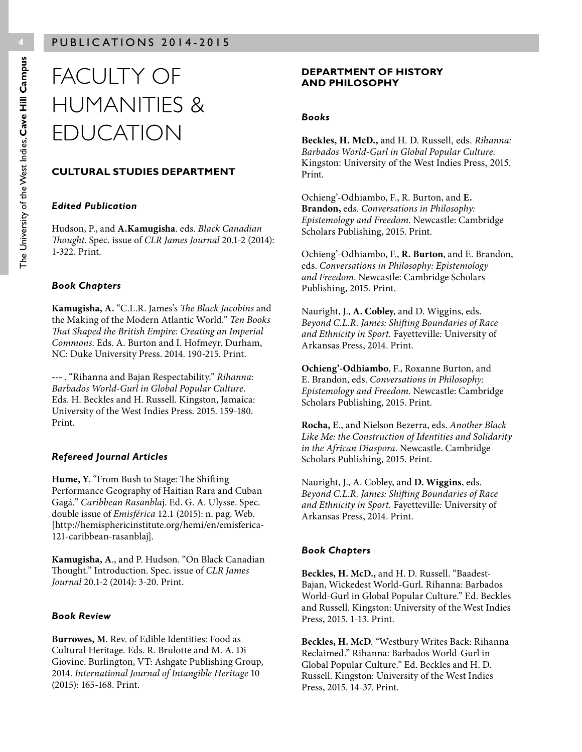# FACULTY OF HUMANITIES & EDUCATION

## CULTURAL STUDIES DEPARTMENT

#### *Edited Publication*

Hudson, P., and **A.Kamugisha**. eds. *Black Canadian Thought*. Spec. issue of *CLR James Journal* 20.1-2 (2014): 1-322. Print.

#### *Book Chapters*

**Kamugisha, A.** "C.L.R. James's *The Black Jacobins* and the Making of the Modern Atlantic World." *Ten Books That Shaped the British Empire: Creating an Imperial Commons*. Eds. A. Burton and I. Hofmeyr. Durham, NC: Duke University Press. 2014. 190-215. Print.

--- . "Rihanna and Bajan Respectability." *Rihanna: Barbados World-Gurl in Global Popular Culture*. Eds. H. Beckles and H. Russell. Kingston, Jamaica: University of the West Indies Press. 2015. 159-180. Print.

#### *Refereed Journal Articles*

**Hume, Y**. "From Bush to Stage: The Shifting Performance Geography of Haitian Rara and Cuban Gagá." *Caribbean Rasanblaj*. Ed. G. A. Ulysse. Spec. double issue of *Emisférica* 12.1 (2015): n. pag. Web. [http://hemisphericinstitute.org/hemi/en/emisferica-121-caribbean-rasanblaj].

**Kamugisha, A**., and P. Hudson. "On Black Canadian Thought." Introduction. Spec. issue of *CLR James Journal* 20.1-2 (2014): 3-20. Print.

#### *Book Review*

**Burrowes, M**. Rev. of Edible Identities: Food as Cultural Heritage. Eds. R. Brulotte and M. A. Di Giovine. Burlington, VT: Ashgate Publishing Group, 2014. *International Journal of Intangible Heritage* 10 (2015): 165-168. Print.

## DEPARTMENT OF HISTORY AND PHILOSOPHY

#### *Books*

**Beckles, H. McD.,** and H. D. Russell, eds. *Rihanna: Barbados World-Gurl in Global Popular Culture*. Kingston: University of the West Indies Press, 2015. Print.

Ochieng'-Odhiambo, F., R. Burton, and **E. Brandon,** eds. *Conversations in Philosophy: Epistemology and Freedom*. Newcastle: Cambridge Scholars Publishing, 2015. Print.

Ochieng'-Odhiambo, F., **R. Burton**, and E. Brandon, eds. *Conversations in Philosophy: Epistemology and Freedom*. Newcastle: Cambridge Scholars Publishing, 2015. Print.

Nauright, J., **A. Cobley**, and D. Wiggins, eds. *Beyond C.L.R. James: Shifting Boundaries of Race and Ethnicity in Sport.* Fayetteville: University of Arkansas Press, 2014. Print.

**Ochieng'-Odhiambo**, F., Roxanne Burton, and E. Brandon, eds. *Conversations in Philosophy: Epistemology and Freedom*. Newcastle: Cambridge Scholars Publishing, 2015. Print.

**Rocha, E**., and Nielson Bezerra, eds. *Another Black Like Me: the Construction of Identities and Solidarity in the African Diaspora*. Newcastle. Cambridge Scholars Publishing, 2015. Print.

Nauright, J., A. Cobley, and **D. Wiggins**, eds. *Beyond C.L.R. James: Shifting Boundaries of Race and Ethnicity in Sport.* Fayetteville: University of Arkansas Press, 2014. Print.

#### *Book Chapters*

**Beckles, H. McD.,** and H. D. Russell. "Baadest-Bajan, Wickedest World-Gurl. Rihanna: Barbados World-Gurl in Global Popular Culture." Ed. Beckles and Russell. Kingston: University of the West Indies Press, 2015. 1-13. Print.

**Beckles, H. McD**. "Westbury Writes Back: Rihanna Reclaimed." Rihanna: Barbados World-Gurl in Global Popular Culture." Ed. Beckles and H. D. Russell. Kingston: University of the West Indies Press, 2015. 14-37. Print.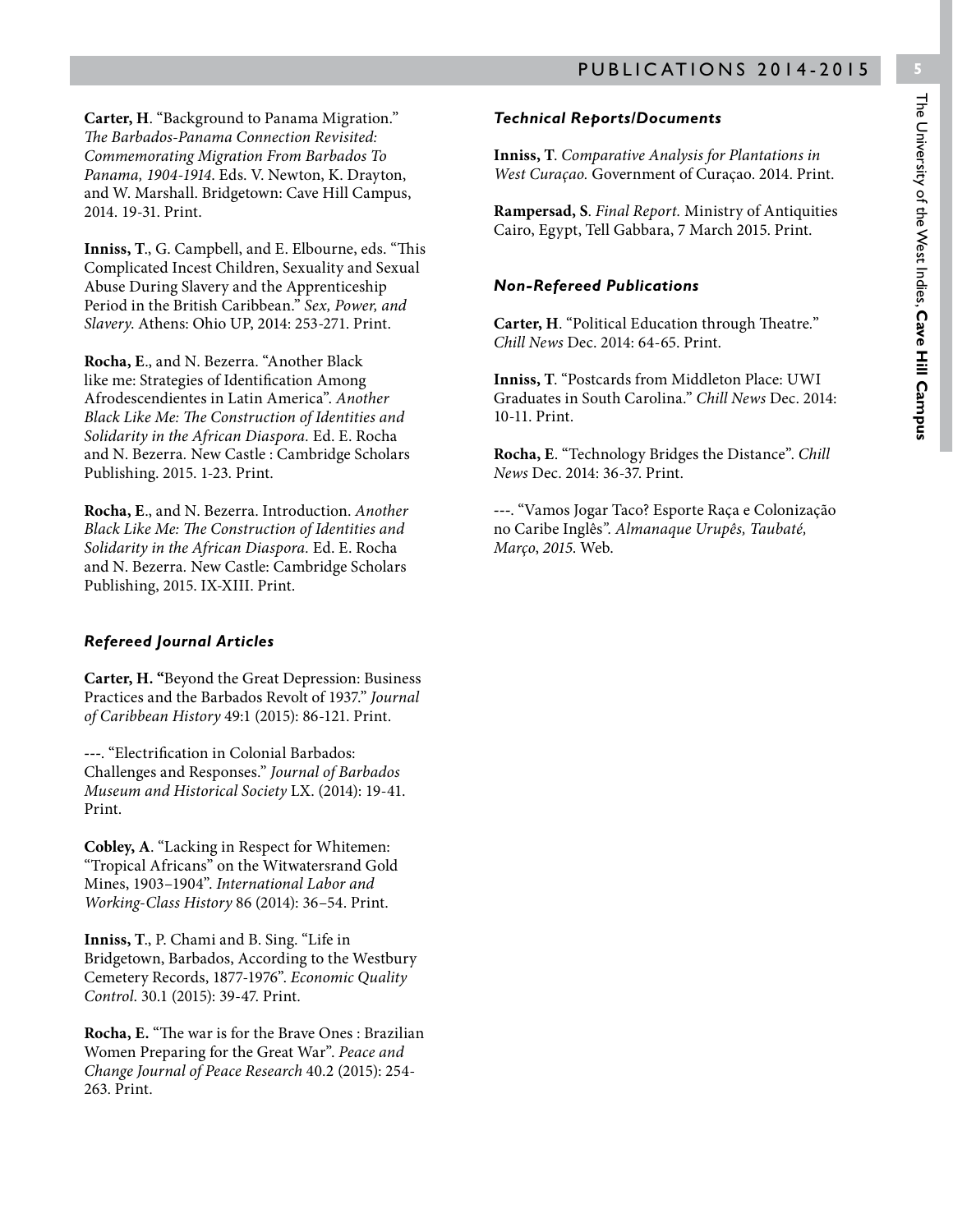**Carter, H**. "Background to Panama Migration." *The Barbados-Panama Connection Revisited: Commemorating Migration From Barbados To Panama, 1904-1914*. Eds. V. Newton, K. Drayton, and W. Marshall. Bridgetown: Cave Hill Campus, 2014. 19-31. Print.

**Inniss, T**., G. Campbell, and E. Elbourne, eds. "This Complicated Incest Children, Sexuality and Sexual Abuse During Slavery and the Apprenticeship Period in the British Caribbean." *Sex, Power, and Slavery*. Athens: Ohio UP, 2014: 253-271. Print.

**Rocha, E**., and N. Bezerra. "Another Black like me: Strategies of Identification Among Afrodescendientes in Latin America". *Another Black Like Me: The Construction of Identities and Solidarity in the African Diaspora*. Ed. E. Rocha and N. Bezerra. New Castle : Cambridge Scholars Publishing. 2015. 1-23. Print.

**Rocha, E**., and N. Bezerra. Introduction. *Another Black Like Me: The Construction of Identities and Solidarity in the African Diaspora*. Ed. E. Rocha and N. Bezerra. New Castle: Cambridge Scholars Publishing, 2015. IX-XIII. Print.

### *Refereed Journal Articles*

**Carter, H. "**Beyond the Great Depression: Business Practices and the Barbados Revolt of 1937." *Journal of Caribbean History* 49:1 (2015): 86-121. Print.

---. "Electrification in Colonial Barbados: Challenges and Responses." *Journal of Barbados Museum and Historical Society* LX. (2014): 19-41. Print.

**Cobley, A**. "Lacking in Respect for Whitemen: "Tropical Africans" on the Witwatersrand Gold Mines, 1903–1904". *International Labor and Working-Class History* 86 (2014): 36–54. Print.

**Inniss, T**., P. Chami and B. Sing. "Life in Bridgetown, Barbados, According to the Westbury Cemetery Records, 1877-1976". *Economic Quality Control*. 30.1 (2015): 39-47. Print.

**Rocha, E.** "The war is for the Brave Ones : Brazilian Women Preparing for the Great War". *Peace and Change Journal of Peace Research* 40.2 (2015): 254-263. Print.

### *Technical Reports/Documents*

**Inniss, T**. *Comparative Analysis for Plantations in West Curaçao*. Government of Curaçao. 2014. Print.

**Rampersad, S**. *Final Report*. Ministry of Antiquities Cairo, Egypt, Tell Gabbara, 7 March 2015. Print.

### *Non-Refereed Publications*

**Carter, H**. "Political Education through Theatre." *Chill News* Dec. 2014: 64-65. Print.

**Inniss, T**. "Postcards from Middleton Place: UWI Graduates in South Carolina." *Chill News* Dec. 2014: 10-11. Print.

**Rocha, E**. "Technology Bridges the Distance". *Chill News* Dec. 2014: 36-37. Print.

---. "Vamos Jogar Taco? Esporte Raça e Colonização no Caribe Inglês". *Almanaque Urupês, Taubaté, Março, 2015*. Web.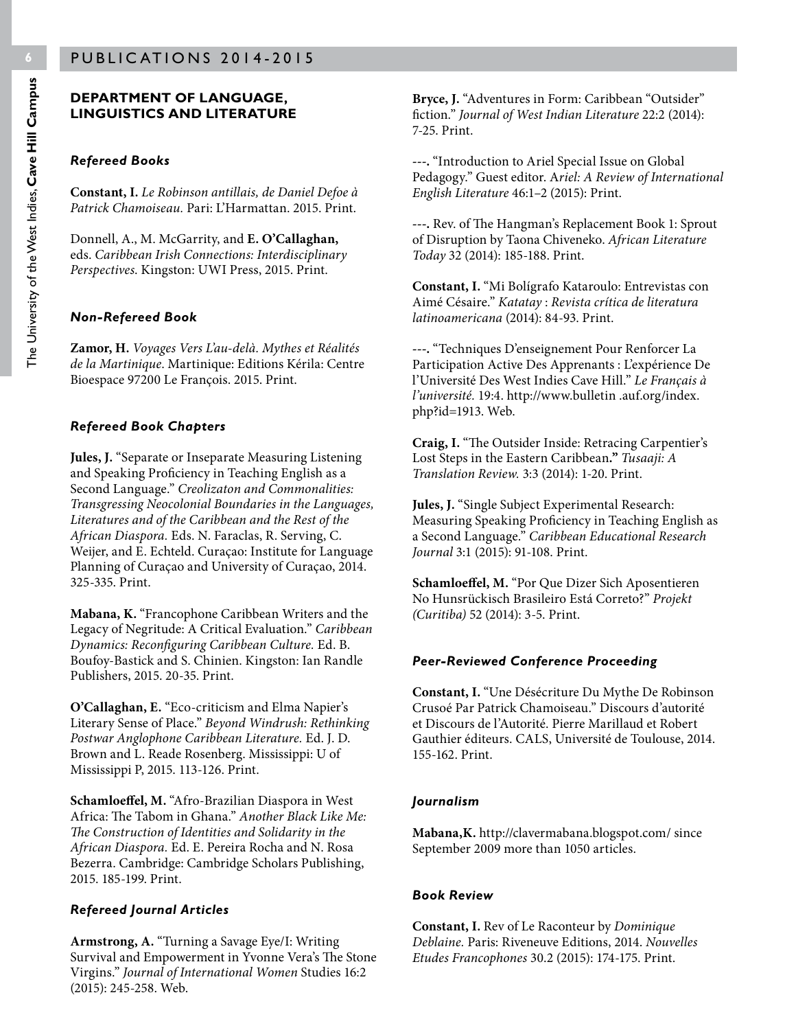# PUBLICATIONS 2014-2015

## DEPARTMENT OF LANGUAGE, LINGUISTICS AND LITERATURE

### *Refereed Books*

**Constant, I.** *Le Robinson antillais, de Daniel Defoe à Patrick Chamoiseau.* Pari: L'Harmattan. 2015. Print.

Donnell, A., M. McGarrity, and **E. O'Callaghan,** eds. *Caribbean Irish Connections: Interdisciplinary Perspectives.* Kingston: UWI Press, 2015. Print.

### *Non-Refereed Book*

**Zamor, H.** *Voyages Vers L'au-delà. Mythes et Réalités de la Martinique.* Martinique: Editions Kérila: Centre Bioespace 97200 Le François. 2015. Print.

### *Refereed Book Chapters*

**Jules, J.** "Separate or Inseparate Measuring Listening and Speaking Proficiency in Teaching English as a Second Language." *Creolizaton and Commonalities: Transgressing Neocolonial Boundaries in the Languages, Literatures and of the Caribbean and the Rest of the African Diaspora.* Eds. N. Faraclas, R. Serving, C. Weijer, and E. Echteld. Curaçao: Institute for Language Planning of Curaçao and University of Curaçao, 2014. 325-335. Print.

**Mabana, K.** "Francophone Caribbean Writers and the Legacy of Negritude: A Critical Evaluation." *Caribbean Dynamics: Reconfiguring Caribbean Culture.* Ed. B. Boufoy-Bastick and S. Chinien. Kingston: Ian Randle Publishers, 2015. 20-35. Print.

**O'Callaghan, E.** "Eco-criticism and Elma Napier's Literary Sense of Place." *Beyond Windrush: Rethinking Postwar Anglophone Caribbean Literature.* Ed. J. D. Brown and L. Reade Rosenberg. Mississippi: U of Mississippi P, 2015. 113-126. Print.

**Schamloeffel, M.** "Afro-Brazilian Diaspora in West Africa: The Tabom in Ghana." *Another Black Like Me: The Construction of Identities and Solidarity in the African Diaspora.* Ed. E. Pereira Rocha and N. Rosa Bezerra. Cambridge: Cambridge Scholars Publishing, 2015. 185-199. Print.

### *Refereed Journal Articles*

**Armstrong, A.** "Turning a Savage Eye/I: Writing Survival and Empowerment in Yvonne Vera's The Stone Virgins." *Journal of International Women* Studies 16:2 (2015): 245-258. Web.

**Bryce, J.** "Adventures in Form: Caribbean "Outsider" fiction." *Journal of West Indian Literature* 22:2 (2014): 7-25. Print.

---. "Introduction to Ariel Special Issue on Global Pedagogy." Guest editor. *Ariel: A Review of International English Literature* 46:1–2 (2015): Print.

---. Rev. of The Hangman's Replacement Book 1: Sprout of Disruption by Taona Chiveneko. *African Literature Today* 32 (2014): 185-188. Print.

**Constant, I.** "Mi Bolígrafo Kataroulo: Entrevistas con Aimé Césaire." *Katatay : Revista crítica de literatura latinoamericana* (2014): 84-93. Print.

---. "Techniques D'enseignement Pour Renforcer La Participation Active Des Apprenants : L'expérience De l'Université Des West Indies Cave Hill." *Le Français à l'université.* 19:4. http://www.bulletin .auf.org/index. php?id=1913. Web.

**Craig, I.** "The Outsider Inside: Retracing Carpentier's Lost Steps in the Eastern Caribbean**."** *Tusaaji: A Translation Review.* 3:3 (2014): 1-20. Print.

**Jules, J.** "Single Subject Experimental Research: Measuring Speaking Proficiency in Teaching English as a Second Language." *Caribbean Educational Research Journal* 3:1 (2015): 91-108. Print.

**Schamloeffel, M.** "Por Que Dizer Sich Aposentieren No Hunsrückisch Brasileiro Está Correto?" *Projekt (Curitiba)* 52 (2014): 3-5. Print.

### *Peer-Reviewed Conference Proceeding*

**Constant, I.** "Une Désécriture Du Mythe De Robinson Crusoé Par Patrick Chamoiseau." Discours d'autorité et Discours de l'Autorité. Pierre Marillaud and Robert Gauthier éditeurs. CALS, Université de Toulouse, 2014. 155-162. Print.

### *Journalism*

**Mabana,K.** http://clavermabana.blogspot.com/ since September 2009 more than 1050 articles.

### *Book Review*

**Constant, I.** Rev of Le Raconteur by *Dominique Deblaine.* Paris: Riveneuve Editions, 2014. *Nouvelles Etudes Francophones* 30.2 (2015): 174-175. Print.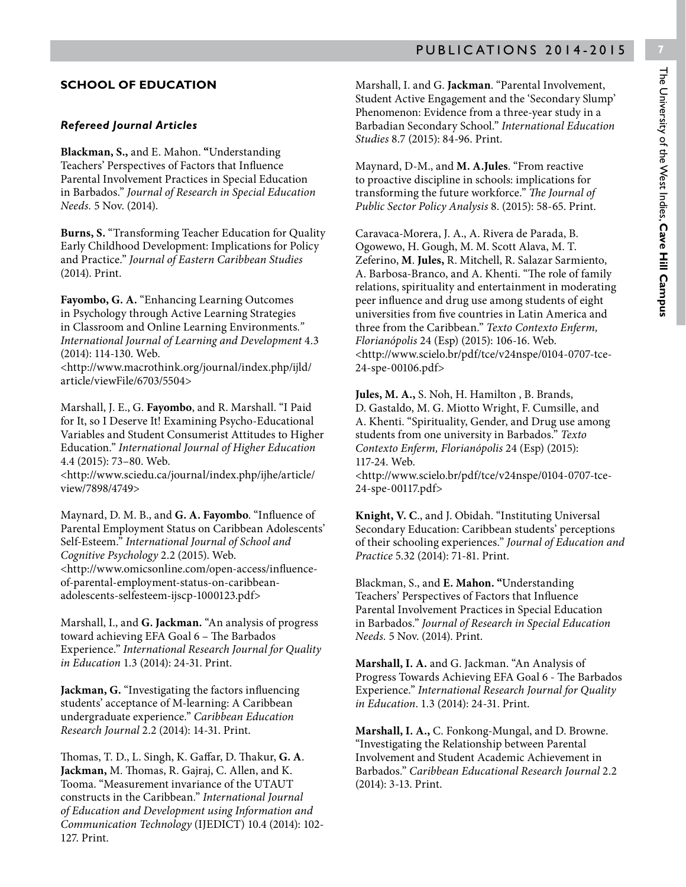## SCHOOL OF EDUCATION

### *Refereed Journal Articles*

**Blackman, S.,** and E. Mahon. **"**Understanding Teachers' Perspectives of Factors that Influence Parental Involvement Practices in Special Education in Barbados." *Journal of Research in Special Education Needs.* 5 Nov. (2014).

**Burns, S.** "Transforming Teacher Education for Quality Early Childhood Development: Implications for Policy and Practice." *Journal of Eastern Caribbean Studies* (2014). Print.

**Fayombo, G. A.** "Enhancing Learning Outcomes in Psychology through Active Learning Strategies in Classroom and Online Learning Environments." *International Journal of Learning and Development* 4.3 (2014): 114-130. Web. <http://www.macrothink.org/journal/index.php/ijld/article/viewFile/6703/5504>

Marshall, J. E., G. **Fayombo**, and R. Marshall. "I Paid for It, so I Deserve It! Examining Psycho-Educational Variables and Student Consumerist Attitudes to Higher Education." *International Journal of Higher Education* 4.4 (2015): 73–80. Web. <http://www.sciedu.ca/journal/index.php/ijhe/article/view/7898/4749>

Maynard, D. M. B., and **G. A. Fayombo**. "Influence of Parental Employment Status on Caribbean Adolescents' Self-Esteem." *International Journal of School and Cognitive Psychology* 2.2 (2015). Web. <http://www.omicsonline.com/open-access/influence-of-parental-employment-status-on-caribbean-adolescents-selfesteem-ijscp-1000123.pdf>

Marshall, I., and **G. Jackman.** "An analysis of progress toward achieving EFA Goal 6 – The Barbados Experience." *International Research Journal for Quality in Education* 1.3 (2014): 24-31. Print.

**Jackman, G.** "Investigating the factors influencing students' acceptance of M-learning: A Caribbean undergraduate experience." *Caribbean Education Research Journal* 2.2 (2014): 14-31. Print.

Thomas, T. D., L. Singh, K. Gaffar, D. Thakur, **G. A**. **Jackman,** M. Thomas, R. Gajraj, C. Allen, and K. Tooma. "Measurement invariance of the UTAUT constructs in the Caribbean." *International Journal of Education and Development using Information and Communication Technology* (IJEDICT) 10.4 (2014): 102-127. Print.

Marshall, I. and G. **Jackman**. "Parental Involvement, Student Active Engagement and the 'Secondary Slump' Phenomenon: Evidence from a three-year study in a Barbadian Secondary School." *International Education Studies* 8.7 (2015): 84-96. Print.

Maynard, D-M., and **M. A.Jules**. "From reactive to proactive discipline in schools: implications for transforming the future workforce." *The Journal of Public Sector Policy Analysis* 8. (2015): 58-65. Print.

Caravaca-Morera, J. A., A. Rivera de Parada, B. Ogowewo, H. Gough, M. M. Scott Alava, M. T. Zeferino, **M**. **Jules,** R. Mitchell, R. Salazar Sarmiento, A. Barbosa-Branco, and A. Khenti. "The role of family relations, spirituality and entertainment in moderating peer influence and drug use among students of eight universities from five countries in Latin America and three from the Caribbean." *Texto Contexto Enferm, Florianópolis* 24 (Esp) (2015): 106-16. Web. <http://www.scielo.br/pdf/tce/v24nspe/0104-0707-tce-24-spe-00106.pdf>

**Jules, M. A.,** S. Noh, H. Hamilton , B. Brands, D. Gastaldo, M. G. Miotto Wright, F. Cumsille, and A. Khenti. "Spirituality, Gender, and Drug use among students from one university in Barbados." *Texto Contexto Enferm, Florianópolis* 24 (Esp) (2015): 117-24. Web. <http://www.scielo.br/pdf/tce/v24nspe/0104-0707-tce-24-spe-00117.pdf>

**Knight, V. C**., and J. Obidah. "Instituting Universal Secondary Education: Caribbean students' perceptions of their schooling experiences." *Journal of Education and Practice* 5.32 (2014): 71-81. Print.

Blackman, S., and **E. Mahon. "**Understanding Teachers' Perspectives of Factors that Influence Parental Involvement Practices in Special Education in Barbados." *Journal of Research in Special Education Needs.* 5 Nov. (2014). Print.

**Marshall, I. A.** and G. Jackman. "An Analysis of Progress Towards Achieving EFA Goal 6 - The Barbados Experience." *International Research Journal for Quality in Education.* 1.3 (2014): 24-31. Print.

**Marshall, I. A.,** C. Fonkong-Mungal, and D. Browne. "Investigating the Relationship between Parental Involvement and Student Academic Achievement in Barbados." *Caribbean Educational Research Journal* 2.2 (2014): 3-13. Print.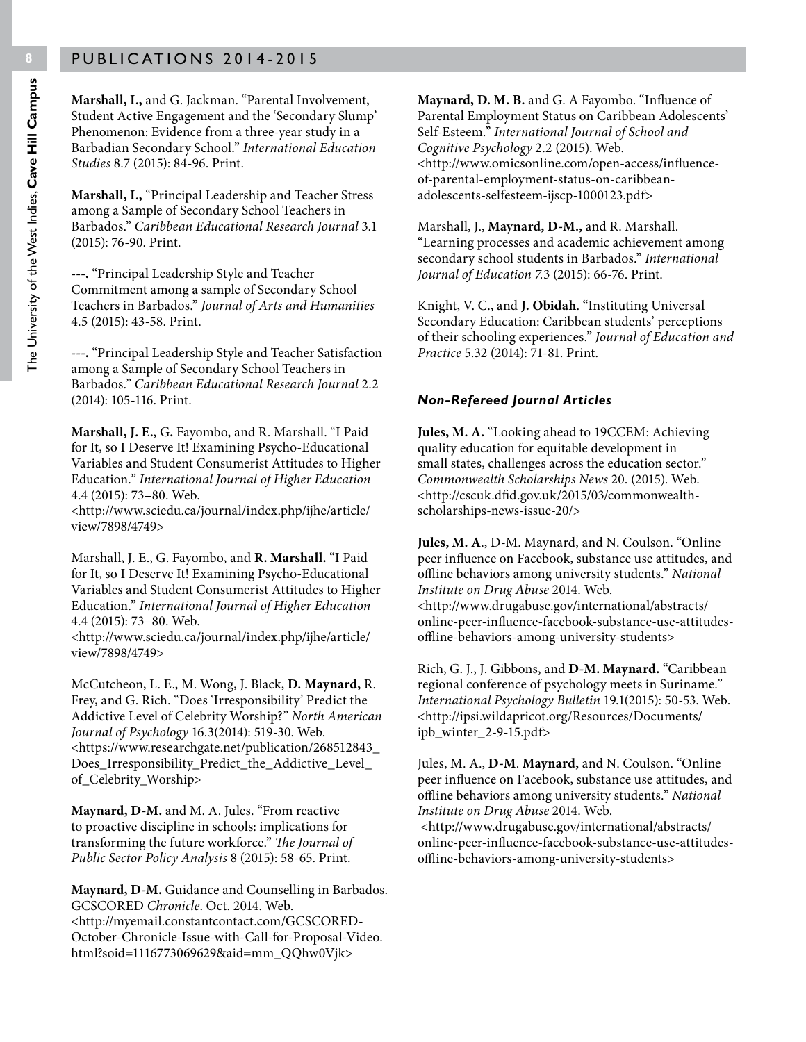**Marshall, I.,** and G. Jackman. "Parental Involvement, Student Active Engagement and the 'Secondary Slump' Phenomenon: Evidence from a three-year study in a Barbadian Secondary School." *International Education Studies* 8.7 (2015): 84-96. Print.

**Marshall, I.,** "Principal Leadership and Teacher Stress among a Sample of Secondary School Teachers in Barbados." *Caribbean Educational Research Journal* 3.1 (2015): 76-90. Print.

---. "Principal Leadership Style and Teacher Commitment among a sample of Secondary School Teachers in Barbados." *Journal of Arts and Humanities* 4.5 (2015): 43-58. Print.

---. "Principal Leadership Style and Teacher Satisfaction among a Sample of Secondary School Teachers in Barbados." *Caribbean Educational Research Journal* 2.2 (2014): 105-116. Print.

**Marshall, J. E.**, G. Fayombo, and R. Marshall. "I Paid for It, so I Deserve It! Examining Psycho-Educational Variables and Student Consumerist Attitudes to Higher Education." *International Journal of Higher Education* 4.4 (2015): 73–80. Web. <http://www.sciedu.ca/journal/index.php/ijhe/article/view/7898/4749>

Marshall, J. E., G. Fayombo, and **R. Marshall.** "I Paid for It, so I Deserve It! Examining Psycho-Educational Variables and Student Consumerist Attitudes to Higher Education." *International Journal of Higher Education* 4.4 (2015): 73–80. Web. <http://www.sciedu.ca/journal/index.php/ijhe/article/view/7898/4749>

McCutcheon, L. E., M. Wong, J. Black, **D. Maynard,** R. Frey, and G. Rich. "Does 'Irresponsibility' Predict the Addictive Level of Celebrity Worship?" *North American Journal of Psychology* 16.3(2014): 519-30. Web. <https://www.researchgate.net/publication/268512843_Does_Irresponsibility_Predict_the_Addictive_Level_of_Celebrity_Worship>

**Maynard, D-M.** and M. A. Jules. "From reactive to proactive discipline in schools: implications for transforming the future workforce." *The Journal of Public Sector Policy Analysis* 8 (2015): 58-65. Print.

**Maynard, D-M.** Guidance and Counselling in Barbados. GCSCORED *Chronicle*. Oct. 2014. Web. <http://myemail.constantcontact.com/GCSCORED-October-Chronicle-Issue-with-Call-for-Proposal-Video.html?soid=1116773069629&aid=mm_QQhw0Vjk>

**Maynard, D. M. B.** and G. A Fayombo. "Influence of Parental Employment Status on Caribbean Adolescents' Self-Esteem." *International Journal of School and Cognitive Psychology* 2.2 (2015). Web. <http://www.omicsonline.com/open-access/influence-of-parental-employment-status-on-caribbean-adolescents-selfesteem-ijscp-1000123.pdf>

Marshall, J., **Maynard, D-M.,** and R. Marshall. "Learning processes and academic achievement among secondary school students in Barbados." *International Journal of Education 7.*3 (2015): 66-76. Print.

Knight, V. C., and **J. Obidah**. "Instituting Universal Secondary Education: Caribbean students' perceptions of their schooling experiences." *Journal of Education and Practice* 5.32 (2014): 71-81. Print.

### *Non-Refereed Journal Articles*

**Jules, M. A.** "Looking ahead to 19CCEM: Achieving quality education for equitable development in small states, challenges across the education sector." *Commonwealth Scholarships News* 20. (2015). Web. <http://cscuk.dfid.gov.uk/2015/03/commonwealth-scholarships-news-issue-20/>

**Jules, M. A**., D-M. Maynard, and N. Coulson. "Online peer influence on Facebook, substance use attitudes, and offline behaviors among university students." *National Institute on Drug Abuse* 2014. Web. <http://www.drugabuse.gov/international/abstracts/online-peer-influence-facebook-substance-use-attitudes-offline-behaviors-among-university-students>

Rich, G. J., J. Gibbons, and **D-M. Maynard.** "Caribbean regional conference of psychology meets in Suriname." *International Psychology Bulletin* 19.1(2015): 50-53. Web. <http://ipsi.wildapricot.org/Resources/Documents/ipb_winter_2-9-15.pdf>

Jules, M. A., **D-M**. **Maynard,** and N. Coulson. "Online peer influence on Facebook, substance use attitudes, and offline behaviors among university students." *National Institute on Drug Abuse* 2014. Web. <http://www.drugabuse.gov/international/abstracts/online-peer-influence-facebook-substance-use-attitudes-offline-behaviors-among-university-students>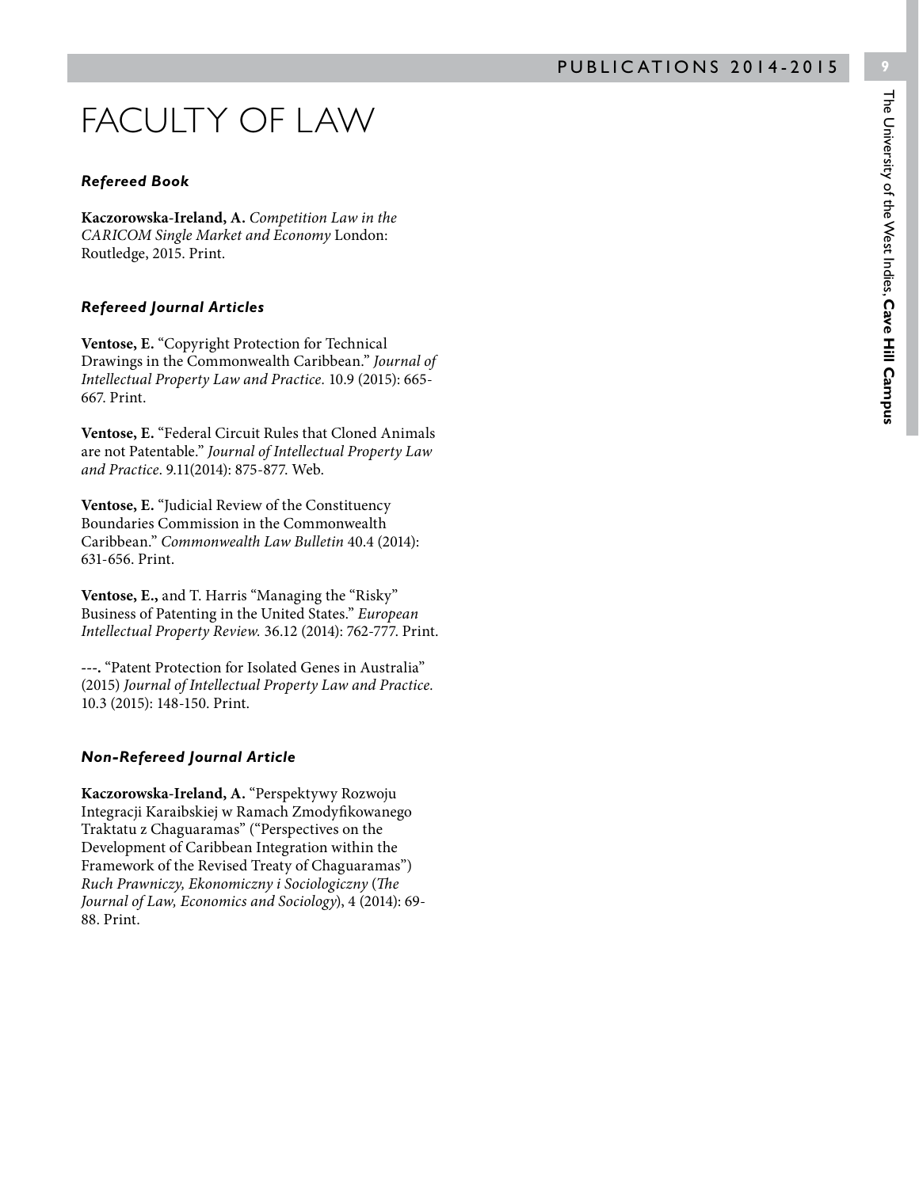# FACULTY OF LAW

### *Refereed Book*

**Kaczorowska-Ireland, A.** *Competition Law in the CARICOM Single Market and Economy* London: Routledge, 2015. Print.

### *Refereed Journal Articles*

**Ventose, E.** "Copyright Protection for Technical Drawings in the Commonwealth Caribbean." *Journal of Intellectual Property Law and Practice.* 10.9 (2015): 665-667. Print.

**Ventose, E.** "Federal Circuit Rules that Cloned Animals are not Patentable." *Journal of Intellectual Property Law and Practice.* 9.11(2014): 875-877. Web.

**Ventose, E.** "Judicial Review of the Constituency Boundaries Commission in the Commonwealth Caribbean." *Commonwealth Law Bulletin* 40.4 (2014): 631-656. Print.

**Ventose, E.,** and T. Harris "Managing the "Risky" Business of Patenting in the United States." *European Intellectual Property Review.* 36.12 (2014): 762-777. Print.

---. "Patent Protection for Isolated Genes in Australia" (2015) *Journal of Intellectual Property Law and Practice.* 10.3 (2015): 148-150. Print.

### *Non-Refereed Journal Article*

**Kaczorowska-Ireland, A.** "Perspektywy Rozwoju Integracji Karaibskiej w Ramach Zmodyfikowanego Traktatu z Chaguaramas" ("Perspectives on the Development of Caribbean Integration within the Framework of the Revised Treaty of Chaguaramas") *Ruch Prawniczy, Ekonomiczny i Sociologiczny* (*The Journal of Law, Economics and Sociology*), 4 (2014): 69-88. Print.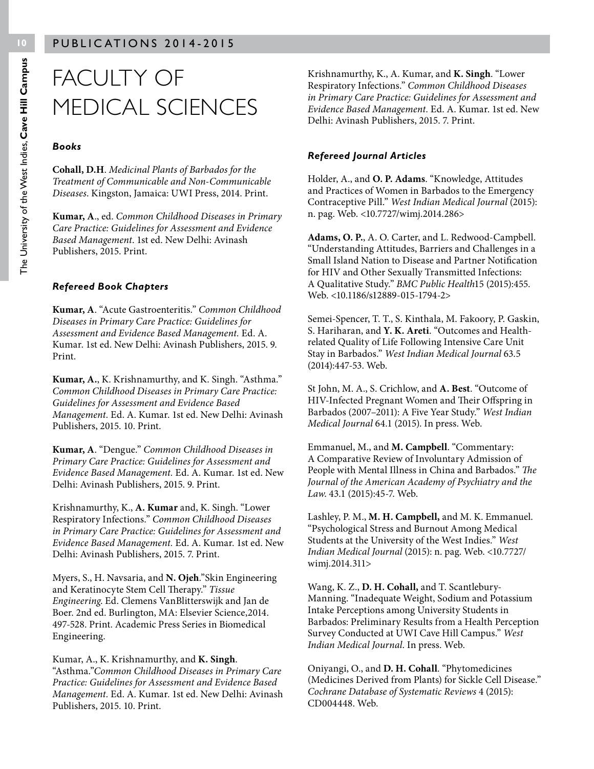# FACULTY OF MEDICAL SCIENCES

### *Books*

**Cohall, D.H**. *Medicinal Plants of Barbados for the Treatment of Communicable and Non-Communicable Diseases*. Kingston, Jamaica: UWI Press, 2014. Print.

**Kumar, A**., ed. *Common Childhood Diseases in Primary Care Practice: Guidelines for Assessment and Evidence Based Management*. 1st ed. New Delhi: Avinash Publishers, 2015. Print.

### *Refereed Book Chapters*

**Kumar, A**. "Acute Gastroenteritis." *Common Childhood Diseases in Primary Care Practice: Guidelines for Assessment and Evidence Based Management.* Ed. A. Kumar. 1st ed. New Delhi: Avinash Publishers, 2015. 9. Print.

**Kumar, A.**, K. Krishnamurthy, and K. Singh. "Asthma." *Common Childhood Diseases in Primary Care Practice: Guidelines for Assessment and Evidence Based Management*. Ed. A. Kumar. 1st ed. New Delhi: Avinash Publishers, 2015. 10. Print.

**Kumar, A**. "Dengue." *Common Childhood Diseases in Primary Care Practice: Guidelines for Assessment and Evidence Based Management.* Ed. A. Kumar. 1st ed. New Delhi: Avinash Publishers, 2015. 9. Print.

Krishnamurthy, K., **A. Kumar** and, K. Singh. "Lower Respiratory Infections." *Common Childhood Diseases in Primary Care Practice: Guidelines for Assessment and Evidence Based Management.* Ed. A. Kumar. 1st ed. New Delhi: Avinash Publishers, 2015. 7. Print.

Myers, S., H. Navsaria, and **N. Ojeh**."Skin Engineering and Keratinocyte Stem Cell Therapy." *Tissue Engineering.* Ed. Clemens VanBlitterswijk and Jan de Boer. 2nd ed. Burlington, MA: Elsevier Science,2014. 497-528. Print. Academic Press Series in Biomedical Engineering.

Kumar, A., K. Krishnamurthy, and **K. Singh**. "Asthma."*Common Childhood Diseases in Primary Care Practice: Guidelines for Assessment and Evidence Based Management.* Ed. A. Kumar. 1st ed. New Delhi: Avinash Publishers, 2015. 10. Print.

Krishnamurthy, K., A. Kumar, and **K. Singh**. "Lower Respiratory Infections." *Common Childhood Diseases in Primary Care Practice: Guidelines for Assessment and Evidence Based Management.* Ed. A. Kumar. 1st ed. New Delhi: Avinash Publishers, 2015. 7. Print.

### *Refereed Journal Articles*

Holder, A., and **O. P. Adams**. "Knowledge, Attitudes and Practices of Women in Barbados to the Emergency Contraceptive Pill." *West Indian Medical Journal* (2015): n. pag. Web. <10.7727/wimj.2014.286>

**Adams, O. P.**, A. O. Carter, and L. Redwood-Campbell. "Understanding Attitudes, Barriers and Challenges in a Small Island Nation to Disease and Partner Notification for HIV and Other Sexually Transmitted Infections: A Qualitative Study." *BMC Public Health*15 (2015):455. Web. <10.1186/s12889-015-1794-2>

Semei-Spencer, T. T., S. Kinthala, M. Fakoory, P. Gaskin, S. Hariharan, and **Y. K. Areti**. "Outcomes and Health-related Quality of Life Following Intensive Care Unit Stay in Barbados." *West Indian Medical Journal* 63.5 (2014):447-53. Web.

St John, M. A., S. Crichlow, and **A. Best**. "Outcome of HIV-Infected Pregnant Women and Their Offspring in Barbados (2007–2011): A Five Year Study." *West Indian Medical Journal* 64.1 (2015). In press. Web.

Emmanuel, M., and **M. Campbell**. "Commentary: A Comparative Review of Involuntary Admission of People with Mental Illness in China and Barbados." *The Journal of the American Academy of Psychiatry and the Law*. 43.1 (2015):45-7. Web.

Lashley, P. M., **M. H. Campbell,** and M. K. Emmanuel. "Psychological Stress and Burnout Among Medical Students at the University of the West Indies." *West Indian Medical Journal* (2015): n. pag. Web. <10.7727/wimj.2014.311>

Wang, K. Z., **D. H. Cohall,** and T. Scantlebury-Manning. "Inadequate Weight, Sodium and Potassium Intake Perceptions among University Students in Barbados: Preliminary Results from a Health Perception Survey Conducted at UWI Cave Hill Campus." *West Indian Medical Journal*. In press. Web.

Oniyangi, O., and **D. H. Cohall**. "Phytomedicines (Medicines Derived from Plants) for Sickle Cell Disease." *Cochrane Database of Systematic Reviews* 4 (2015): CD004448. Web.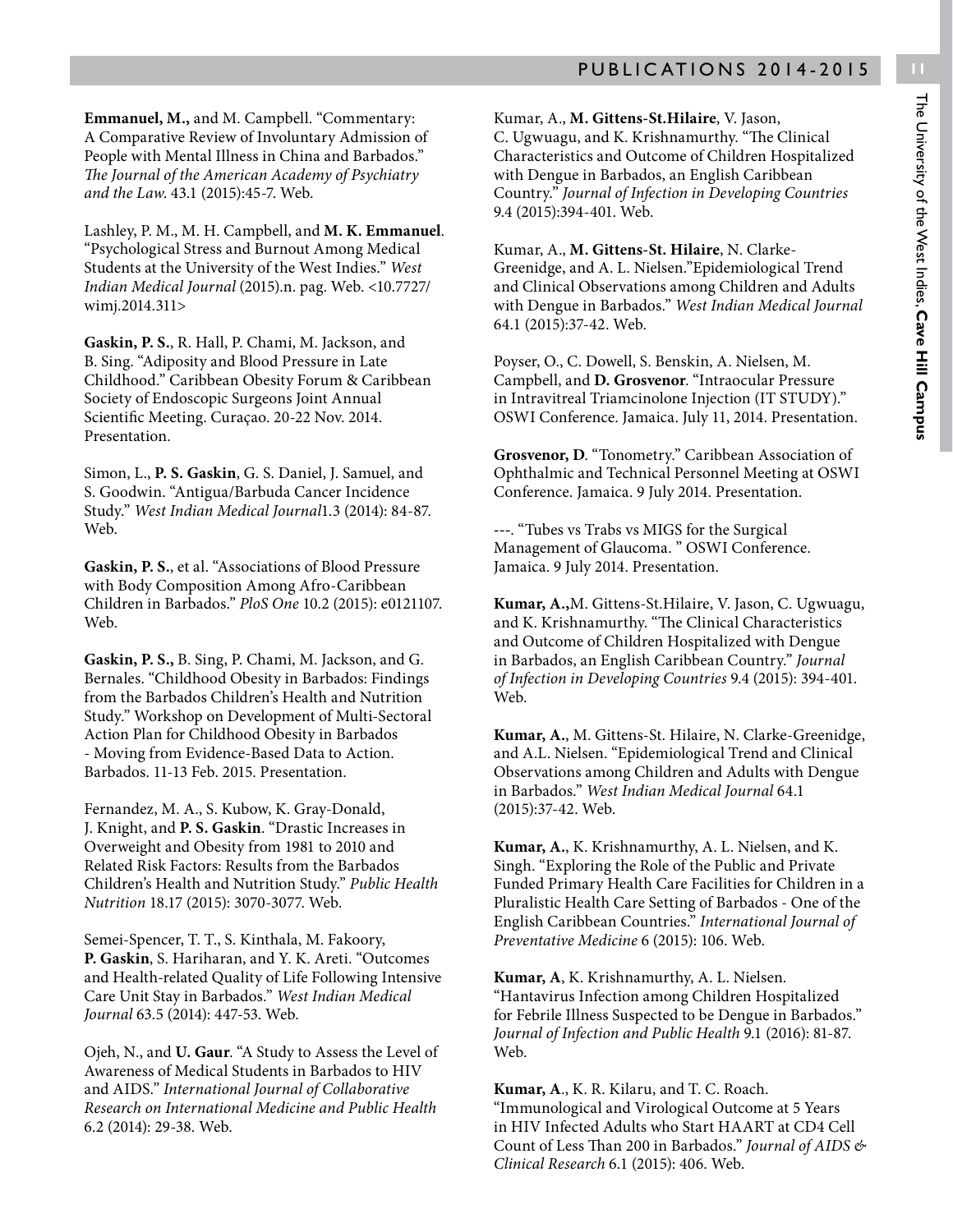**Emmanuel, M.,** and M. Campbell. "Commentary: A Comparative Review of Involuntary Admission of People with Mental Illness in China and Barbados." *The Journal of the American Academy of Psychiatry and the Law.* 43.1 (2015):45-7. Web.

Lashley, P. M., M. H. Campbell, and **M. K. Emmanuel**. "Psychological Stress and Burnout Among Medical Students at the University of the West Indies." *West Indian Medical Journal* (2015).n. pag. Web. <10.7727/wimj.2014.311>

**Gaskin, P. S.**, R. Hall, P. Chami, M. Jackson, and B. Sing. "Adiposity and Blood Pressure in Late Childhood." Caribbean Obesity Forum & Caribbean Society of Endoscopic Surgeons Joint Annual Scientific Meeting. Curaçao. 20-22 Nov. 2014. Presentation.

Simon, L., **P. S. Gaskin**, G. S. Daniel, J. Samuel, and S. Goodwin. "Antigua/Barbuda Cancer Incidence Study." *West Indian Medical Journal*1.3 (2014): 84-87. Web.

**Gaskin, P. S.**, et al. "Associations of Blood Pressure with Body Composition Among Afro-Caribbean Children in Barbados." *PloS One* 10.2 (2015): e0121107. Web.

**Gaskin, P. S.,** B. Sing, P. Chami, M. Jackson, and G. Bernales. "Childhood Obesity in Barbados: Findings from the Barbados Children's Health and Nutrition Study." Workshop on Development of Multi-Sectoral Action Plan for Childhood Obesity in Barbados - Moving from Evidence-Based Data to Action. Barbados. 11-13 Feb. 2015. Presentation.

Fernandez, M. A., S. Kubow, K. Gray-Donald, J. Knight, and **P. S. Gaskin**. "Drastic Increases in Overweight and Obesity from 1981 to 2010 and Related Risk Factors: Results from the Barbados Children's Health and Nutrition Study." *Public Health Nutrition* 18.17 (2015): 3070-3077. Web.

Semei-Spencer, T. T., S. Kinthala, M. Fakoory, **P. Gaskin**, S. Hariharan, and Y. K. Areti. "Outcomes and Health-related Quality of Life Following Intensive Care Unit Stay in Barbados." *West Indian Medical Journal* 63.5 (2014): 447-53. Web.

Ojeh, N., and **U. Gaur**. "A Study to Assess the Level of Awareness of Medical Students in Barbados to HIV and AIDS." *International Journal of Collaborative Research on International Medicine and Public Health* 6.2 (2014): 29-38. Web.

Kumar, A., **M. Gittens-St.Hilaire**, V. Jason, C. Ugwuagu, and K. Krishnamurthy. "The Clinical Characteristics and Outcome of Children Hospitalized with Dengue in Barbados, an English Caribbean Country." *Journal of Infection in Developing Countries* 9.4 (2015):394-401. Web.

Kumar, A., **M. Gittens-St. Hilaire**, N. Clarke-Greenidge, and A. L. Nielsen."Epidemiological Trend and Clinical Observations among Children and Adults with Dengue in Barbados." *West Indian Medical Journal* 64.1 (2015):37-42. Web.

Poyser, O., C. Dowell, S. Benskin, A. Nielsen, M. Campbell, and **D. Grosvenor**. "Intraocular Pressure in Intravitreal Triamcinolone Injection (IT STUDY)." OSWI Conference. Jamaica. July 11, 2014. Presentation.

**Grosvenor, D**. "Tonometry." Caribbean Association of Ophthalmic and Technical Personnel Meeting at OSWI Conference. Jamaica. 9 July 2014. Presentation.

---. "Tubes vs Trabs vs MIGS for the Surgical Management of Glaucoma. " OSWI Conference. Jamaica. 9 July 2014. Presentation.

**Kumar, A.,**M. Gittens-St.Hilaire, V. Jason, C. Ugwuagu, and K. Krishnamurthy. "The Clinical Characteristics and Outcome of Children Hospitalized with Dengue in Barbados, an English Caribbean Country." *Journal of Infection in Developing Countries* 9.4 (2015): 394-401. Web.

**Kumar, A.**, M. Gittens-St. Hilaire, N. Clarke-Greenidge, and A.L. Nielsen. "Epidemiological Trend and Clinical Observations among Children and Adults with Dengue in Barbados." *West Indian Medical Journal* 64.1 (2015):37-42. Web.

**Kumar, A.**, K. Krishnamurthy, A. L. Nielsen, and K. Singh. "Exploring the Role of the Public and Private Funded Primary Health Care Facilities for Children in a Pluralistic Health Care Setting of Barbados - One of the English Caribbean Countries." *International Journal of Preventative Medicine* 6 (2015): 106. Web.

**Kumar, A**, K. Krishnamurthy, A. L. Nielsen. "Hantavirus Infection among Children Hospitalized for Febrile Illness Suspected to be Dengue in Barbados." *Journal of Infection and Public Health* 9.1 (2016): 81-87. Web.

**Kumar, A.**, K. R. Kilaru, and T. C. Roach. "Immunological and Virological Outcome at 5 Years in HIV Infected Adults who Start HAART at CD4 Cell Count of Less Than 200 in Barbados." *Journal of AIDS & Clinical Research* 6.1 (2015): 406. Web.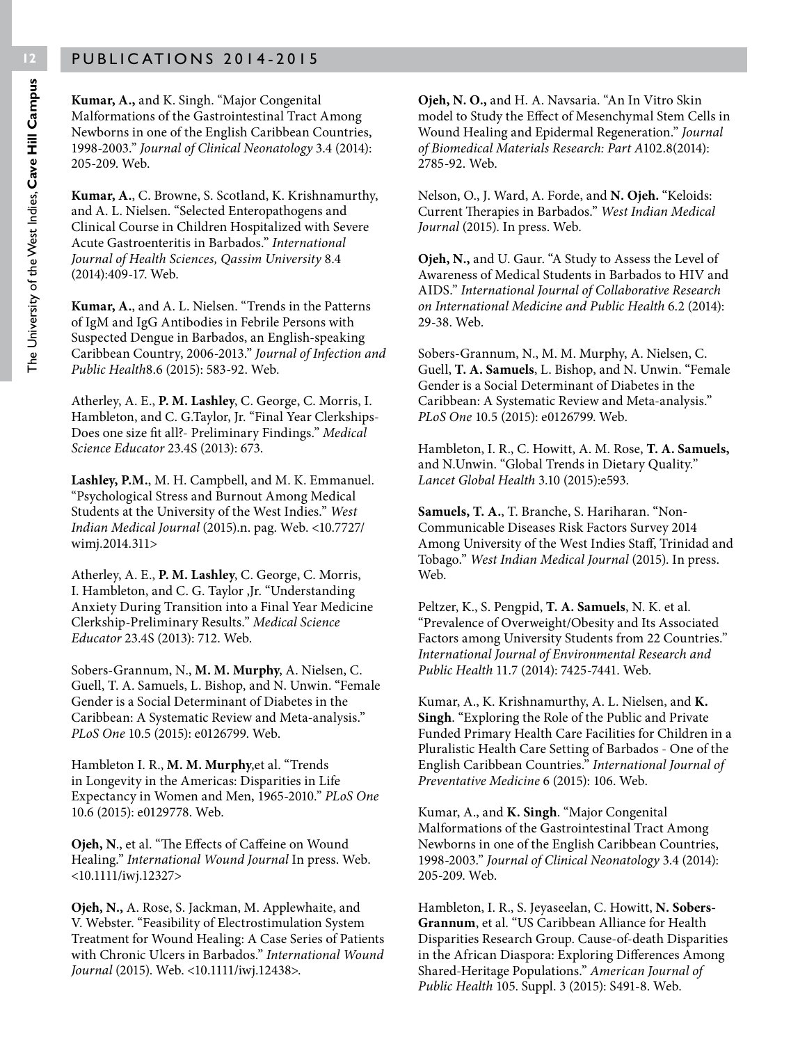## PUBLICATIONS 2014-2015

**Kumar, A.,** and K. Singh. "Major Congenital Malformations of the Gastrointestinal Tract Among Newborns in one of the English Caribbean Countries, 1998-2003." *Journal of Clinical Neonatology* 3.4 (2014): 205-209. Web.

**Kumar, A.**, C. Browne, S. Scotland, K. Krishnamurthy, and A. L. Nielsen. "Selected Enteropathogens and Clinical Course in Children Hospitalized with Severe Acute Gastroenteritis in Barbados." *International Journal of Health Sciences, Qassim University* 8.4 (2014):409-17. Web.

**Kumar, A.**, and A. L. Nielsen. "Trends in the Patterns of IgM and IgG Antibodies in Febrile Persons with Suspected Dengue in Barbados, an English-speaking Caribbean Country, 2006-2013." *Journal of Infection and Public Health*8.6 (2015): 583-92. Web.

Atherley, A. E., **P. M. Lashley**, C. George, C. Morris, I. Hambleton, and C. G.Taylor, Jr. "Final Year Clerkships- Does one size fit all?- Preliminary Findings." *Medical Science Educator* 23.4S (2013): 673.

**Lashley, P.M.**, M. H. Campbell, and M. K. Emmanuel. "Psychological Stress and Burnout Among Medical Students at the University of the West Indies." *West Indian Medical Journal* (2015).n. pag. Web. <10.7727/wimj.2014.311>

Atherley, A. E., **P. M. Lashley**, C. George, C. Morris, I. Hambleton, and C. G. Taylor ,Jr. "Understanding Anxiety During Transition into a Final Year Medicine Clerkship-Preliminary Results." *Medical Science Educator* 23.4S (2013): 712. Web.

Sobers-Grannum, N., **M. M. Murphy**, A. Nielsen, C. Guell, T. A. Samuels, L. Bishop, and N. Unwin. "Female Gender is a Social Determinant of Diabetes in the Caribbean: A Systematic Review and Meta-analysis." *PLoS One* 10.5 (2015): e0126799. Web.

Hambleton I. R., **M. M. Murphy**,et al. "Trends in Longevity in the Americas: Disparities in Life Expectancy in Women and Men, 1965-2010." *PLoS One* 10.6 (2015): e0129778. Web.

**Ojeh, N**., et al. "The Effects of Caffeine on Wound Healing." *International Wound Journal* In press. Web. <10.1111/iwj.12327>

**Ojeh, N.,** A. Rose, S. Jackman, M. Applewhaite, and V. Webster. "Feasibility of Electrostimulation System Treatment for Wound Healing: A Case Series of Patients with Chronic Ulcers in Barbados." *International Wound Journal* (2015). Web. <10.1111/iwj.12438>.

**Ojeh, N. O.,** and H. A. Navsaria. "An In Vitro Skin model to Study the Effect of Mesenchymal Stem Cells in Wound Healing and Epidermal Regeneration." *Journal of Biomedical Materials Research: Part A*102.8(2014): 2785-92. Web.

Nelson, O., J. Ward, A. Forde, and **N. Ojeh.** "Keloids: Current Therapies in Barbados." *West Indian Medical Journal* (2015). In press. Web.

**Ojeh, N.,** and U. Gaur. "A Study to Assess the Level of Awareness of Medical Students in Barbados to HIV and AIDS." *International Journal of Collaborative Research on International Medicine and Public Health* 6.2 (2014): 29-38. Web.

Sobers-Grannum, N., M. M. Murphy, A. Nielsen, C. Guell, **T. A. Samuels**, L. Bishop, and N. Unwin. "Female Gender is a Social Determinant of Diabetes in the Caribbean: A Systematic Review and Meta-analysis." *PLoS One* 10.5 (2015): e0126799. Web.

Hambleton, I. R., C. Howitt, A. M. Rose, **T. A. Samuels,** and N.Unwin. "Global Trends in Dietary Quality." *Lancet Global Health* 3.10 (2015):e593.

**Samuels, T. A.**, T. Branche, S. Hariharan. "Non-Communicable Diseases Risk Factors Survey 2014 Among University of the West Indies Staff, Trinidad and Tobago." *West Indian Medical Journal* (2015). In press. Web.

Peltzer, K., S. Pengpid, **T. A. Samuels**, N. K. et al. "Prevalence of Overweight/Obesity and Its Associated Factors among University Students from 22 Countries." *International Journal of Environmental Research and Public Health* 11.7 (2014): 7425-7441. Web.

Kumar, A., K. Krishnamurthy, A. L. Nielsen, and **K. Singh**. "Exploring the Role of the Public and Private Funded Primary Health Care Facilities for Children in a Pluralistic Health Care Setting of Barbados - One of the English Caribbean Countries." *International Journal of Preventative Medicine* 6 (2015): 106. Web.

Kumar, A., and **K. Singh**. "Major Congenital Malformations of the Gastrointestinal Tract Among Newborns in one of the English Caribbean Countries, 1998-2003." *Journal of Clinical Neonatology* 3.4 (2014): 205-209. Web.

Hambleton, I. R., S. Jeyaseelan, C. Howitt, **N. Sobers-Grannum**, et al. "US Caribbean Alliance for Health Disparities Research Group. Cause-of-death Disparities in the African Diaspora: Exploring Differences Among Shared-Heritage Populations." *American Journal of Public Health* 105. Suppl. 3 (2015): S491-8. Web.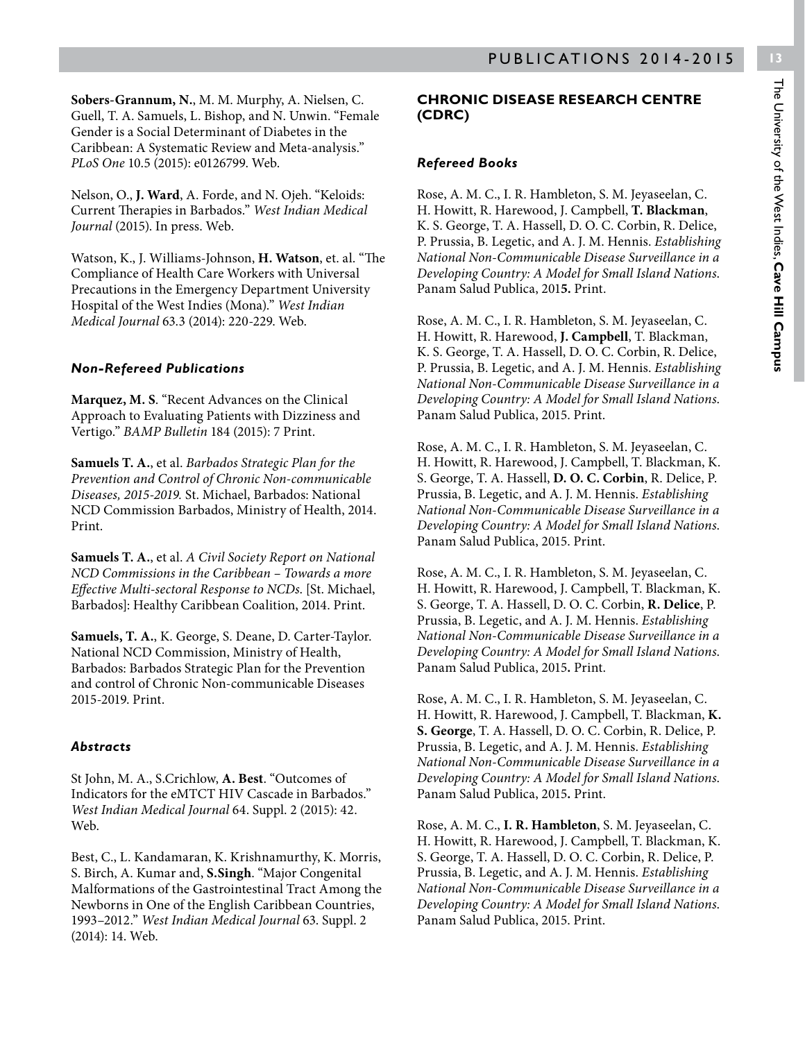**Sobers-Grannum, N.**, M. M. Murphy, A. Nielsen, C. Guell, T. A. Samuels, L. Bishop, and N. Unwin. "Female Gender is a Social Determinant of Diabetes in the Caribbean: A Systematic Review and Meta-analysis." *PLoS One* 10.5 (2015): e0126799. Web.

Nelson, O., **J. Ward**, A. Forde, and N. Ojeh. "Keloids: Current Therapies in Barbados." *West Indian Medical Journal* (2015). In press. Web.

Watson, K., J. Williams-Johnson, **H. Watson**, et. al. "The Compliance of Health Care Workers with Universal Precautions in the Emergency Department University Hospital of the West Indies (Mona)." *West Indian Medical Journal* 63.3 (2014): 220-229. Web.

### *Non-Refereed Publications*

**Marquez, M. S**. "Recent Advances on the Clinical Approach to Evaluating Patients with Dizziness and Vertigo." *BAMP Bulletin* 184 (2015): 7 Print.

**Samuels T. A.**, et al. *Barbados Strategic Plan for the Prevention and Control of Chronic Non-communicable Diseases, 2015-2019.* St. Michael, Barbados: National NCD Commission Barbados, Ministry of Health, 2014. Print.

**Samuels T. A.**, et al. *A Civil Society Report on National NCD Commissions in the Caribbean – Towards a more Effective Multi-sectoral Response to NCDs.* [St. Michael, Barbados]: Healthy Caribbean Coalition, 2014. Print.

**Samuels, T. A.**, K. George, S. Deane, D. Carter-Taylor. National NCD Commission, Ministry of Health, Barbados: Barbados Strategic Plan for the Prevention and control of Chronic Non-communicable Diseases 2015-2019. Print.

### *Abstracts*

St John, M. A., S.Crichlow, **A. Best**. "Outcomes of Indicators for the eMTCT HIV Cascade in Barbados." *West Indian Medical Journal* 64. Suppl. 2 (2015): 42. Web.

Best, C., L. Kandamaran, K. Krishnamurthy, K. Morris, S. Birch, A. Kumar and, **S.Singh**. "Major Congenital Malformations of the Gastrointestinal Tract Among the Newborns in One of the English Caribbean Countries, 1993–2012." *West Indian Medical Journal* 63. Suppl. 2 (2014): 14. Web.

## CHRONIC DISEASE RESEARCH CENTRE (CDRC)

### *Refereed Books*

Rose, A. M. C., I. R. Hambleton, S. M. Jeyaseelan, C. H. Howitt, R. Harewood, J. Campbell, **T. Blackman**, K. S. George, T. A. Hassell, D. O. C. Corbin, R. Delice, P. Prussia, B. Legetic, and A. J. M. Hennis. *Establishing National Non-Communicable Disease Surveillance in a Developing Country: A Model for Small Island Nations.* Panam Salud Publica, 2015. Print.

Rose, A. M. C., I. R. Hambleton, S. M. Jeyaseelan, C. H. Howitt, R. Harewood, **J. Campbell**, T. Blackman, K. S. George, T. A. Hassell, D. O. C. Corbin, R. Delice, P. Prussia, B. Legetic, and A. J. M. Hennis. *Establishing National Non-Communicable Disease Surveillance in a Developing Country: A Model for Small Island Nations.* Panam Salud Publica, 2015. Print.

Rose, A. M. C., I. R. Hambleton, S. M. Jeyaseelan, C. H. Howitt, R. Harewood, J. Campbell, T. Blackman, K. S. George, T. A. Hassell, **D. O. C. Corbin**, R. Delice, P. Prussia, B. Legetic, and A. J. M. Hennis. *Establishing National Non-Communicable Disease Surveillance in a Developing Country: A Model for Small Island Nations.* Panam Salud Publica, 2015. Print.

Rose, A. M. C., I. R. Hambleton, S. M. Jeyaseelan, C. H. Howitt, R. Harewood, J. Campbell, T. Blackman, K. S. George, T. A. Hassell, D. O. C. Corbin, **R. Delice**, P. Prussia, B. Legetic, and A. J. M. Hennis. *Establishing National Non-Communicable Disease Surveillance in a Developing Country: A Model for Small Island Nations.* Panam Salud Publica, 2015. Print.

Rose, A. M. C., I. R. Hambleton, S. M. Jeyaseelan, C. H. Howitt, R. Harewood, J. Campbell, T. Blackman, **K. S. George**, T. A. Hassell, D. O. C. Corbin, R. Delice, P. Prussia, B. Legetic, and A. J. M. Hennis. *Establishing National Non-Communicable Disease Surveillance in a Developing Country: A Model for Small Island Nations.* Panam Salud Publica, 2015. Print.

Rose, A. M. C., **I. R. Hambleton**, S. M. Jeyaseelan, C. H. Howitt, R. Harewood, J. Campbell, T. Blackman, K. S. George, T. A. Hassell, D. O. C. Corbin, R. Delice, P. Prussia, B. Legetic, and A. J. M. Hennis. *Establishing National Non-Communicable Disease Surveillance in a Developing Country: A Model for Small Island Nations.* Panam Salud Publica, 2015. Print.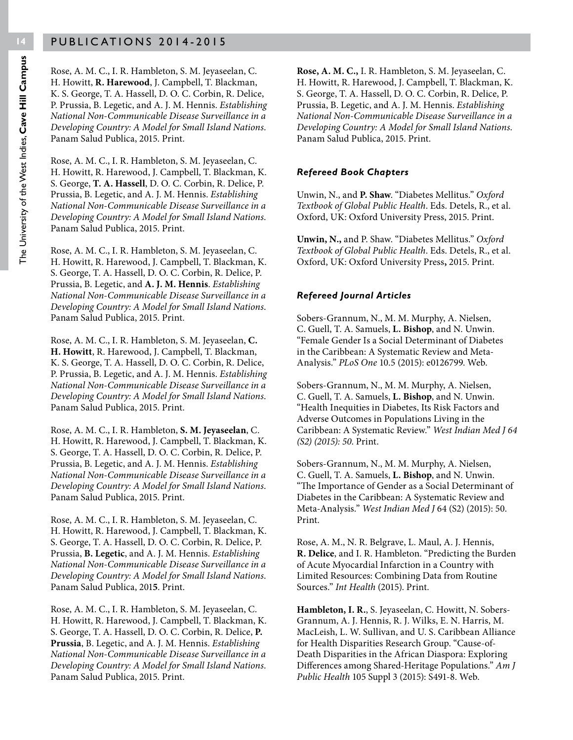Rose, A. M. C., I. R. Hambleton, S. M. Jeyaseelan, C. H. Howitt, **R. Harewood**, J. Campbell, T. Blackman, K. S. George, T. A. Hassell, D. O. C. Corbin, R. Delice, P. Prussia, B. Legetic, and A. J. M. Hennis. *Establishing National Non-Communicable Disease Surveillance in a Developing Country: A Model for Small Island Nations*. Panam Salud Publica, 2015. Print.

Rose, A. M. C., I. R. Hambleton, S. M. Jeyaseelan, C. H. Howitt, R. Harewood, J. Campbell, T. Blackman, K. S. George, **T. A. Hassell**, D. O. C. Corbin, R. Delice, P. Prussia, B. Legetic, and A. J. M. Hennis. *Establishing National Non-Communicable Disease Surveillance in a Developing Country: A Model for Small Island Nations*. Panam Salud Publica, 2015. Print.

Rose, A. M. C., I. R. Hambleton, S. M. Jeyaseelan, C. H. Howitt, R. Harewood, J. Campbell, T. Blackman, K. S. George, T. A. Hassell, D. O. C. Corbin, R. Delice, P. Prussia, B. Legetic, and **A. J. M. Hennis**. *Establishing National Non-Communicable Disease Surveillance in a Developing Country: A Model for Small Island Nations*. Panam Salud Publica, 2015. Print.

Rose, A. M. C., I. R. Hambleton, S. M. Jeyaseelan, **C. H. Howitt**, R. Harewood, J. Campbell, T. Blackman, K. S. George, T. A. Hassell, D. O. C. Corbin, R. Delice, P. Prussia, B. Legetic, and A. J. M. Hennis. *Establishing National Non-Communicable Disease Surveillance in a Developing Country: A Model for Small Island Nations*. Panam Salud Publica, 2015. Print.

Rose, A. M. C., I. R. Hambleton, **S. M. Jeyaseelan**, C. H. Howitt, R. Harewood, J. Campbell, T. Blackman, K. S. George, T. A. Hassell, D. O. C. Corbin, R. Delice, P. Prussia, B. Legetic, and A. J. M. Hennis. *Establishing National Non-Communicable Disease Surveillance in a Developing Country: A Model for Small Island Nations*. Panam Salud Publica, 2015. Print.

Rose, A. M. C., I. R. Hambleton, S. M. Jeyaseelan, C. H. Howitt, R. Harewood, J. Campbell, T. Blackman, K. S. George, T. A. Hassell, D. O. C. Corbin, R. Delice, P. Prussia, **B. Legetic**, and A. J. M. Hennis. *Establishing National Non-Communicable Disease Surveillance in a Developing Country: A Model for Small Island Nations*. Panam Salud Publica, 201**5**. Print.

Rose, A. M. C., I. R. Hambleton, S. M. Jeyaseelan, C. H. Howitt, R. Harewood, J. Campbell, T. Blackman, K. S. George, T. A. Hassell, D. O. C. Corbin, R. Delice, **P. Prussia**, B. Legetic, and A. J. M. Hennis. *Establishing National Non-Communicable Disease Surveillance in a Developing Country: A Model for Small Island Nations*. Panam Salud Publica, 2015. Print.

**Rose, A. M. C.,** I. R. Hambleton, S. M. Jeyaseelan, C. H. Howitt, R. Harewood, J. Campbell, T. Blackman, K. S. George, T. A. Hassell, D. O. C. Corbin, R. Delice, P. Prussia, B. Legetic, and A. J. M. Hennis. *Establishing National Non-Communicable Disease Surveillance in a Developing Country: A Model for Small Island Nations.* Panam Salud Publica, 2015. Print.

### *Refereed Book Chapters*

Unwin, N., and **P. Shaw**. "Diabetes Mellitus." *Oxford Textbook of Global Public Health*. Eds. Detels, R., et al. Oxford, UK: Oxford University Press, 2015. Print.

**Unwin, N.,** and P. Shaw. "Diabetes Mellitus." *Oxford Textbook of Global Public Health*. Eds. Detels, R., et al. Oxford, UK: Oxford University Press**,** 2015. Print.

### *Refereed Journal Articles*

Sobers-Grannum, N., M. M. Murphy, A. Nielsen, C. Guell, T. A. Samuels, **L. Bishop**, and N. Unwin. "Female Gender Is a Social Determinant of Diabetes in the Caribbean: A Systematic Review and Meta-Analysis." *PLoS One* 10.5 (2015): e0126799. Web.

Sobers-Grannum, N., M. M. Murphy, A. Nielsen, C. Guell, T. A. Samuels, **L. Bishop**, and N. Unwin. "Health Inequities in Diabetes, Its Risk Factors and Adverse Outcomes in Populations Living in the Caribbean: A Systematic Review." *West Indian Med J 64 (S2) (2015): 50.* Print.

Sobers-Grannum, N., M. M. Murphy, A. Nielsen, C. Guell, T. A. Samuels, **L. Bishop**, and N. Unwin. "The Importance of Gender as a Social Determinant of Diabetes in the Caribbean: A Systematic Review and Meta-Analysis." *West Indian Med J* 64 (S2) (2015): 50. Print.

Rose, A. M., N. R. Belgrave, L. Maul, A. J. Hennis, **R. Delice**, and I. R. Hambleton. "Predicting the Burden of Acute Myocardial Infarction in a Country with Limited Resources: Combining Data from Routine Sources." *Int Health* (2015). Print.

**Hambleton, I. R.**, S. Jeyaseelan, C. Howitt, N. Sobers-Grannum, A. J. Hennis, R. J. Wilks, E. N. Harris, M. MacLeish, L. W. Sullivan, and U. S. Caribbean Alliance for Health Disparities Research Group. "Cause-of-Death Disparities in the African Diaspora: Exploring Differences among Shared-Heritage Populations." *Am J Public Health* 105 Suppl 3 (2015): S491-8. Web.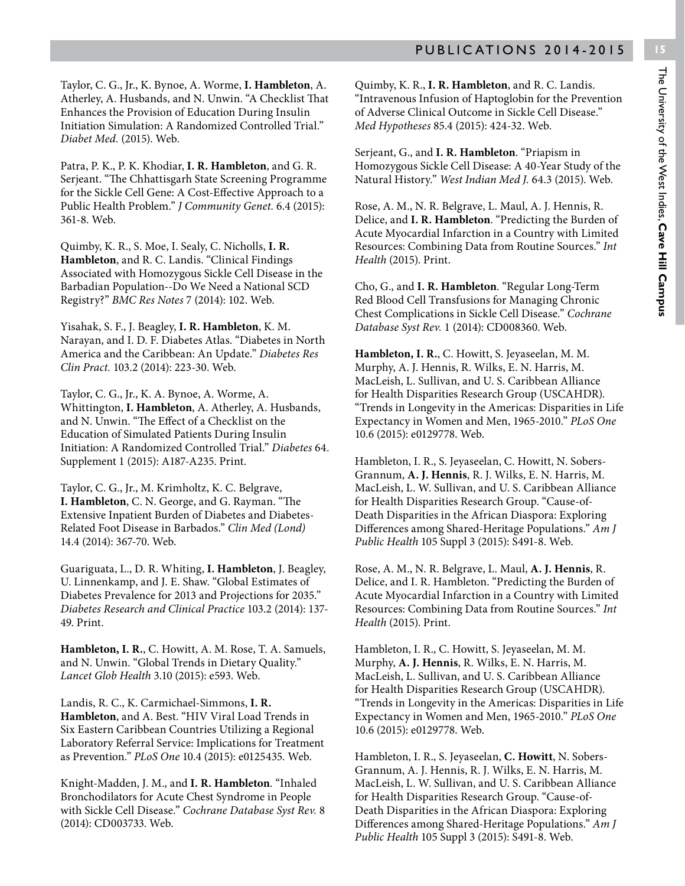Taylor, C. G., Jr., K. Bynoe, A. Worme, **I. Hambleton**, A. Atherley, A. Husbands, and N. Unwin. "A Checklist That Enhances the Provision of Education During Insulin Initiation Simulation: A Randomized Controlled Trial." *Diabet Med.* (2015). Web.

Patra, P. K., P. K. Khodiar, **I. R. Hambleton**, and G. R. Serjeant. "The Chhattisgarh State Screening Programme for the Sickle Cell Gene: A Cost-Effective Approach to a Public Health Problem." *J Community Genet.* 6.4 (2015): 361-8. Web.

Quimby, K. R., S. Moe, I. Sealy, C. Nicholls, **I. R. Hambleton**, and R. C. Landis. "Clinical Findings Associated with Homozygous Sickle Cell Disease in the Barbadian Population--Do We Need a National SCD Registry?" *BMC Res Notes* 7 (2014): 102. Web.

Yisahak, S. F., J. Beagley, **I. R. Hambleton**, K. M. Narayan, and I. D. F. Diabetes Atlas. "Diabetes in North America and the Caribbean: An Update." *Diabetes Res Clin Pract.* 103.2 (2014): 223-30. Web.

Taylor, C. G., Jr., K. A. Bynoe, A. Worme, A. Whittington, **I. Hambleton**, A. Atherley, A. Husbands, and N. Unwin. "The Effect of a Checklist on the Education of Simulated Patients During Insulin Initiation: A Randomized Controlled Trial." *Diabetes* 64. Supplement 1 (2015): A187-A235. Print.

Taylor, C. G., Jr., M. Krimholtz, K. C. Belgrave, **I. Hambleton**, C. N. George, and G. Rayman. "The Extensive Inpatient Burden of Diabetes and Diabetes-Related Foot Disease in Barbados." *Clin Med (Lond)* 14.4 (2014): 367-70. Web.

Guariguata, L., D. R. Whiting, **I. Hambleton**, J. Beagley, U. Linnenkamp, and J. E. Shaw. "Global Estimates of Diabetes Prevalence for 2013 and Projections for 2035." *Diabetes Research and Clinical Practice* 103.2 (2014): 137-49. Print.

**Hambleton, I. R.**, C. Howitt, A. M. Rose, T. A. Samuels, and N. Unwin. "Global Trends in Dietary Quality." *Lancet Glob Health* 3.10 (2015): e593. Web.

Landis, R. C., K. Carmichael-Simmons, **I. R. Hambleton**, and A. Best. "HIV Viral Load Trends in Six Eastern Caribbean Countries Utilizing a Regional Laboratory Referral Service: Implications for Treatment as Prevention." *PLoS One* 10.4 (2015): e0125435. Web.

Knight-Madden, J. M., and **I. R. Hambleton**. "Inhaled Bronchodilators for Acute Chest Syndrome in People with Sickle Cell Disease." *Cochrane Database Syst Rev.* 8 (2014): CD003733. Web.

Quimby, K. R., **I. R. Hambleton**, and R. C. Landis. "Intravenous Infusion of Haptoglobin for the Prevention of Adverse Clinical Outcome in Sickle Cell Disease." *Med Hypotheses* 85.4 (2015): 424-32. Web.

Serjeant, G., and **I. R. Hambleton**. "Priapism in Homozygous Sickle Cell Disease: A 40-Year Study of the Natural History." *West Indian Med J.* 64.3 (2015). Web.

Rose, A. M., N. R. Belgrave, L. Maul, A. J. Hennis, R. Delice, and **I. R. Hambleton**. "Predicting the Burden of Acute Myocardial Infarction in a Country with Limited Resources: Combining Data from Routine Sources." *Int Health* (2015). Print.

Cho, G., and **I. R. Hambleton**. "Regular Long-Term Red Blood Cell Transfusions for Managing Chronic Chest Complications in Sickle Cell Disease." *Cochrane Database Syst Rev.* 1 (2014): CD008360. Web.

**Hambleton, I. R.**, C. Howitt, S. Jeyaseelan, M. M. Murphy, A. J. Hennis, R. Wilks, E. N. Harris, M. MacLeish, L. Sullivan, and U. S. Caribbean Alliance for Health Disparities Research Group (USCAHDR). "Trends in Longevity in the Americas: Disparities in Life Expectancy in Women and Men, 1965-2010." *PLoS One* 10.6 (2015): e0129778. Web.

Hambleton, I. R., S. Jeyaseelan, C. Howitt, N. Sobers-Grannum, **A. J. Hennis**, R. J. Wilks, E. N. Harris, M. MacLeish, L. W. Sullivan, and U. S. Caribbean Alliance for Health Disparities Research Group. "Cause-of-Death Disparities in the African Diaspora: Exploring Differences among Shared-Heritage Populations." *Am J Public Health* 105 Suppl 3 (2015): S491-8. Web.

Rose, A. M., N. R. Belgrave, L. Maul, **A. J. Hennis**, R. Delice, and I. R. Hambleton. "Predicting the Burden of Acute Myocardial Infarction in a Country with Limited Resources: Combining Data from Routine Sources." *Int Health* (2015). Print.

Hambleton, I. R., C. Howitt, S. Jeyaseelan, M. M. Murphy, **A. J. Hennis**, R. Wilks, E. N. Harris, M. MacLeish, L. Sullivan, and U. S. Caribbean Alliance for Health Disparities Research Group (USCAHDR). "Trends in Longevity in the Americas: Disparities in Life Expectancy in Women and Men, 1965-2010." *PLoS One* 10.6 (2015): e0129778. Web.

Hambleton, I. R., S. Jeyaseelan, **C. Howitt**, N. Sobers-Grannum, A. J. Hennis, R. J. Wilks, E. N. Harris, M. MacLeish, L. W. Sullivan, and U. S. Caribbean Alliance for Health Disparities Research Group. "Cause-of-Death Disparities in the African Diaspora: Exploring Differences among Shared-Heritage Populations." *Am J Public Health* 105 Suppl 3 (2015): S491-8. Web.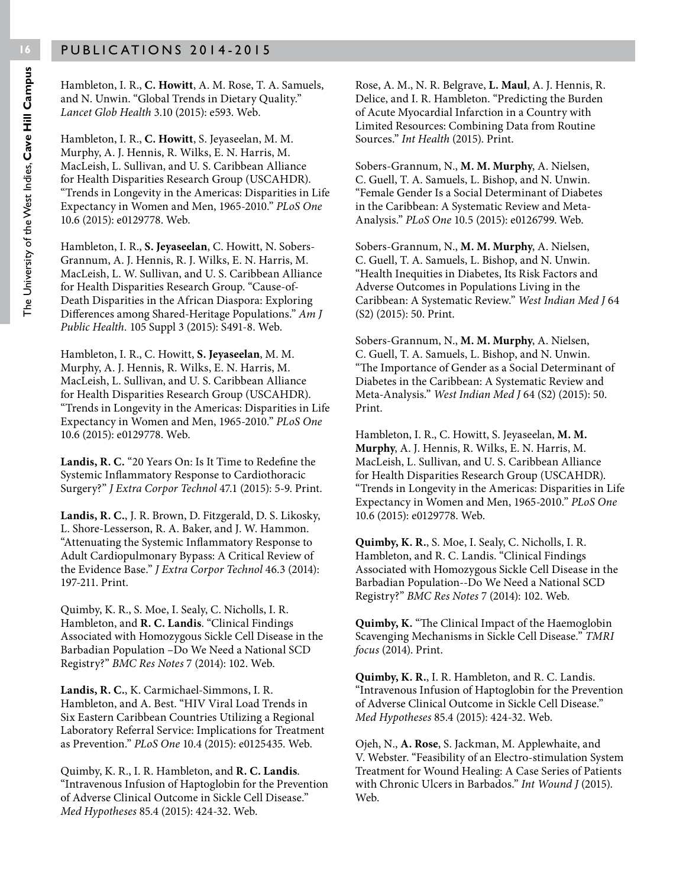## PUBLICATIONS 2014-2015

Hambleton, I. R., **C. Howitt**, A. M. Rose, T. A. Samuels, and N. Unwin. "Global Trends in Dietary Quality." *Lancet Glob Health* 3.10 (2015): e593. Web.

Hambleton, I. R., **C. Howitt**, S. Jeyaseelan, M. M. Murphy, A. J. Hennis, R. Wilks, E. N. Harris, M. MacLeish, L. Sullivan, and U. S. Caribbean Alliance for Health Disparities Research Group (USCAHDR). "Trends in Longevity in the Americas: Disparities in Life Expectancy in Women and Men, 1965-2010." *PLoS One* 10.6 (2015): e0129778. Web.

Hambleton, I. R., **S. Jeyaseelan**, C. Howitt, N. Sobers-Grannum, A. J. Hennis, R. J. Wilks, E. N. Harris, M. MacLeish, L. W. Sullivan, and U. S. Caribbean Alliance for Health Disparities Research Group. "Cause-of-Death Disparities in the African Diaspora: Exploring Differences among Shared-Heritage Populations." *Am J Public Health.* 105 Suppl 3 (2015): S491-8. Web.

Hambleton, I. R., C. Howitt, **S. Jeyaseelan**, M. M. Murphy, A. J. Hennis, R. Wilks, E. N. Harris, M. MacLeish, L. Sullivan, and U. S. Caribbean Alliance for Health Disparities Research Group (USCAHDR). "Trends in Longevity in the Americas: Disparities in Life Expectancy in Women and Men, 1965-2010." *PLoS One* 10.6 (2015): e0129778. Web.

**Landis, R. C.** "20 Years On: Is It Time to Redefine the Systemic Inflammatory Response to Cardiothoracic Surgery?" *J Extra Corpor Technol* 47.1 (2015): 5-9. Print.

**Landis, R. C.**, J. R. Brown, D. Fitzgerald, D. S. Likosky, L. Shore-Lesserson, R. A. Baker, and J. W. Hammon. "Attenuating the Systemic Inflammatory Response to Adult Cardiopulmonary Bypass: A Critical Review of the Evidence Base." *J Extra Corpor Technol* 46.3 (2014): 197-211. Print.

Quimby, K. R., S. Moe, I. Sealy, C. Nicholls, I. R. Hambleton, and **R. C. Landis**. "Clinical Findings Associated with Homozygous Sickle Cell Disease in the Barbadian Population –Do We Need a National SCD Registry?" *BMC Res Notes* 7 (2014): 102. Web.

**Landis, R. C.**, K. Carmichael-Simmons, I. R. Hambleton, and A. Best. "HIV Viral Load Trends in Six Eastern Caribbean Countries Utilizing a Regional Laboratory Referral Service: Implications for Treatment as Prevention." *PLoS One* 10.4 (2015): e0125435. Web.

Quimby, K. R., I. R. Hambleton, and **R. C. Landis**. "Intravenous Infusion of Haptoglobin for the Prevention of Adverse Clinical Outcome in Sickle Cell Disease." *Med Hypotheses* 85.4 (2015): 424-32. Web.

Rose, A. M., N. R. Belgrave, **L. Maul**, A. J. Hennis, R. Delice, and I. R. Hambleton. "Predicting the Burden of Acute Myocardial Infarction in a Country with Limited Resources: Combining Data from Routine Sources." *Int Health* (2015). Print.

Sobers-Grannum, N., **M. M. Murphy**, A. Nielsen, C. Guell, T. A. Samuels, L. Bishop, and N. Unwin. "Female Gender Is a Social Determinant of Diabetes in the Caribbean: A Systematic Review and Meta-Analysis." *PLoS One* 10.5 (2015): e0126799. Web.

Sobers-Grannum, N., **M. M. Murphy**, A. Nielsen, C. Guell, T. A. Samuels, L. Bishop, and N. Unwin. "Health Inequities in Diabetes, Its Risk Factors and Adverse Outcomes in Populations Living in the Caribbean: A Systematic Review." *West Indian Med J* 64 (S2) (2015): 50. Print.

Sobers-Grannum, N., **M. M. Murphy**, A. Nielsen, C. Guell, T. A. Samuels, L. Bishop, and N. Unwin. "The Importance of Gender as a Social Determinant of Diabetes in the Caribbean: A Systematic Review and Meta-Analysis." *West Indian Med J* 64 (S2) (2015): 50. Print.

Hambleton, I. R., C. Howitt, S. Jeyaseelan, **M. M. Murphy**, A. J. Hennis, R. Wilks, E. N. Harris, M. MacLeish, L. Sullivan, and U. S. Caribbean Alliance for Health Disparities Research Group (USCAHDR). "Trends in Longevity in the Americas: Disparities in Life Expectancy in Women and Men, 1965-2010." *PLoS One* 10.6 (2015): e0129778. Web.

**Quimby, K. R.**, S. Moe, I. Sealy, C. Nicholls, I. R. Hambleton, and R. C. Landis. "Clinical Findings Associated with Homozygous Sickle Cell Disease in the Barbadian Population--Do We Need a National SCD Registry?" *BMC Res Notes* 7 (2014): 102. Web.

**Quimby, K.** "The Clinical Impact of the Haemoglobin Scavenging Mechanisms in Sickle Cell Disease." *TMRI focus* (2014). Print.

**Quimby, K. R.**, I. R. Hambleton, and R. C. Landis. "Intravenous Infusion of Haptoglobin for the Prevention of Adverse Clinical Outcome in Sickle Cell Disease." *Med Hypotheses* 85.4 (2015): 424-32. Web.

Ojeh, N., **A. Rose**, S. Jackman, M. Applewhaite, and V. Webster. "Feasibility of an Electro-stimulation System Treatment for Wound Healing: A Case Series of Patients with Chronic Ulcers in Barbados." *Int Wound J* (2015). Web.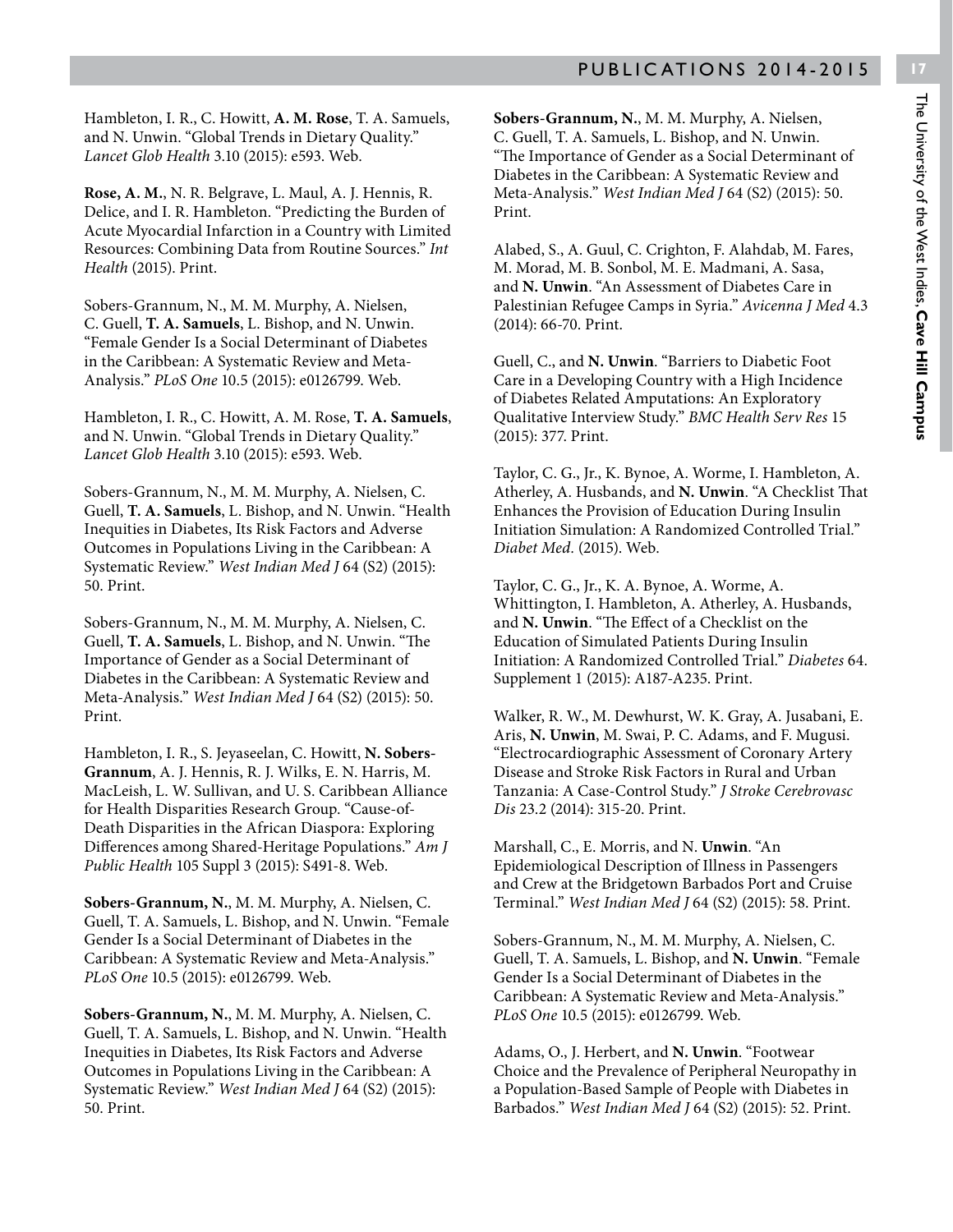Hambleton, I. R., C. Howitt, **A. M. Rose**, T. A. Samuels, and N. Unwin. "Global Trends in Dietary Quality." *Lancet Glob Health* 3.10 (2015): e593. Web.

**Rose, A. M.**, N. R. Belgrave, L. Maul, A. J. Hennis, R. Delice, and I. R. Hambleton. "Predicting the Burden of Acute Myocardial Infarction in a Country with Limited Resources: Combining Data from Routine Sources." *Int Health* (2015). Print.

Sobers-Grannum, N., M. M. Murphy, A. Nielsen, C. Guell, **T. A. Samuels**, L. Bishop, and N. Unwin. "Female Gender Is a Social Determinant of Diabetes in the Caribbean: A Systematic Review and Meta-Analysis." *PLoS One* 10.5 (2015): e0126799. Web.

Hambleton, I. R., C. Howitt, A. M. Rose, **T. A. Samuels**, and N. Unwin. "Global Trends in Dietary Quality." *Lancet Glob Health* 3.10 (2015): e593. Web.

Sobers-Grannum, N., M. M. Murphy, A. Nielsen, C. Guell, **T. A. Samuels**, L. Bishop, and N. Unwin. "Health Inequities in Diabetes, Its Risk Factors and Adverse Outcomes in Populations Living in the Caribbean: A Systematic Review." *West Indian Med J* 64 (S2) (2015): 50. Print.

Sobers-Grannum, N., M. M. Murphy, A. Nielsen, C. Guell, **T. A. Samuels**, L. Bishop, and N. Unwin. "The Importance of Gender as a Social Determinant of Diabetes in the Caribbean: A Systematic Review and Meta-Analysis." *West Indian Med J* 64 (S2) (2015): 50. Print.

Hambleton, I. R., S. Jeyaseelan, C. Howitt, **N. Sobers-Grannum**, A. J. Hennis, R. J. Wilks, E. N. Harris, M. MacLeish, L. W. Sullivan, and U. S. Caribbean Alliance for Health Disparities Research Group. "Cause-of-Death Disparities in the African Diaspora: Exploring Differences among Shared-Heritage Populations." *Am J Public Health* 105 Suppl 3 (2015): S491-8. Web.

**Sobers-Grannum, N.**, M. M. Murphy, A. Nielsen, C. Guell, T. A. Samuels, L. Bishop, and N. Unwin. "Female Gender Is a Social Determinant of Diabetes in the Caribbean: A Systematic Review and Meta-Analysis." *PLoS One* 10.5 (2015): e0126799. Web.

**Sobers-Grannum, N.**, M. M. Murphy, A. Nielsen, C. Guell, T. A. Samuels, L. Bishop, and N. Unwin. "Health Inequities in Diabetes, Its Risk Factors and Adverse Outcomes in Populations Living in the Caribbean: A Systematic Review." *West Indian Med J* 64 (S2) (2015): 50. Print.

**Sobers-Grannum, N.**, M. M. Murphy, A. Nielsen, C. Guell, T. A. Samuels, L. Bishop, and N. Unwin. "The Importance of Gender as a Social Determinant of Diabetes in the Caribbean: A Systematic Review and Meta-Analysis." *West Indian Med J* 64 (S2) (2015): 50. Print.

Alabed, S., A. Guul, C. Crighton, F. Alahdab, M. Fares, M. Morad, M. B. Sonbol, M. E. Madmani, A. Sasa, and **N. Unwin**. "An Assessment of Diabetes Care in Palestinian Refugee Camps in Syria." *Avicenna J Med* 4.3 (2014): 66-70. Print.

Guell, C., and **N. Unwin**. "Barriers to Diabetic Foot Care in a Developing Country with a High Incidence of Diabetes Related Amputations: An Exploratory Qualitative Interview Study." *BMC Health Serv Res* 15 (2015): 377. Print.

Taylor, C. G., Jr., K. Bynoe, A. Worme, I. Hambleton, A. Atherley, A. Husbands, and **N. Unwin**. "A Checklist That Enhances the Provision of Education During Insulin Initiation Simulation: A Randomized Controlled Trial." *Diabet Med.* (2015). Web.

Taylor, C. G., Jr., K. A. Bynoe, A. Worme, A. Whittington, I. Hambleton, A. Atherley, A. Husbands, and **N. Unwin**. "The Effect of a Checklist on the Education of Simulated Patients During Insulin Initiation: A Randomized Controlled Trial." *Diabetes* 64. Supplement 1 (2015): A187-A235. Print.

Walker, R. W., M. Dewhurst, W. K. Gray, A. Jusabani, E. Aris, **N. Unwin**, M. Swai, P. C. Adams, and F. Mugusi. "Electrocardiographic Assessment of Coronary Artery Disease and Stroke Risk Factors in Rural and Urban Tanzania: A Case-Control Study." *J Stroke Cerebrovasc Dis* 23.2 (2014): 315-20. Print.

Marshall, C., E. Morris, and N. **Unwin**. "An Epidemiological Description of Illness in Passengers and Crew at the Bridgetown Barbados Port and Cruise Terminal." *West Indian Med J* 64 (S2) (2015): 58. Print.

Sobers-Grannum, N., M. M. Murphy, A. Nielsen, C. Guell, T. A. Samuels, L. Bishop, and **N. Unwin**. "Female Gender Is a Social Determinant of Diabetes in the Caribbean: A Systematic Review and Meta-Analysis." *PLoS One* 10.5 (2015): e0126799. Web.

Adams, O., J. Herbert, and **N. Unwin**. "Footwear Choice and the Prevalence of Peripheral Neuropathy in a Population-Based Sample of People with Diabetes in Barbados." *West Indian Med J* 64 (S2) (2015): 52. Print.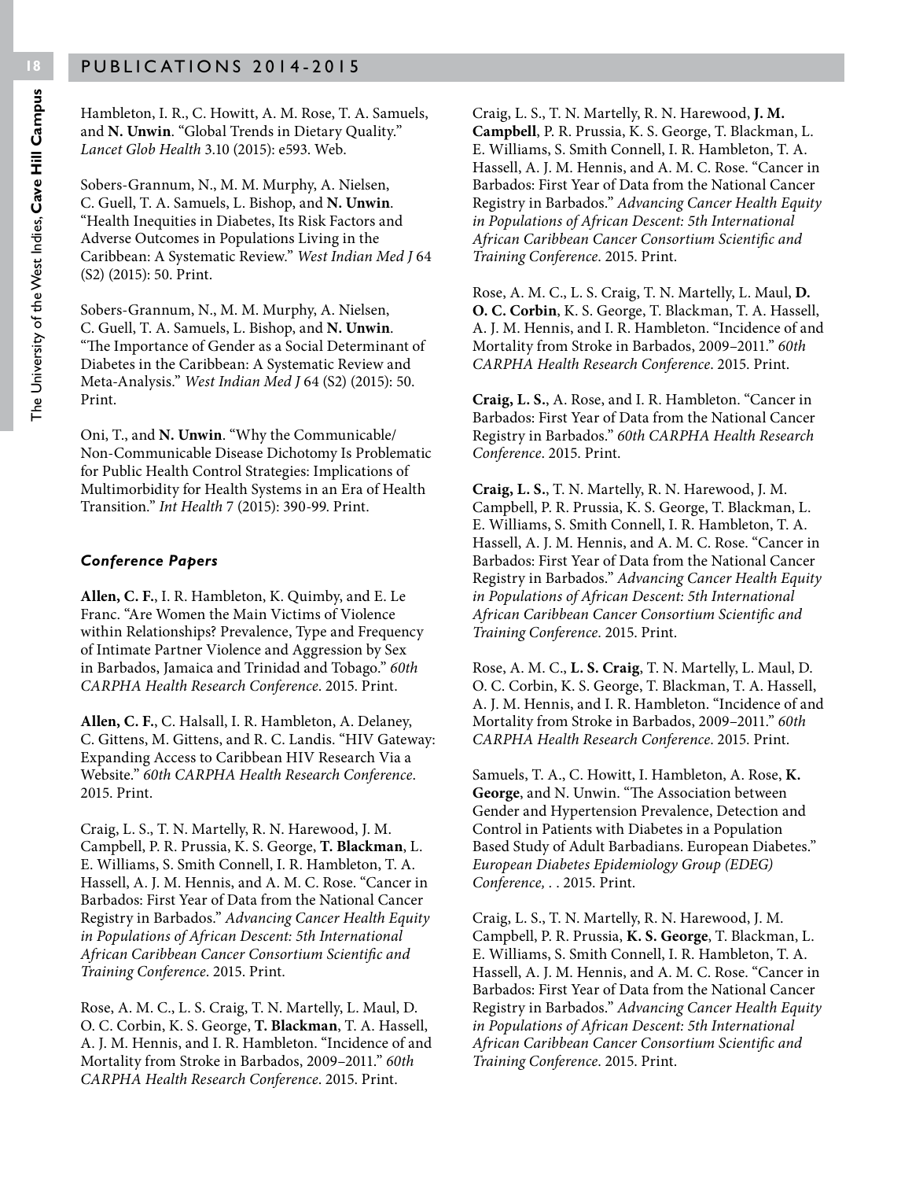Hambleton, I. R., C. Howitt, A. M. Rose, T. A. Samuels, and **N. Unwin**. "Global Trends in Dietary Quality." *Lancet Glob Health* 3.10 (2015): e593. Web.

Sobers-Grannum, N., M. M. Murphy, A. Nielsen, C. Guell, T. A. Samuels, L. Bishop, and **N. Unwin**. "Health Inequities in Diabetes, Its Risk Factors and Adverse Outcomes in Populations Living in the Caribbean: A Systematic Review." *West Indian Med J* 64 (S2) (2015): 50. Print.

Sobers-Grannum, N., M. M. Murphy, A. Nielsen, C. Guell, T. A. Samuels, L. Bishop, and **N. Unwin**. "The Importance of Gender as a Social Determinant of Diabetes in the Caribbean: A Systematic Review and Meta-Analysis." *West Indian Med J* 64 (S2) (2015): 50. Print.

Oni, T., and **N. Unwin**. "Why the Communicable/Non-Communicable Disease Dichotomy Is Problematic for Public Health Control Strategies: Implications of Multimorbidity for Health Systems in an Era of Health Transition." *Int Health* 7 (2015): 390-99. Print.

### *Conference Papers*

**Allen, C. F.**, I. R. Hambleton, K. Quimby, and E. Le Franc. "Are Women the Main Victims of Violence within Relationships? Prevalence, Type and Frequency of Intimate Partner Violence and Aggression by Sex in Barbados, Jamaica and Trinidad and Tobago." *60th CARPHA Health Research Conference*. 2015. Print.

**Allen, C. F.**, C. Halsall, I. R. Hambleton, A. Delaney, C. Gittens, M. Gittens, and R. C. Landis. "HIV Gateway: Expanding Access to Caribbean HIV Research Via a Website." *60th CARPHA Health Research Conference*. 2015. Print.

Craig, L. S., T. N. Martelly, R. N. Harewood, J. M. Campbell, P. R. Prussia, K. S. George, **T. Blackman**, L. E. Williams, S. Smith Connell, I. R. Hambleton, T. A. Hassell, A. J. M. Hennis, and A. M. C. Rose. "Cancer in Barbados: First Year of Data from the National Cancer Registry in Barbados." *Advancing Cancer Health Equity in Populations of African Descent: 5th International African Caribbean Cancer Consortium Scientific and Training Conference*. 2015. Print.

Rose, A. M. C., L. S. Craig, T. N. Martelly, L. Maul, D. O. C. Corbin, K. S. George, **T. Blackman**, T. A. Hassell, A. J. M. Hennis, and I. R. Hambleton. "Incidence of and Mortality from Stroke in Barbados, 2009–2011." *60th CARPHA Health Research Conference*. 2015. Print.

Craig, L. S., T. N. Martelly, R. N. Harewood, **J. M. Campbell**, P. R. Prussia, K. S. George, T. Blackman, L. E. Williams, S. Smith Connell, I. R. Hambleton, T. A. Hassell, A. J. M. Hennis, and A. M. C. Rose. "Cancer in Barbados: First Year of Data from the National Cancer Registry in Barbados." *Advancing Cancer Health Equity in Populations of African Descent: 5th International African Caribbean Cancer Consortium Scientific and Training Conference*. 2015. Print.

Rose, A. M. C., L. S. Craig, T. N. Martelly, L. Maul, **D. O. C. Corbin**, K. S. George, T. Blackman, T. A. Hassell, A. J. M. Hennis, and I. R. Hambleton. "Incidence of and Mortality from Stroke in Barbados, 2009–2011." *60th CARPHA Health Research Conference*. 2015. Print.

**Craig, L. S.**, A. Rose, and I. R. Hambleton. "Cancer in Barbados: First Year of Data from the National Cancer Registry in Barbados." *60th CARPHA Health Research Conference*. 2015. Print.

**Craig, L. S.**, T. N. Martelly, R. N. Harewood, J. M. Campbell, P. R. Prussia, K. S. George, T. Blackman, L. E. Williams, S. Smith Connell, I. R. Hambleton, T. A. Hassell, A. J. M. Hennis, and A. M. C. Rose. "Cancer in Barbados: First Year of Data from the National Cancer Registry in Barbados." *Advancing Cancer Health Equity in Populations of African Descent: 5th International African Caribbean Cancer Consortium Scientific and Training Conference*. 2015. Print.

Rose, A. M. C., **L. S. Craig**, T. N. Martelly, L. Maul, D. O. C. Corbin, K. S. George, T. Blackman, T. A. Hassell, A. J. M. Hennis, and I. R. Hambleton. "Incidence of and Mortality from Stroke in Barbados, 2009–2011." *60th CARPHA Health Research Conference*. 2015. Print.

Samuels, T. A., C. Howitt, I. Hambleton, A. Rose, **K. George**, and N. Unwin. "The Association between Gender and Hypertension Prevalence, Detection and Control in Patients with Diabetes in a Population Based Study of Adult Barbadians. European Diabetes." *European Diabetes Epidemiology Group (EDEG) Conference, . .* 2015. Print.

Craig, L. S., T. N. Martelly, R. N. Harewood, J. M. Campbell, P. R. Prussia, **K. S. George**, T. Blackman, L. E. Williams, S. Smith Connell, I. R. Hambleton, T. A. Hassell, A. J. M. Hennis, and A. M. C. Rose. "Cancer in Barbados: First Year of Data from the National Cancer Registry in Barbados." *Advancing Cancer Health Equity in Populations of African Descent: 5th International African Caribbean Cancer Consortium Scientific and Training Conference*. 2015. Print.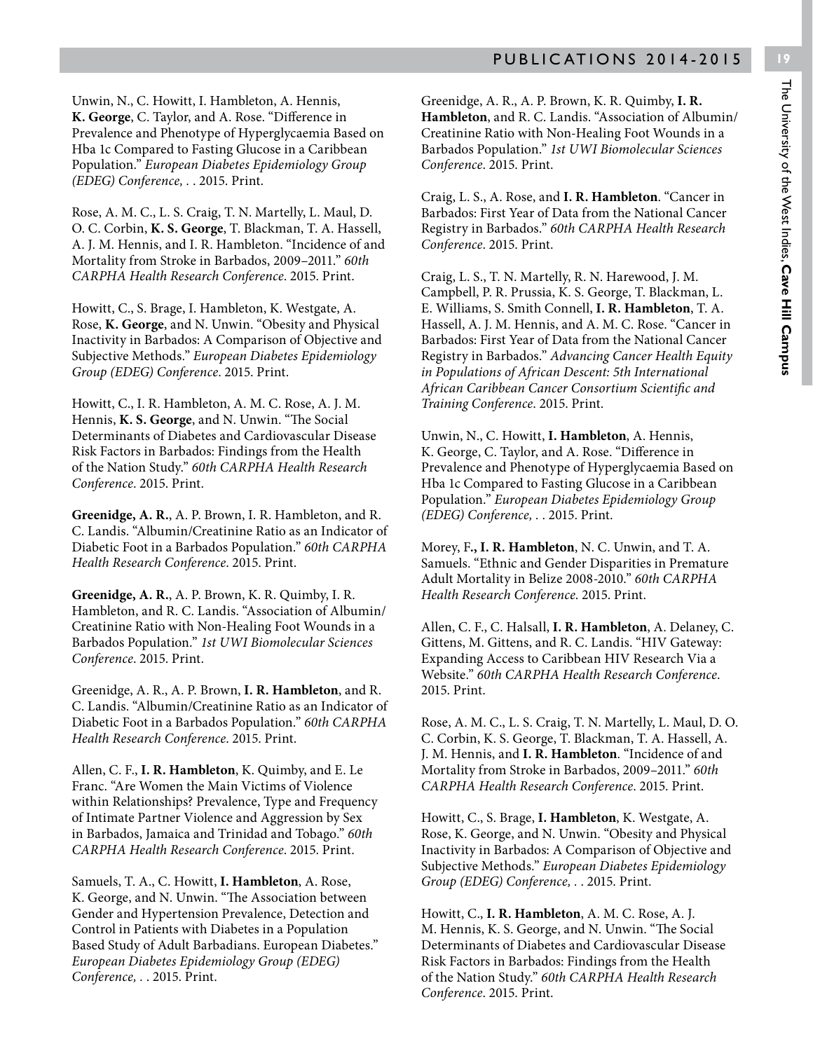Unwin, N., C. Howitt, I. Hambleton, A. Hennis, **K. George**, C. Taylor, and A. Rose. "Difference in Prevalence and Phenotype of Hyperglycaemia Based on Hba 1c Compared to Fasting Glucose in a Caribbean Population." *European Diabetes Epidemiology Group (EDEG) Conference, .* . 2015. Print.

Rose, A. M. C., L. S. Craig, T. N. Martelly, L. Maul, D. O. C. Corbin, **K. S. George**, T. Blackman, T. A. Hassell, A. J. M. Hennis, and I. R. Hambleton. "Incidence of and Mortality from Stroke in Barbados, 2009–2011." *60th CARPHA Health Research Conference*. 2015. Print.

Howitt, C., S. Brage, I. Hambleton, K. Westgate, A. Rose, **K. George**, and N. Unwin. "Obesity and Physical Inactivity in Barbados: A Comparison of Objective and Subjective Methods." *European Diabetes Epidemiology Group (EDEG) Conference*. 2015. Print.

Howitt, C., I. R. Hambleton, A. M. C. Rose, A. J. M. Hennis, **K. S. George**, and N. Unwin. "The Social Determinants of Diabetes and Cardiovascular Disease Risk Factors in Barbados: Findings from the Health of the Nation Study." *60th CARPHA Health Research Conference*. 2015. Print.

**Greenidge, A. R.**, A. P. Brown, I. R. Hambleton, and R. C. Landis. "Albumin/Creatinine Ratio as an Indicator of Diabetic Foot in a Barbados Population." *60th CARPHA Health Research Conference*. 2015. Print.

**Greenidge, A. R.**, A. P. Brown, K. R. Quimby, I. R. Hambleton, and R. C. Landis. "Association of Albumin/Creatinine Ratio with Non-Healing Foot Wounds in a Barbados Population." *1st UWI Biomolecular Sciences Conference*. 2015. Print.

Greenidge, A. R., A. P. Brown, **I. R. Hambleton**, and R. C. Landis. "Albumin/Creatinine Ratio as an Indicator of Diabetic Foot in a Barbados Population." *60th CARPHA Health Research Conference*. 2015. Print.

Allen, C. F., **I. R. Hambleton**, K. Quimby, and E. Le Franc. "Are Women the Main Victims of Violence within Relationships? Prevalence, Type and Frequency of Intimate Partner Violence and Aggression by Sex in Barbados, Jamaica and Trinidad and Tobago." *60th CARPHA Health Research Conference*. 2015. Print.

Samuels, T. A., C. Howitt, **I. Hambleton**, A. Rose, K. George, and N. Unwin. "The Association between Gender and Hypertension Prevalence, Detection and Control in Patients with Diabetes in a Population Based Study of Adult Barbadians. European Diabetes." *European Diabetes Epidemiology Group (EDEG) Conference, .* . 2015. Print.

Greenidge, A. R., A. P. Brown, K. R. Quimby, **I. R. Hambleton**, and R. C. Landis. "Association of Albumin/Creatinine Ratio with Non-Healing Foot Wounds in a Barbados Population." *1st UWI Biomolecular Sciences Conference*. 2015. Print.

Craig, L. S., A. Rose, and **I. R. Hambleton**. "Cancer in Barbados: First Year of Data from the National Cancer Registry in Barbados." *60th CARPHA Health Research Conference*. 2015. Print.

Craig, L. S., T. N. Martelly, R. N. Harewood, J. M. Campbell, P. R. Prussia, K. S. George, T. Blackman, L. E. Williams, S. Smith Connell, **I. R. Hambleton**, T. A. Hassell, A. J. M. Hennis, and A. M. C. Rose. "Cancer in Barbados: First Year of Data from the National Cancer Registry in Barbados." *Advancing Cancer Health Equity in Populations of African Descent: 5th International African Caribbean Cancer Consortium Scientific and Training Conference*. 2015. Print.

Unwin, N., C. Howitt, **I. Hambleton**, A. Hennis, K. George, C. Taylor, and A. Rose. "Difference in Prevalence and Phenotype of Hyperglycaemia Based on Hba 1c Compared to Fasting Glucose in a Caribbean Population." *European Diabetes Epidemiology Group (EDEG) Conference, .* . 2015. Print.

Morey, F**., I. R. Hambleton**, N. C. Unwin, and T. A. Samuels. "Ethnic and Gender Disparities in Premature Adult Mortality in Belize 2008-2010." *60th CARPHA Health Research Conference.* 2015. Print.

Allen, C. F., C. Halsall, **I. R. Hambleton**, A. Delaney, C. Gittens, M. Gittens, and R. C. Landis. "HIV Gateway: Expanding Access to Caribbean HIV Research Via a Website." *60th CARPHA Health Research Conference*. 2015. Print.

Rose, A. M. C., L. S. Craig, T. N. Martelly, L. Maul, D. O. C. Corbin, K. S. George, T. Blackman, T. A. Hassell, A. J. M. Hennis, and **I. R. Hambleton**. "Incidence of and Mortality from Stroke in Barbados, 2009–2011." *60th CARPHA Health Research Conference*. 2015. Print.

Howitt, C., S. Brage, **I. Hambleton**, K. Westgate, A. Rose, K. George, and N. Unwin. "Obesity and Physical Inactivity in Barbados: A Comparison of Objective and Subjective Methods." *European Diabetes Epidemiology Group (EDEG) Conference, .* . 2015. Print.

Howitt, C., **I. R. Hambleton**, A. M. C. Rose, A. J. M. Hennis, K. S. George, and N. Unwin. "The Social Determinants of Diabetes and Cardiovascular Disease Risk Factors in Barbados: Findings from the Health of the Nation Study." *60th CARPHA Health Research Conference*. 2015. Print.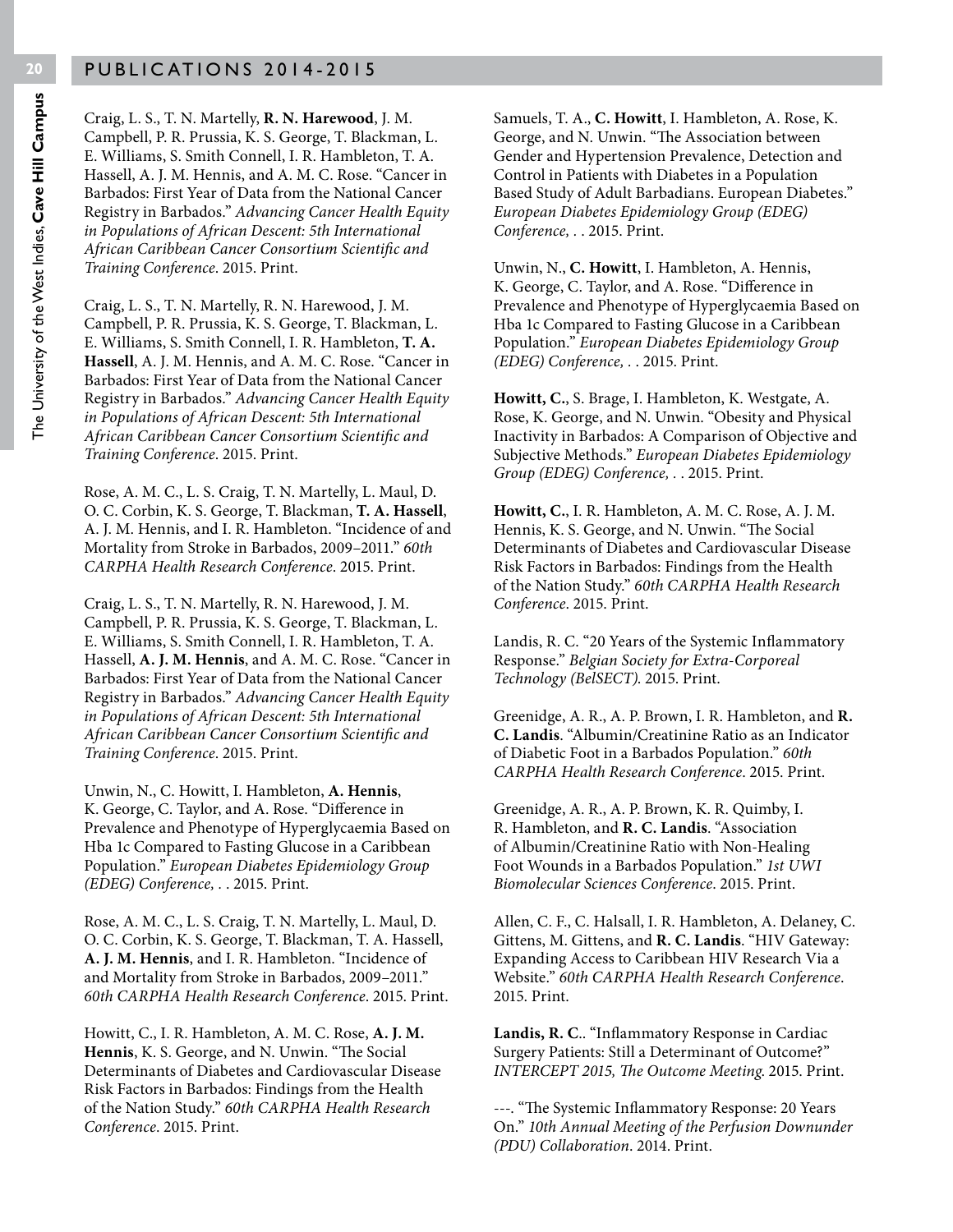Craig, L. S., T. N. Martelly, **R. N. Harewood**, J. M. Campbell, P. R. Prussia, K. S. George, T. Blackman, L. E. Williams, S. Smith Connell, I. R. Hambleton, T. A. Hassell, A. J. M. Hennis, and A. M. C. Rose. "Cancer in Barbados: First Year of Data from the National Cancer Registry in Barbados." *Advancing Cancer Health Equity in Populations of African Descent: 5th International African Caribbean Cancer Consortium Scientific and Training Conference*. 2015. Print.

Craig, L. S., T. N. Martelly, R. N. Harewood, J. M. Campbell, P. R. Prussia, K. S. George, T. Blackman, L. E. Williams, S. Smith Connell, I. R. Hambleton, **T. A. Hassell**, A. J. M. Hennis, and A. M. C. Rose. "Cancer in Barbados: First Year of Data from the National Cancer Registry in Barbados." *Advancing Cancer Health Equity in Populations of African Descent: 5th International African Caribbean Cancer Consortium Scientific and Training Conference*. 2015. Print.

Rose, A. M. C., L. S. Craig, T. N. Martelly, L. Maul, D. O. C. Corbin, K. S. George, T. Blackman, **T. A. Hassell**, A. J. M. Hennis, and I. R. Hambleton. "Incidence of and Mortality from Stroke in Barbados, 2009–2011." *60th CARPHA Health Research Conference*. 2015. Print.

Craig, L. S., T. N. Martelly, R. N. Harewood, J. M. Campbell, P. R. Prussia, K. S. George, T. Blackman, L. E. Williams, S. Smith Connell, I. R. Hambleton, T. A. Hassell, **A. J. M. Hennis**, and A. M. C. Rose. "Cancer in Barbados: First Year of Data from the National Cancer Registry in Barbados." *Advancing Cancer Health Equity in Populations of African Descent: 5th International African Caribbean Cancer Consortium Scientific and Training Conference*. 2015. Print.

Unwin, N., C. Howitt, I. Hambleton, **A. Hennis**, K. George, C. Taylor, and A. Rose. "Difference in Prevalence and Phenotype of Hyperglycaemia Based on Hba 1c Compared to Fasting Glucose in a Caribbean Population." *European Diabetes Epidemiology Group (EDEG) Conference, . .* 2015. Print.

Rose, A. M. C., L. S. Craig, T. N. Martelly, L. Maul, D. O. C. Corbin, K. S. George, T. Blackman, T. A. Hassell, **A. J. M. Hennis**, and I. R. Hambleton. "Incidence of and Mortality from Stroke in Barbados, 2009–2011." *60th CARPHA Health Research Conference*. 2015. Print.

Howitt, C., I. R. Hambleton, A. M. C. Rose, **A. J. M. Hennis**, K. S. George, and N. Unwin. "The Social Determinants of Diabetes and Cardiovascular Disease Risk Factors in Barbados: Findings from the Health of the Nation Study." *60th CARPHA Health Research Conference*. 2015. Print.

Samuels, T. A., **C. Howitt**, I. Hambleton, A. Rose, K. George, and N. Unwin. "The Association between Gender and Hypertension Prevalence, Detection and Control in Patients with Diabetes in a Population Based Study of Adult Barbadians. European Diabetes." *European Diabetes Epidemiology Group (EDEG) Conference, . .* 2015. Print.

Unwin, N., **C. Howitt**, I. Hambleton, A. Hennis, K. George, C. Taylor, and A. Rose. "Difference in Prevalence and Phenotype of Hyperglycaemia Based on Hba 1c Compared to Fasting Glucose in a Caribbean Population." *European Diabetes Epidemiology Group (EDEG) Conference, . .* 2015. Print.

**Howitt, C.**, S. Brage, I. Hambleton, K. Westgate, A. Rose, K. George, and N. Unwin. "Obesity and Physical Inactivity in Barbados: A Comparison of Objective and Subjective Methods." *European Diabetes Epidemiology Group (EDEG) Conference, . .* 2015. Print.

**Howitt, C.**, I. R. Hambleton, A. M. C. Rose, A. J. M. Hennis, K. S. George, and N. Unwin. "The Social Determinants of Diabetes and Cardiovascular Disease Risk Factors in Barbados: Findings from the Health of the Nation Study." *60th CARPHA Health Research Conference*. 2015. Print.

Landis, R. C. "20 Years of the Systemic Inflammatory Response." *Belgian Society for Extra-Corporeal Technology (BelSECT)*. 2015. Print.

Greenidge, A. R., A. P. Brown, I. R. Hambleton, and **R. C. Landis**. "Albumin/Creatinine Ratio as an Indicator of Diabetic Foot in a Barbados Population." *60th CARPHA Health Research Conference*. 2015. Print.

Greenidge, A. R., A. P. Brown, K. R. Quimby, I. R. Hambleton, and **R. C. Landis**. "Association of Albumin/Creatinine Ratio with Non-Healing Foot Wounds in a Barbados Population." *1st UWI Biomolecular Sciences Conference*. 2015. Print.

Allen, C. F., C. Halsall, I. R. Hambleton, A. Delaney, C. Gittens, M. Gittens, and **R. C. Landis**. "HIV Gateway: Expanding Access to Caribbean HIV Research Via a Website." *60th CARPHA Health Research Conference*. 2015. Print.

**Landis, R. C.**. "Inflammatory Response in Cardiac Surgery Patients: Still a Determinant of Outcome?" *INTERCEPT 2015, The Outcome Meeting*. 2015. Print.

---. "The Systemic Inflammatory Response: 20 Years On." *10th Annual Meeting of the Perfusion Downunder (PDU) Collaboration*. 2014. Print.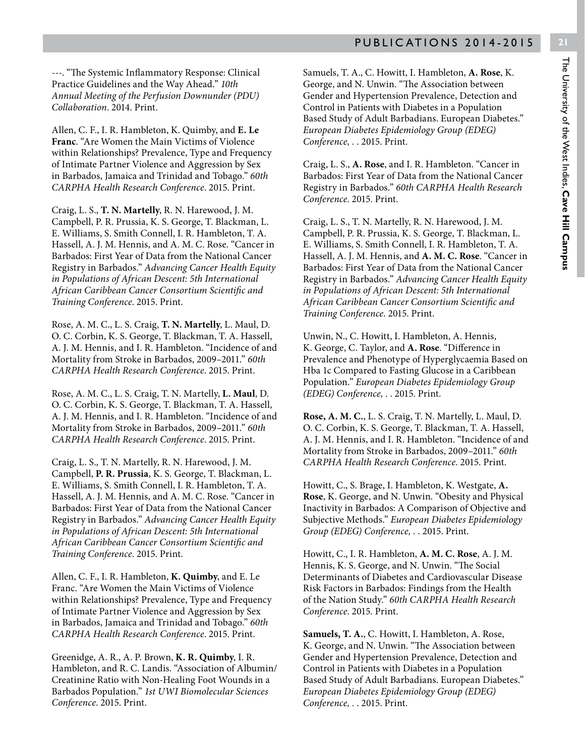---. "The Systemic Inflammatory Response: Clinical Practice Guidelines and the Way Ahead." *10th Annual Meeting of the Perfusion Downunder (PDU) Collaboration*. 2014. Print.

Allen, C. F., I. R. Hambleton, K. Quimby, and **E. Le Franc**. "Are Women the Main Victims of Violence within Relationships? Prevalence, Type and Frequency of Intimate Partner Violence and Aggression by Sex in Barbados, Jamaica and Trinidad and Tobago." *60th CARPHA Health Research Conference*. 2015. Print.

Craig, L. S., **T. N. Martelly**, R. N. Harewood, J. M. Campbell, P. R. Prussia, K. S. George, T. Blackman, L. E. Williams, S. Smith Connell, I. R. Hambleton, T. A. Hassell, A. J. M. Hennis, and A. M. C. Rose. "Cancer in Barbados: First Year of Data from the National Cancer Registry in Barbados." *Advancing Cancer Health Equity in Populations of African Descent: 5th International African Caribbean Cancer Consortium Scientific and Training Conference*. 2015. Print.

Rose, A. M. C., L. S. Craig, **T. N. Martelly**, L. Maul, D. O. C. Corbin, K. S. George, T. Blackman, T. A. Hassell, A. J. M. Hennis, and I. R. Hambleton. "Incidence of and Mortality from Stroke in Barbados, 2009–2011." *60th CARPHA Health Research Conference*. 2015. Print.

Rose, A. M. C., L. S. Craig, T. N. Martelly, **L. Maul**, D. O. C. Corbin, K. S. George, T. Blackman, T. A. Hassell, A. J. M. Hennis, and I. R. Hambleton. "Incidence of and Mortality from Stroke in Barbados, 2009–2011." *60th CARPHA Health Research Conference*. 2015. Print.

Craig, L. S., T. N. Martelly, R. N. Harewood, J. M. Campbell, **P. R. Prussia**, K. S. George, T. Blackman, L. E. Williams, S. Smith Connell, I. R. Hambleton, T. A. Hassell, A. J. M. Hennis, and A. M. C. Rose. "Cancer in Barbados: First Year of Data from the National Cancer Registry in Barbados." *Advancing Cancer Health Equity in Populations of African Descent: 5th International African Caribbean Cancer Consortium Scientific and Training Conference*. 2015. Print.

Allen, C. F., I. R. Hambleton, **K. Quimby**, and E. Le Franc. "Are Women the Main Victims of Violence within Relationships? Prevalence, Type and Frequency of Intimate Partner Violence and Aggression by Sex in Barbados, Jamaica and Trinidad and Tobago." *60th CARPHA Health Research Conference*. 2015. Print.

Greenidge, A. R., A. P. Brown, **K. R. Quimby**, I. R. Hambleton, and R. C. Landis. "Association of Albumin/Creatinine Ratio with Non-Healing Foot Wounds in a Barbados Population." *1st UWI Biomolecular Sciences Conference*. 2015. Print.

Samuels, T. A., C. Howitt, I. Hambleton, **A. Rose**, K. George, and N. Unwin. "The Association between Gender and Hypertension Prevalence, Detection and Control in Patients with Diabetes in a Population Based Study of Adult Barbadians. European Diabetes." *European Diabetes Epidemiology Group (EDEG) Conference, . .* 2015. Print.

Craig, L. S., **A. Rose**, and I. R. Hambleton. "Cancer in Barbados: First Year of Data from the National Cancer Registry in Barbados." *60th CARPHA Health Research Conference*. 2015. Print.

Craig, L. S., T. N. Martelly, R. N. Harewood, J. M. Campbell, P. R. Prussia, K. S. George, T. Blackman, L. E. Williams, S. Smith Connell, I. R. Hambleton, T. A. Hassell, A. J. M. Hennis, and **A. M. C. Rose**. "Cancer in Barbados: First Year of Data from the National Cancer Registry in Barbados." *Advancing Cancer Health Equity in Populations of African Descent: 5th International African Caribbean Cancer Consortium Scientific and Training Conference*. 2015. Print.

Unwin, N., C. Howitt, I. Hambleton, A. Hennis, K. George, C. Taylor, and **A. Rose**. "Difference in Prevalence and Phenotype of Hyperglycaemia Based on Hba 1c Compared to Fasting Glucose in a Caribbean Population." *European Diabetes Epidemiology Group (EDEG) Conference, . .* 2015. Print.

**Rose, A. M. C.**, L. S. Craig, T. N. Martelly, L. Maul, D. O. C. Corbin, K. S. George, T. Blackman, T. A. Hassell, A. J. M. Hennis, and I. R. Hambleton. "Incidence of and Mortality from Stroke in Barbados, 2009–2011." *60th CARPHA Health Research Conference*. 2015. Print.

Howitt, C., S. Brage, I. Hambleton, K. Westgate, **A. Rose**, K. George, and N. Unwin. "Obesity and Physical Inactivity in Barbados: A Comparison of Objective and Subjective Methods." *European Diabetes Epidemiology Group (EDEG) Conference, . .* 2015. Print.

Howitt, C., I. R. Hambleton, **A. M. C. Rose**, A. J. M. Hennis, K. S. George, and N. Unwin. "The Social Determinants of Diabetes and Cardiovascular Disease Risk Factors in Barbados: Findings from the Health of the Nation Study." *60th CARPHA Health Research Conference*. 2015. Print.

**Samuels, T. A.**, C. Howitt, I. Hambleton, A. Rose, K. George, and N. Unwin. "The Association between Gender and Hypertension Prevalence, Detection and Control in Patients with Diabetes in a Population Based Study of Adult Barbadians. European Diabetes." *European Diabetes Epidemiology Group (EDEG) Conference, . .* 2015. Print.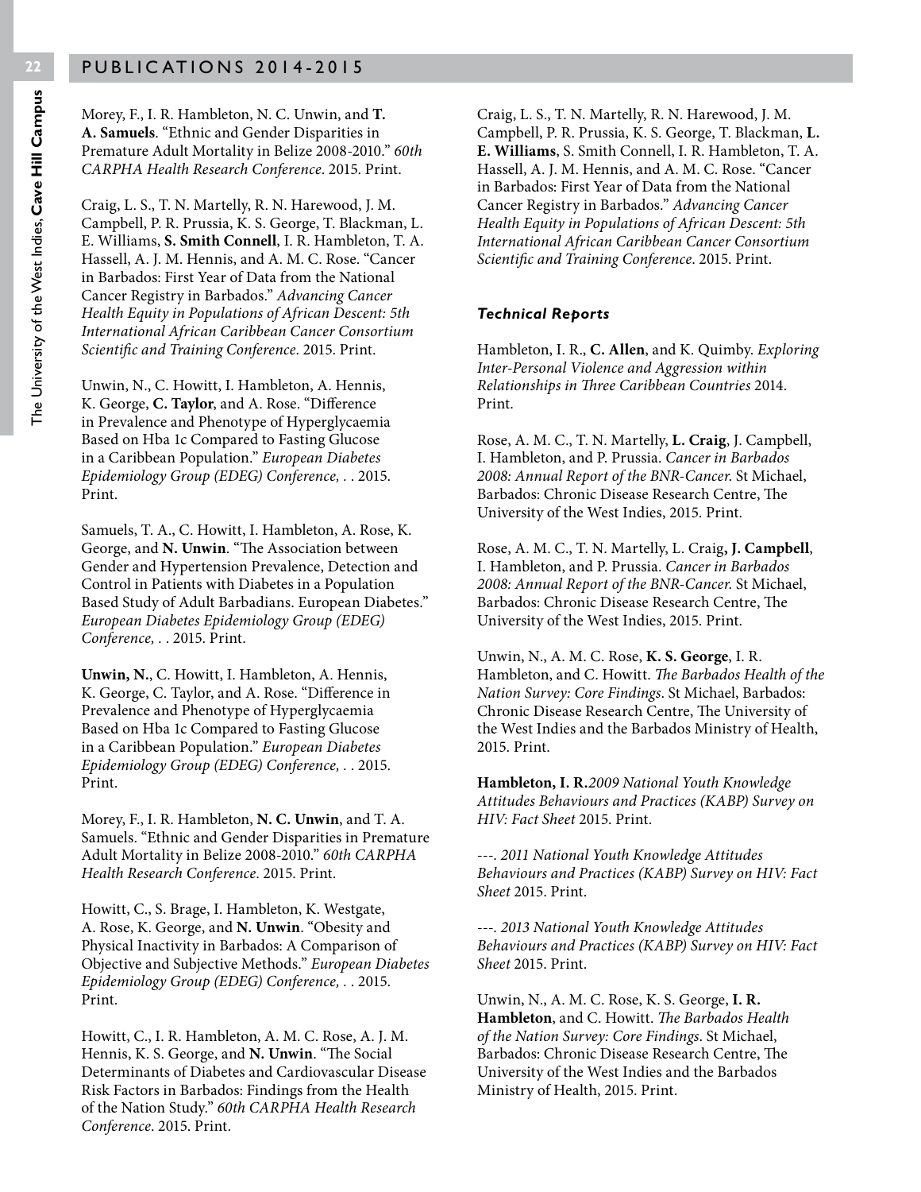Morey, F., I. R. Hambleton, N. C. Unwin, and **T. A. Samuels**. "Ethnic and Gender Disparities in Premature Adult Mortality in Belize 2008-2010." *60th CARPHA Health Research Conference*. 2015. Print.

Craig, L. S., T. N. Martelly, R. N. Harewood, J. M. Campbell, P. R. Prussia, K. S. George, T. Blackman, L. E. Williams, **S. Smith Connell**, I. R. Hambleton, T. A. Hassell, A. J. M. Hennis, and A. M. C. Rose. "Cancer in Barbados: First Year of Data from the National Cancer Registry in Barbados." *Advancing Cancer Health Equity in Populations of African Descent: 5th International African Caribbean Cancer Consortium Scientific and Training Conference*. 2015. Print.

Unwin, N., C. Howitt, I. Hambleton, A. Hennis, K. George, **C. Taylor**, and A. Rose. "Difference in Prevalence and Phenotype of Hyperglycaemia Based on Hba 1c Compared to Fasting Glucose in a Caribbean Population." *European Diabetes Epidemiology Group (EDEG) Conference, . .* 2015. Print.

Samuels, T. A., C. Howitt, I. Hambleton, A. Rose, K. George, and **N. Unwin**. "The Association between Gender and Hypertension Prevalence, Detection and Control in Patients with Diabetes in a Population Based Study of Adult Barbadians. European Diabetes." *European Diabetes Epidemiology Group (EDEG) Conference, . .* 2015. Print.

**Unwin, N.**, C. Howitt, I. Hambleton, A. Hennis, K. George, C. Taylor, and A. Rose. "Difference in Prevalence and Phenotype of Hyperglycaemia Based on Hba 1c Compared to Fasting Glucose in a Caribbean Population." *European Diabetes Epidemiology Group (EDEG) Conference, . .* 2015. Print.

Morey, F., I. R. Hambleton, **N. C. Unwin**, and T. A. Samuels. "Ethnic and Gender Disparities in Premature Adult Mortality in Belize 2008-2010." *60th CARPHA Health Research Conference*. 2015. Print.

Howitt, C., S. Brage, I. Hambleton, K. Westgate, A. Rose, K. George, and **N. Unwin**. "Obesity and Physical Inactivity in Barbados: A Comparison of Objective and Subjective Methods." *European Diabetes Epidemiology Group (EDEG) Conference, . .* 2015. Print.

Howitt, C., I. R. Hambleton, A. M. C. Rose, A. J. M. Hennis, K. S. George, and **N. Unwin**. "The Social Determinants of Diabetes and Cardiovascular Disease Risk Factors in Barbados: Findings from the Health of the Nation Study." *60th CARPHA Health Research Conference*. 2015. Print.

Craig, L. S., T. N. Martelly, R. N. Harewood, J. M. Campbell, P. R. Prussia, K. S. George, T. Blackman, **L. E. Williams**, S. Smith Connell, I. R. Hambleton, T. A. Hassell, A. J. M. Hennis, and A. M. C. Rose. "Cancer in Barbados: First Year of Data from the National Cancer Registry in Barbados." *Advancing Cancer Health Equity in Populations of African Descent: 5th International African Caribbean Cancer Consortium Scientific and Training Conference*. 2015. Print.

#### *Technical Reports*

Hambleton, I. R., **C. Allen**, and K. Quimby. *Exploring Inter-Personal Violence and Aggression within Relationships in Three Caribbean Countries* 2014. Print.

Rose, A. M. C., T. N. Martelly, **L. Craig**, J. Campbell, I. Hambleton, and P. Prussia. *Cancer in Barbados 2008: Annual Report of the BNR-Cancer*. St Michael, Barbados: Chronic Disease Research Centre, The University of the West Indies, 2015. Print.

Rose, A. M. C., T. N. Martelly, L. Craig**, J. Campbell**, I. Hambleton, and P. Prussia. *Cancer in Barbados 2008: Annual Report of the BNR-Cancer*. St Michael, Barbados: Chronic Disease Research Centre, The University of the West Indies, 2015. Print.

Unwin, N., A. M. C. Rose, **K. S. George**, I. R. Hambleton, and C. Howitt. *The Barbados Health of the Nation Survey: Core Findings*. St Michael, Barbados: Chronic Disease Research Centre, The University of the West Indies and the Barbados Ministry of Health, 2015. Print.

**Hambleton, I. R.***2009 National Youth Knowledge Attitudes Behaviours and Practices (KABP) Survey on HIV: Fact Sheet* 2015. Print.

---. *2011 National Youth Knowledge Attitudes Behaviours and Practices (KABP) Survey on HIV: Fact Sheet* 2015. Print.

---. *2013 National Youth Knowledge Attitudes Behaviours and Practices (KABP) Survey on HIV: Fact Sheet* 2015. Print.

Unwin, N., A. M. C. Rose, K. S. George, **I. R. Hambleton**, and C. Howitt. *The Barbados Health of the Nation Survey: Core Findings*. St Michael, Barbados: Chronic Disease Research Centre, The University of the West Indies and the Barbados Ministry of Health, 2015. Print.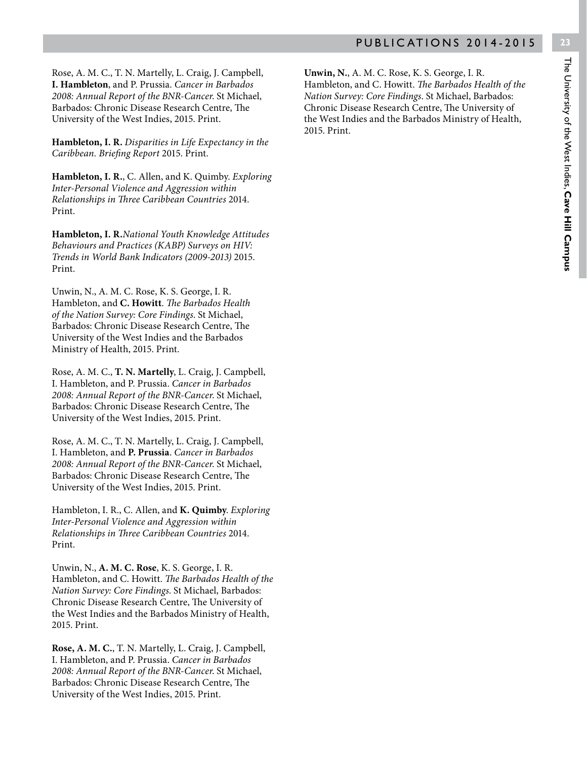Rose, A. M. C., T. N. Martelly, L. Craig, J. Campbell, **I. Hambleton**, and P. Prussia. *Cancer in Barbados 2008: Annual Report of the BNR-Cancer.* St Michael, Barbados: Chronic Disease Research Centre, The University of the West Indies, 2015. Print.

**Hambleton, I. R.** *Disparities in Life Expectancy in the Caribbean. Briefing Report* 2015. Print.

**Hambleton, I. R.**, C. Allen, and K. Quimby. *Exploring Inter-Personal Violence and Aggression within Relationships in Three Caribbean Countries* 2014. Print.

**Hambleton, I. R.***National Youth Knowledge Attitudes Behaviours and Practices (KABP) Surveys on HIV: Trends in World Bank Indicators (2009-2013)* 2015. Print.

Unwin, N., A. M. C. Rose, K. S. George, I. R. Hambleton, and **C. Howitt**. *The Barbados Health of the Nation Survey: Core Findings.* St Michael, Barbados: Chronic Disease Research Centre, The University of the West Indies and the Barbados Ministry of Health, 2015. Print.

Rose, A. M. C., **T. N. Martelly**, L. Craig, J. Campbell, I. Hambleton, and P. Prussia. *Cancer in Barbados 2008: Annual Report of the BNR-Cancer.* St Michael, Barbados: Chronic Disease Research Centre, The University of the West Indies, 2015. Print.

Rose, A. M. C., T. N. Martelly, L. Craig, J. Campbell, I. Hambleton, and **P. Prussia**. *Cancer in Barbados 2008: Annual Report of the BNR-Cancer.* St Michael, Barbados: Chronic Disease Research Centre, The University of the West Indies, 2015. Print.

Hambleton, I. R., C. Allen, and **K. Quimby**. *Exploring Inter-Personal Violence and Aggression within Relationships in Three Caribbean Countries* 2014. Print.

Unwin, N., **A. M. C. Rose**, K. S. George, I. R. Hambleton, and C. Howitt. *The Barbados Health of the Nation Survey: Core Findings.* St Michael, Barbados: Chronic Disease Research Centre, The University of the West Indies and the Barbados Ministry of Health, 2015. Print.

**Rose, A. M. C.**, T. N. Martelly, L. Craig, J. Campbell, I. Hambleton, and P. Prussia. *Cancer in Barbados 2008: Annual Report of the BNR-Cancer.* St Michael, Barbados: Chronic Disease Research Centre, The University of the West Indies, 2015. Print.

**Unwin, N.**, A. M. C. Rose, K. S. George, I. R. Hambleton, and C. Howitt. *The Barbados Health of the Nation Survey: Core Findings.* St Michael, Barbados: Chronic Disease Research Centre, The University of the West Indies and the Barbados Ministry of Health, 2015. Print.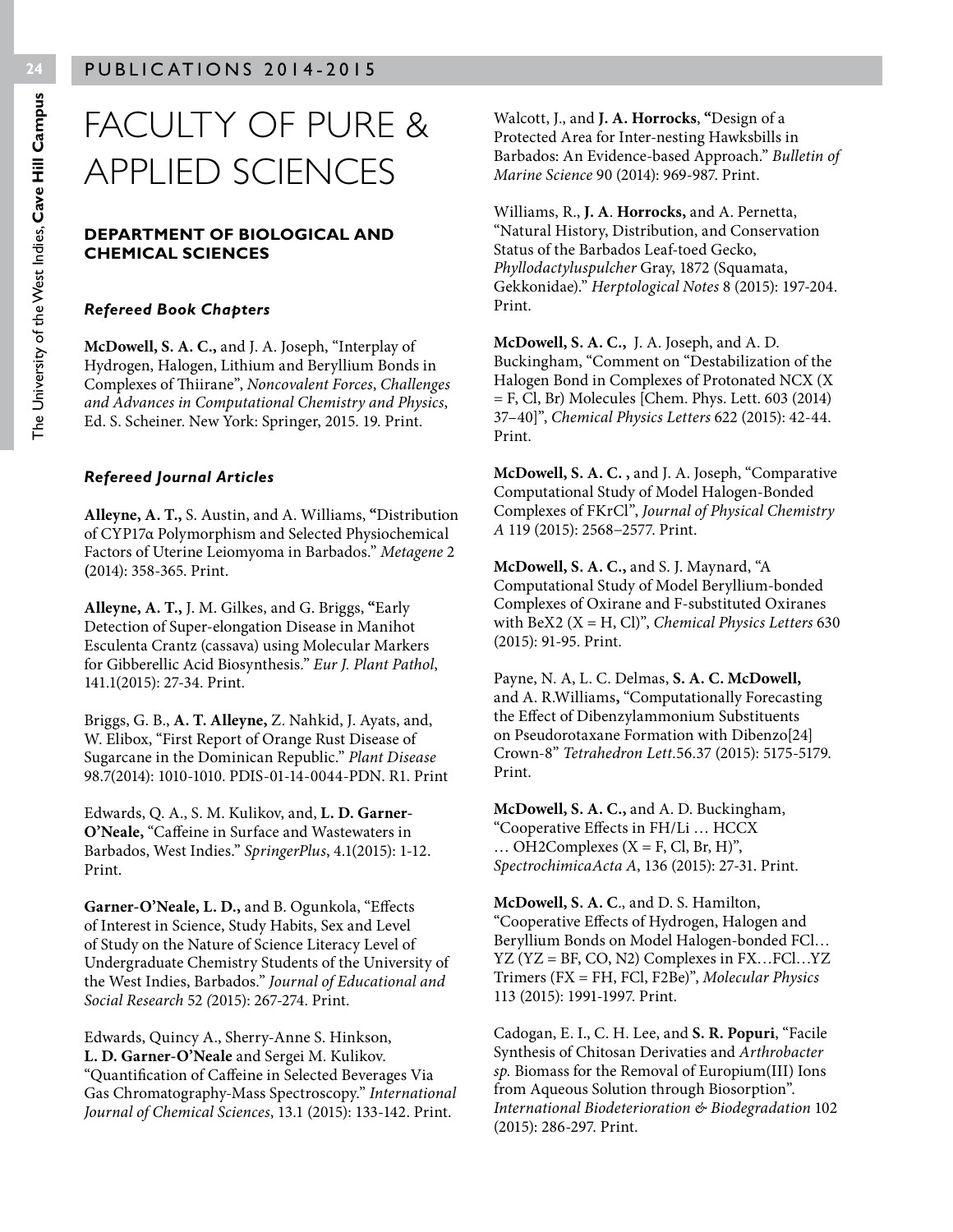# FACULTY OF PURE & APPLIED SCIENCES

## DEPARTMENT OF BIOLOGICAL AND CHEMICAL SCIENCES

### *Refereed Book Chapters*

**McDowell, S. A. C.,** and J. A. Joseph, "Interplay of Hydrogen, Halogen, Lithium and Beryllium Bonds in Complexes of Thiirane", *Noncovalent Forces*, *Challenges and Advances in Computational Chemistry and Physics*, Ed. S. Scheiner. New York: Springer, 2015. 19. Print.

### *Refereed Journal Articles*

**Alleyne, A. T.,** S. Austin, and A. Williams, **"**Distribution of CYP17α Polymorphism and Selected Physiochemical Factors of Uterine Leiomyoma in Barbados." *Metagene* 2 **(**2014): 358-365. Print.

**Alleyne, A. T.,** J. M. Gilkes, and G. Briggs, **"**Early Detection of Super-elongation Disease in Manihot Esculenta Crantz (cassava) using Molecular Markers for Gibberellic Acid Biosynthesis." *Eur J. Plant Pathol*, 141.1(2015): 27-34. Print.

Briggs, G. B., **A. T. Alleyne,** Z. Nahkid, J. Ayats, and, W. Elibox, "First Report of Orange Rust Disease of Sugarcane in the Dominican Republic." *Plant Disease* 98.7(2014): 1010-1010. PDIS-01-14-0044-PDN. R1. Print

Edwards, Q. A., S. M. Kulikov, and, **L. D. Garner-O'Neale,** "Caffeine in Surface and Wastewaters in Barbados, West Indies." *SpringerPlus*, 4.1(2015): 1-12. Print.

**Garner-O'Neale, L. D.,** and B. Ogunkola, "Effects of Interest in Science, Study Habits, Sex and Level of Study on the Nature of Science Literacy Level of Undergraduate Chemistry Students of the University of the West Indies, Barbados." *Journal of Educational and Social Research* 52 *(*2015): 267-274. Print.

Edwards, Quincy A., Sherry-Anne S. Hinkson, **L. D. Garner-O'Neale** and Sergei M. Kulikov. "Quantification of Caffeine in Selected Beverages Via Gas Chromatography-Mass Spectroscopy." *International Journal of Chemical Sciences*, 13.1 (2015): 133-142. Print.

Walcott, J., and **J. A. Horrocks**, **"**Design of a Protected Area for Inter-nesting Hawksbills in Barbados: An Evidence-based Approach." *Bulletin of Marine Science* 90 (2014): 969-987. Print.

Williams, R., **J. A**. **Horrocks,** and A. Pernetta, "Natural History, Distribution, and Conservation Status of the Barbados Leaf-toed Gecko, *Phyllodactyluspulcher* Gray, 1872 (Squamata, Gekkonidae)." *Herptological Notes* 8 (2015): 197-204. Print.

**McDowell, S. A. C.,** J. A. Joseph, and A. D. Buckingham, "Comment on "Destabilization of the Halogen Bond in Complexes of Protonated NCX (X = F, Cl, Br) Molecules [Chem. Phys. Lett. 603 (2014) 37–40]", *Chemical Physics Letters* 622 (2015): 42-44. Print.

**McDowell, S. A. C. ,** and J. A. Joseph, "Comparative Computational Study of Model Halogen-Bonded Complexes of FKrCl", *Journal of Physical Chemistry A* 119 (2015): 2568–2577. Print.

**McDowell, S. A. C.,** and S. J. Maynard, "A Computational Study of Model Beryllium-bonded Complexes of Oxirane and F-substituted Oxiranes with BeX2 (X = H, Cl)", *Chemical Physics Letters* 630 (2015): 91-95. Print.

Payne, N. A, L. C. Delmas, **S. A. C. McDowell,** and A. R.Williams**,** "Computationally Forecasting the Effect of Dibenzylammonium Substituents on Pseudorotaxane Formation with Dibenzo[24] Crown-8" *Tetrahedron Lett.*56.37 (2015): 5175-5179. Print.

**McDowell, S. A. C.,** and A. D. Buckingham, "Cooperative Effects in FH/Li … HCCX … OH2Complexes (X = F, Cl, Br, H)", *SpectrochimicaActa A*, 136 (2015): 27-31. Print.

**McDowell, S. A. C**., and D. S. Hamilton, "Cooperative Effects of Hydrogen, Halogen and Beryllium Bonds on Model Halogen-bonded FCl… YZ (YZ = BF, CO, N2) Complexes in FX…FCl…YZ Trimers (FX = FH, FCl, F2Be)", *Molecular Physics* 113 (2015): 1991-1997. Print.

Cadogan, E. I., C. H. Lee, and **S. R. Popuri**, "Facile Synthesis of Chitosan Derivaties and *Arthrobacter sp.* Biomass for the Removal of Europium(III) Ions from Aqueous Solution through Biosorption". *International Biodeterioration & Biodegradation* 102 (2015): 286-297. Print.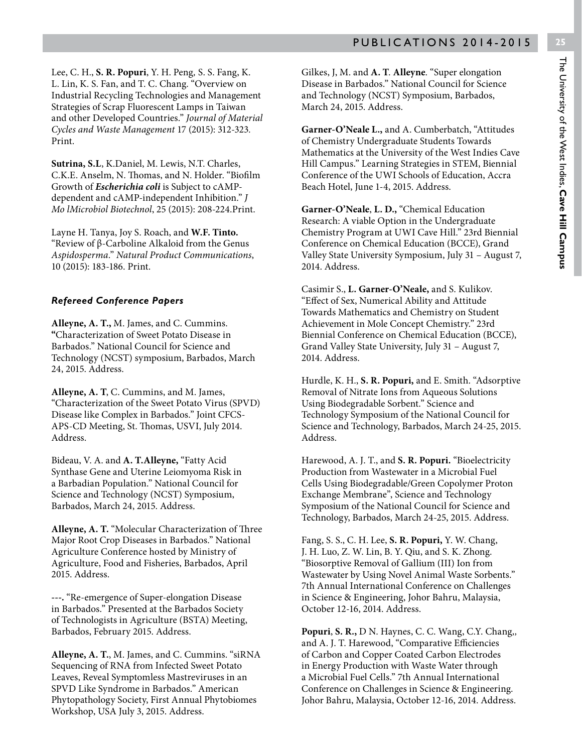Lee, C. H., **S. R. Popuri**, Y. H. Peng, S. S. Fang, K. L. Lin, K. S. Fan, and T. C. Chang. "Overview on Industrial Recycling Technologies and Management Strategies of Scrap Fluorescent Lamps in Taiwan and other Developed Countries." *Journal of Material Cycles and Waste Management* 17 (2015): 312-323. Print.

**Sutrina, S.L**, K.Daniel, M. Lewis, N.T. Charles, C.K.E. Anselm, N. Thomas, and N. Holder. "Biofilm Growth of ***Escherichia coli*** is Subject to cAMP-dependent and cAMP-independent Inhibition." *J Mo lMicrobiol Biotechnol*, 25 (2015): 208-224.Print.

Layne H. Tanya, Joy S. Roach, and **W.F. Tinto.** "Review of β-Carboline Alkaloid from the Genus *Aspidosperma*." *Natural Product Communications*, 10 (2015): 183-186. Print.

### *Refereed Conference Papers*

**Alleyne, A. T.,** M. James, and C. Cummins. **"**Characterization of Sweet Potato Disease in Barbados." National Council for Science and Technology (NCST) symposium, Barbados, March 24, 2015. Address.

**Alleyne, A. T**, C. Cummins, and M. James, "Characterization of the Sweet Potato Virus (SPVD) Disease like Complex in Barbados." Joint CFCS-APS-CD Meeting, St. Thomas, USVI, July 2014. Address.

Bideau, V. A. and **A. T.Alleyne,** "Fatty Acid Synthase Gene and Uterine Leiomyoma Risk in a Barbadian Population." National Council for Science and Technology (NCST) Symposium, Barbados, March 24, 2015. Address.

**Alleyne, A. T.** "Molecular Characterization of Three Major Root Crop Diseases in Barbados." National Agriculture Conference hosted by Ministry of Agriculture, Food and Fisheries, Barbados, April 2015. Address.

---. "Re-emergence of Super-elongation Disease in Barbados." Presented at the Barbados Society of Technologists in Agriculture (BSTA) Meeting, Barbados, February 2015. Address.

**Alleyne, A. T.**, M. James, and C. Cummins. "siRNA Sequencing of RNA from Infected Sweet Potato Leaves, Reveal Symptomless Mastreviruses in an SPVD Like Syndrome in Barbados." American Phytopathology Society, First Annual Phytobiomes Workshop, USA July 3, 2015. Address.

Gilkes, J, M. and **A. T**. **Alleyne**. "Super elongation Disease in Barbados." National Council for Science and Technology (NCST) Symposium, Barbados, March 24, 2015. Address.

**Garner-O'Neale L.,** and A. Cumberbatch, "Attitudes of Chemistry Undergraduate Students Towards Mathematics at the University of the West Indies Cave Hill Campus." Learning Strategies in STEM, Biennial Conference of the UWI Schools of Education, Accra Beach Hotel, June 1-4, 2015. Address.

**Garner-O'Neale**, **L. D.,** "Chemical Education Research: A viable Option in the Undergraduate Chemistry Program at UWI Cave Hill." 23rd Biennial Conference on Chemical Education (BCCE), Grand Valley State University Symposium, July 31 – August 7, 2014. Address.

Casimir S., **L. Garner-O'Neale,** and S. Kulikov. "Effect of Sex, Numerical Ability and Attitude Towards Mathematics and Chemistry on Student Achievement in Mole Concept Chemistry." 23rd Biennial Conference on Chemical Education (BCCE), Grand Valley State University, July 31 – August 7, 2014. Address.

Hurdle, K. H., **S. R. Popuri,** and E. Smith. "Adsorptive Removal of Nitrate Ions from Aqueous Solutions Using Biodegradable Sorbent." Science and Technology Symposium of the National Council for Science and Technology, Barbados, March 24-25, 2015. Address.

Harewood, A. J. T., and **S. R. Popuri.** "Bioelectricity Production from Wastewater in a Microbial Fuel Cells Using Biodegradable/Green Copolymer Proton Exchange Membrane", Science and Technology Symposium of the National Council for Science and Technology, Barbados, March 24-25, 2015. Address.

Fang, S. S., C. H. Lee, **S. R. Popuri,** Y. W. Chang, J. H. Luo, Z. W. Lin, B. Y. Qiu, and S. K. Zhong. "Biosorptive Removal of Gallium (III) Ion from Wastewater by Using Novel Animal Waste Sorbents." 7th Annual International Conference on Challenges in Science & Engineering, Johor Bahru, Malaysia, October 12-16, 2014. Address.

**Popuri**, **S. R.,** D N. Haynes, C. C. Wang, C.Y. Chang,, and A. J. T. Harewood, "Comparative Efficiencies of Carbon and Copper Coated Carbon Electrodes in Energy Production with Waste Water through a Microbial Fuel Cells." 7th Annual International Conference on Challenges in Science & Engineering. Johor Bahru, Malaysia, October 12-16, 2014. Address.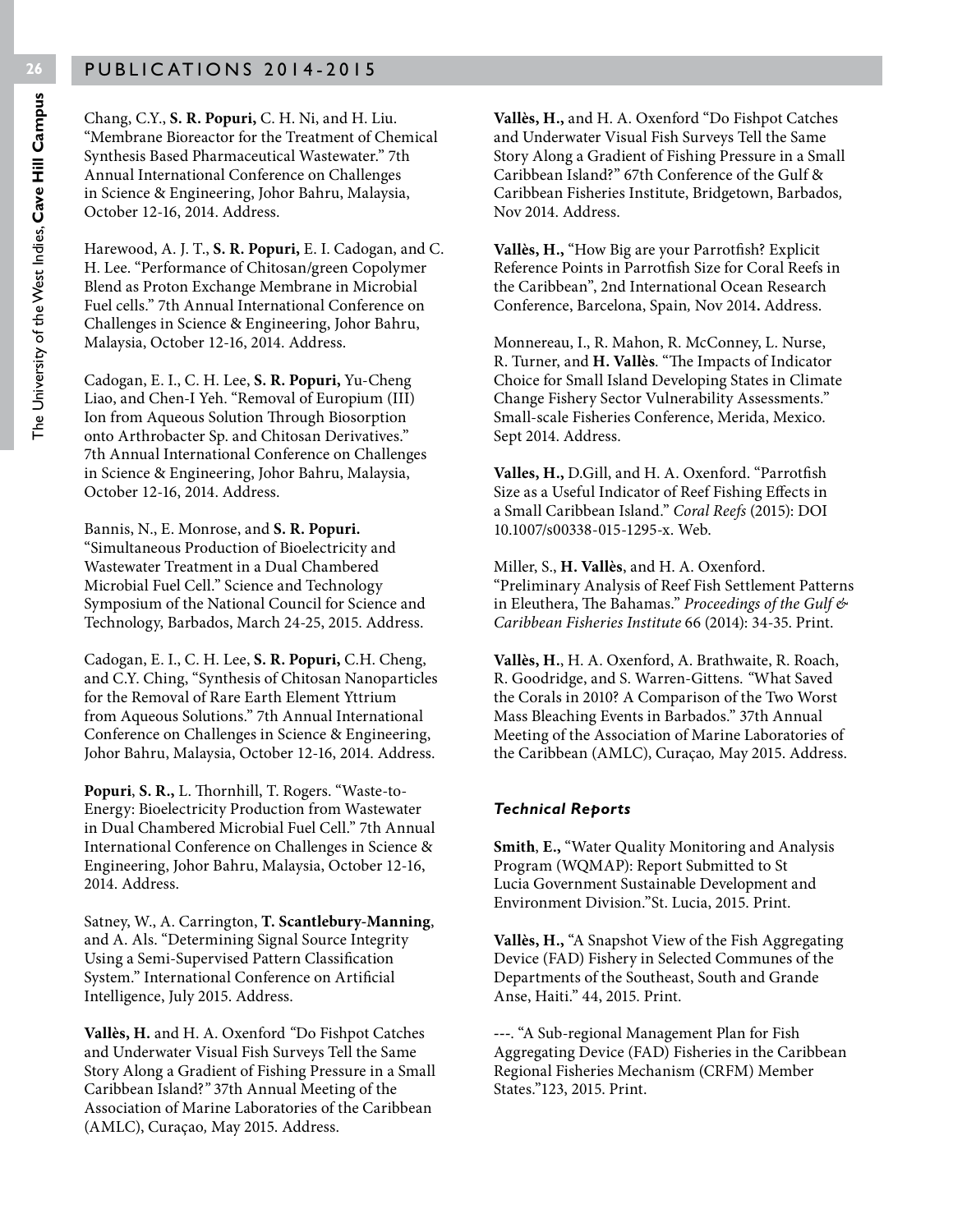Chang, C.Y., **S. R. Popuri,** C. H. Ni, and H. Liu. "Membrane Bioreactor for the Treatment of Chemical Synthesis Based Pharmaceutical Wastewater." 7th Annual International Conference on Challenges in Science & Engineering, Johor Bahru, Malaysia, October 12-16, 2014. Address.

Harewood, A. J. T., **S. R. Popuri,** E. I. Cadogan, and C. H. Lee. "Performance of Chitosan/green Copolymer Blend as Proton Exchange Membrane in Microbial Fuel cells." 7th Annual International Conference on Challenges in Science & Engineering, Johor Bahru, Malaysia, October 12-16, 2014. Address.

Cadogan, E. I., C. H. Lee, **S. R. Popuri,** Yu-Cheng Liao, and Chen-I Yeh. "Removal of Europium (III) Ion from Aqueous Solution Through Biosorption onto Arthrobacter Sp. and Chitosan Derivatives." 7th Annual International Conference on Challenges in Science & Engineering, Johor Bahru, Malaysia, October 12-16, 2014. Address.

Bannis, N., E. Monrose, and **S. R. Popuri.** "Simultaneous Production of Bioelectricity and Wastewater Treatment in a Dual Chambered Microbial Fuel Cell." Science and Technology Symposium of the National Council for Science and Technology, Barbados, March 24-25, 2015. Address.

Cadogan, E. I., C. H. Lee, **S. R. Popuri,** C.H. Cheng, and C.Y. Ching, "Synthesis of Chitosan Nanoparticles for the Removal of Rare Earth Element Yttrium from Aqueous Solutions." 7th Annual International Conference on Challenges in Science & Engineering, Johor Bahru, Malaysia, October 12-16, 2014. Address.

**Popuri**, **S. R.,** L. Thornhill, T. Rogers. "Waste-to-Energy: Bioelectricity Production from Wastewater in Dual Chambered Microbial Fuel Cell." 7th Annual International Conference on Challenges in Science & Engineering, Johor Bahru, Malaysia, October 12-16, 2014. Address.

Satney, W., A. Carrington, **T. Scantlebury-Manning**, and A. Als. "Determining Signal Source Integrity Using a Semi-Supervised Pattern Classification System." International Conference on Artificial Intelligence, July 2015. Address.

**Vallès, H.** and H. A. Oxenford *"*Do Fishpot Catches and Underwater Visual Fish Surveys Tell the Same Story Along a Gradient of Fishing Pressure in a Small Caribbean Island?*"* 37th Annual Meeting of the Association of Marine Laboratories of the Caribbean (AMLC), Curaçao*,* May 2015. Address.

**Vallès, H.,** and H. A. Oxenford "Do Fishpot Catches and Underwater Visual Fish Surveys Tell the Same Story Along a Gradient of Fishing Pressure in a Small Caribbean Island?" 67th Conference of the Gulf & Caribbean Fisheries Institute, Bridgetown, Barbados*,* Nov 2014. Address.

**Vallès, H.,** "How Big are your Parrotfish? Explicit Reference Points in Parrotfish Size for Coral Reefs in the Caribbean", 2nd International Ocean Research Conference, Barcelona, Spain*,* Nov 2014**.** Address.

Monnereau, I., R. Mahon, R. McConney, L. Nurse, R. Turner, and **H. Vallès**. "The Impacts of Indicator Choice for Small Island Developing States in Climate Change Fishery Sector Vulnerability Assessments." Small-scale Fisheries Conference, Merida, Mexico. Sept 2014. Address.

**Valles, H.,** D.Gill, and H. A. Oxenford. "Parrotfish Size as a Useful Indicator of Reef Fishing Effects in a Small Caribbean Island." *Coral Reefs* (2015): DOI 10.1007/s00338-015-1295-x. Web.

Miller, S., **H. Vallès**, and H. A. Oxenford. "Preliminary Analysis of Reef Fish Settlement Patterns in Eleuthera, The Bahamas." *Proceedings of the Gulf & Caribbean Fisheries Institute* 66 (2014): 34-35. Print.

**Vallès, H.**, H. A. Oxenford, A. Brathwaite, R. Roach, R. Goodridge, and S. Warren-Gittens. *"*What Saved the Corals in 2010? A Comparison of the Two Worst Mass Bleaching Events in Barbados." 37th Annual Meeting of the Association of Marine Laboratories of the Caribbean (AMLC), Curaçao*,* May 2015. Address.

### *Technical Reports*

**Smith**, **E.,** "Water Quality Monitoring and Analysis Program (WQMAP): Report Submitted to St Lucia Government Sustainable Development and Environment Division."St. Lucia, 2015. Print.

**Vallès, H.,** "A Snapshot View of the Fish Aggregating Device (FAD) Fishery in Selected Communes of the Departments of the Southeast, South and Grande Anse, Haiti." 44, 2015. Print.

---. "A Sub-regional Management Plan for Fish Aggregating Device (FAD) Fisheries in the Caribbean Regional Fisheries Mechanism (CRFM) Member States."123, 2015. Print.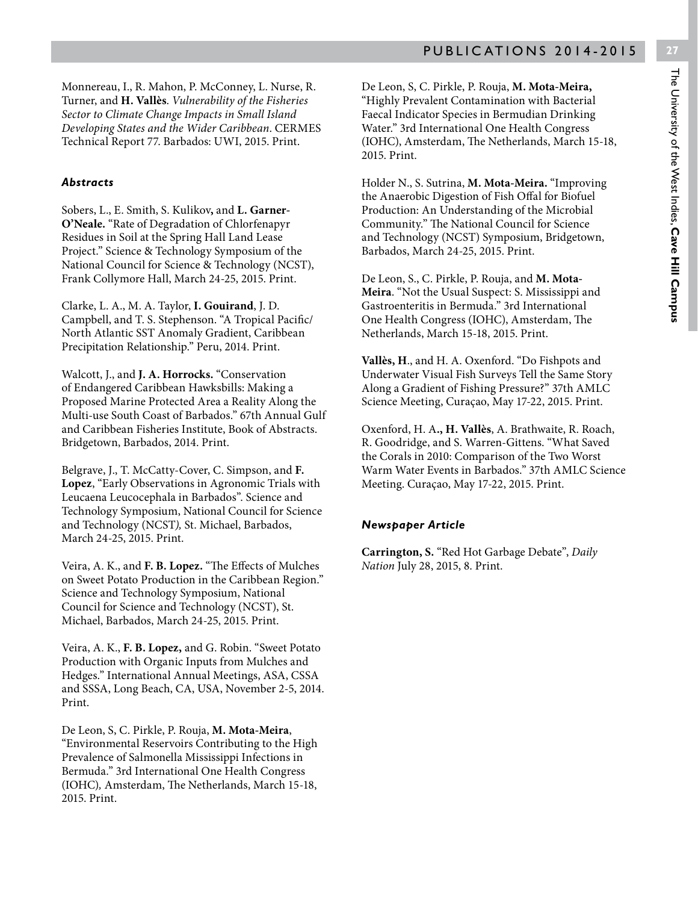Monnereau, I., R. Mahon, P. McConney, L. Nurse, R. Turner, and **H. Vallès**. *Vulnerability of the Fisheries Sector to Climate Change Impacts in Small Island Developing States and the Wider Caribbean*. CERMES Technical Report 77. Barbados: UWI, 2015. Print.

### *Abstracts*

Sobers, L., E. Smith, S. Kulikov**,** and **L. Garner-O'Neale.** "Rate of Degradation of Chlorfenapyr Residues in Soil at the Spring Hall Land Lease Project." Science & Technology Symposium of the National Council for Science & Technology (NCST), Frank Collymore Hall, March 24-25, 2015. Print.

Clarke, L. A., M. A. Taylor, **I. Gouirand**, J. D. Campbell, and T. S. Stephenson. "A Tropical Pacific/ North Atlantic SST Anomaly Gradient, Caribbean Precipitation Relationship." Peru, 2014. Print.

Walcott, J., and **J. A. Horrocks.** "Conservation of Endangered Caribbean Hawksbills: Making a Proposed Marine Protected Area a Reality Along the Multi-use South Coast of Barbados." 67th Annual Gulf and Caribbean Fisheries Institute, Book of Abstracts. Bridgetown, Barbados, 2014. Print.

Belgrave, J., T. McCatty-Cover, C. Simpson, and **F. Lopez**, "Early Observations in Agronomic Trials with Leucaena Leucocephala in Barbados". Science and Technology Symposium, National Council for Science and Technology (NCST*),* St. Michael, Barbados, March 24-25, 2015. Print.

Veira, A. K., and **F. B. Lopez.** "The Effects of Mulches on Sweet Potato Production in the Caribbean Region." Science and Technology Symposium, National Council for Science and Technology (NCST), St. Michael, Barbados, March 24-25, 2015. Print.

Veira, A. K., **F. B. Lopez,** and G. Robin. "Sweet Potato Production with Organic Inputs from Mulches and Hedges." International Annual Meetings, ASA, CSSA and SSSA, Long Beach, CA, USA, November 2-5, 2014. Print.

De Leon, S, C. Pirkle, P. Rouja, **M. Mota-Meira**, "Environmental Reservoirs Contributing to the High Prevalence of Salmonella Mississippi Infections in Bermuda." 3rd International One Health Congress (IOHC)*,* Amsterdam, The Netherlands, March 15-18, 2015. Print.

De Leon, S, C. Pirkle, P. Rouja, **M. Mota-Meira,** "Highly Prevalent Contamination with Bacterial Faecal Indicator Species in Bermudian Drinking Water." 3rd International One Health Congress (IOHC), Amsterdam, The Netherlands, March 15-18, 2015. Print.

Holder N., S. Sutrina, **M. Mota-Meira.** "Improving the Anaerobic Digestion of Fish Offal for Biofuel Production: An Understanding of the Microbial Community." The National Council for Science and Technology (NCST) Symposium, Bridgetown, Barbados, March 24-25, 2015. Print.

De Leon, S., C. Pirkle, P. Rouja, and **M. Mota-Meira**. "Not the Usual Suspect: S. Mississippi and Gastroenteritis in Bermuda." 3rd International One Health Congress (IOHC), Amsterdam, The Netherlands, March 15-18, 2015. Print.

**Vallès, H**., and H. A. Oxenford. "Do Fishpots and Underwater Visual Fish Surveys Tell the Same Story Along a Gradient of Fishing Pressure?" 37th AMLC Science Meeting, Curaçao, May 17-22, 2015. Print.

Oxenford, H. A**., H. Vallès**, A. Brathwaite, R. Roach, R. Goodridge, and S. Warren-Gittens. "What Saved the Corals in 2010: Comparison of the Two Worst Warm Water Events in Barbados." 37th AMLC Science Meeting. Curaçao, May 17-22, 2015. Print.

### *Newspaper Article*

**Carrington, S.** "Red Hot Garbage Debate", *Daily Nation* July 28, 2015, 8. Print.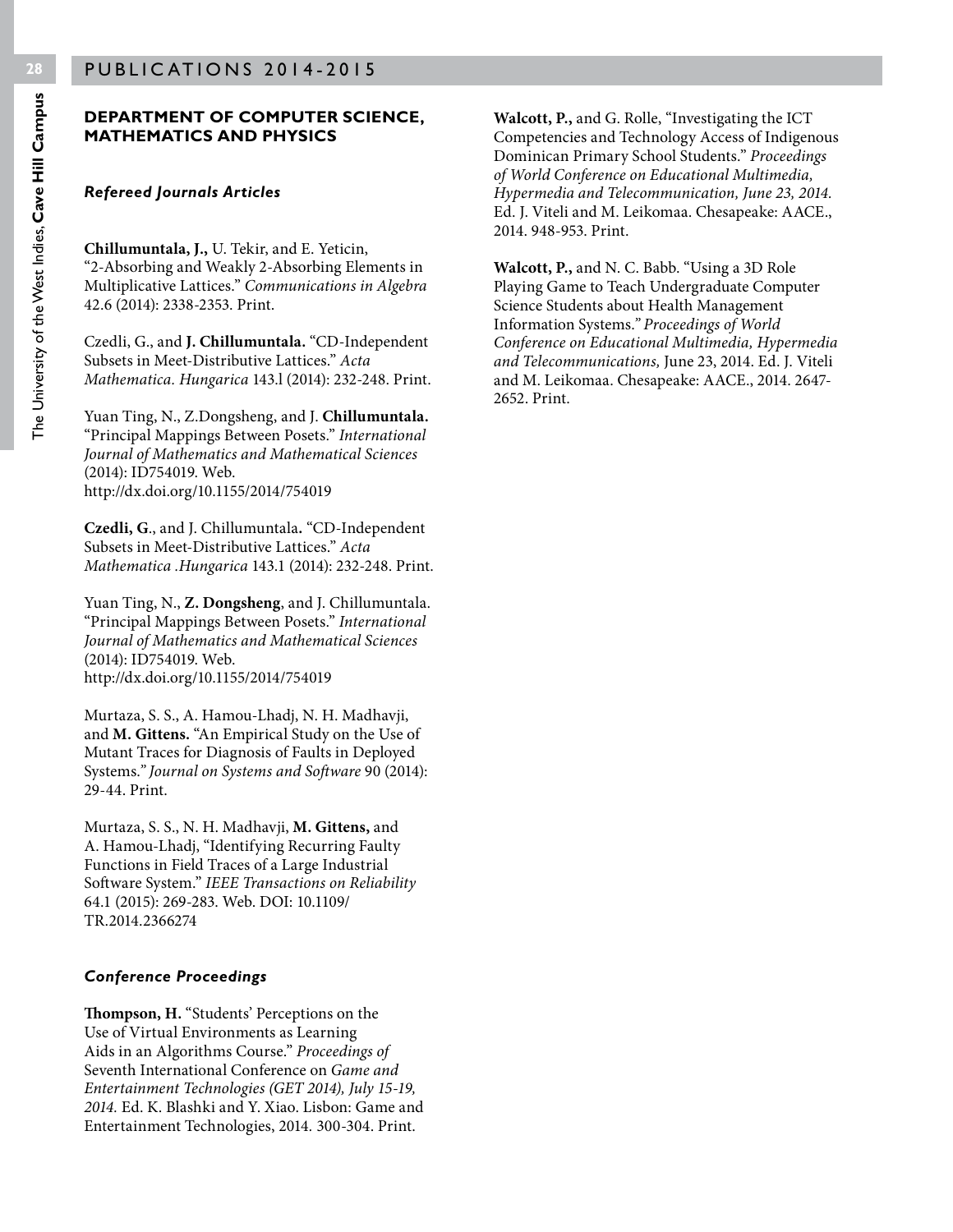## DEPARTMENT OF COMPUTER SCIENCE, MATHEMATICS AND PHYSICS

### *Refereed Journals Articles*

**Chillumuntala, J.,** U. Tekir, and E. Yeticin, "2-Absorbing and Weakly 2-Absorbing Elements in Multiplicative Lattices." *Communications in Algebra* 42.6 (2014): 2338-2353. Print.

Czedli, G., and **J. Chillumuntala.** "CD-Independent Subsets in Meet-Distributive Lattices." *Acta Mathematica. Hungarica* 143.l (2014): 232-248. Print.

Yuan Ting, N., Z.Dongsheng, and J. **Chillumuntala.** "Principal Mappings Between Posets." *International Journal of Mathematics and Mathematical Sciences* (2014): ID754019. Web. http://dx.doi.org/10.1155/2014/754019

**Czedli, G**., and J. Chillumuntala**.** "CD-Independent Subsets in Meet-Distributive Lattices." *Acta Mathematica .Hungarica* 143.1 (2014): 232-248. Print.

Yuan Ting, N., **Z. Dongsheng**, and J. Chillumuntala. "Principal Mappings Between Posets." *International Journal of Mathematics and Mathematical Sciences* (2014): ID754019. Web. http://dx.doi.org/10.1155/2014/754019

Murtaza, S. S., A. Hamou-Lhadj, N. H. Madhavji, and **M. Gittens.** "An Empirical Study on the Use of Mutant Traces for Diagnosis of Faults in Deployed Systems." *Journal on Systems and Software* 90 (2014): 29-44. Print.

Murtaza, S. S., N. H. Madhavji, **M. Gittens,** and A. Hamou-Lhadj, "Identifying Recurring Faulty Functions in Field Traces of a Large Industrial Software System." *IEEE Transactions on Reliability* 64.1 (2015): 269-283. Web. DOI: 10.1109/TR.2014.2366274

### *Conference Proceedings*

**Thompson, H.** "Students' Perceptions on the Use of Virtual Environments as Learning Aids in an Algorithms Course." *Proceedings of* Seventh International Conference on *Game and Entertainment Technologies (GET 2014), July 15-19, 2014.* Ed. K. Blashki and Y. Xiao. Lisbon: Game and Entertainment Technologies, 2014. 300-304. Print.

**Walcott, P.,** and G. Rolle, "Investigating the ICT Competencies and Technology Access of Indigenous Dominican Primary School Students." *Proceedings of World Conference on Educational Multimedia, Hypermedia and Telecommunication, June 23, 2014.* Ed. J. Viteli and M. Leikomaa. Chesapeake: AACE., 2014. 948-953. Print.

**Walcott, P.,** and N. C. Babb. "Using a 3D Role Playing Game to Teach Undergraduate Computer Science Students about Health Management Information Systems." *Proceedings of World Conference on Educational Multimedia, Hypermedia and Telecommunications,* June 23, 2014. Ed. J. Viteli and M. Leikomaa. Chesapeake: AACE., 2014. 2647-2652. Print.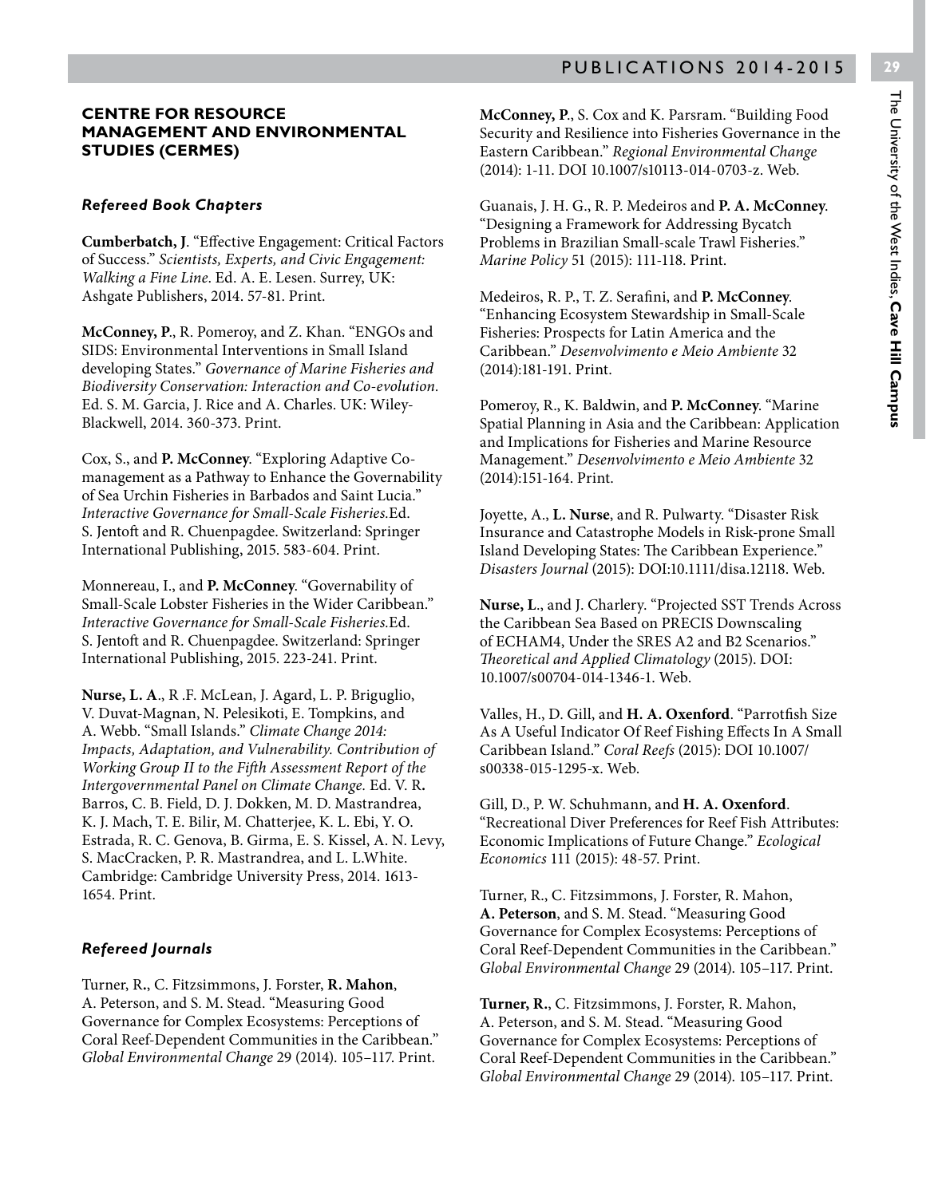## CENTRE FOR RESOURCE MANAGEMENT AND ENVIRONMENTAL STUDIES (CERMES)

### *Refereed Book Chapters*

**Cumberbatch, J**. "Effective Engagement: Critical Factors of Success." *Scientists, Experts, and Civic Engagement: Walking a Fine Line*. Ed. A. E. Lesen. Surrey, UK: Ashgate Publishers, 2014. 57-81. Print.

**McConney, P**., R. Pomeroy, and Z. Khan. "ENGOs and SIDS: Environmental Interventions in Small Island developing States." *Governance of Marine Fisheries and Biodiversity Conservation: Interaction and Co-evolution*. Ed. S. M. Garcia, J. Rice and A. Charles. UK: Wiley-Blackwell, 2014. 360-373. Print.

Cox, S., and **P. McConney**. "Exploring Adaptive Co-management as a Pathway to Enhance the Governability of Sea Urchin Fisheries in Barbados and Saint Lucia." *Interactive Governance for Small-Scale Fisheries.*Ed. S. Jentoft and R. Chuenpagdee. Switzerland: Springer International Publishing, 2015. 583-604. Print.

Monnereau, I., and **P. McConney**. "Governability of Small-Scale Lobster Fisheries in the Wider Caribbean." *Interactive Governance for Small-Scale Fisheries.*Ed. S. Jentoft and R. Chuenpagdee. Switzerland: Springer International Publishing, 2015. 223-241. Print.

**Nurse, L. A**., R .F. McLean, J. Agard, L. P. Briguglio, V. Duvat-Magnan, N. Pelesikoti, E. Tompkins, and A. Webb. "Small Islands." *Climate Change 2014: Impacts, Adaptation, and Vulnerability. Contribution of Working Group II to the Fifth Assessment Report of the Intergovernmental Panel on Climate Change.* Ed. V. R**.** Barros, C. B. Field, D. J. Dokken, M. D. Mastrandrea, K. J. Mach, T. E. Bilir, M. Chatterjee, K. L. Ebi, Y. O. Estrada, R. C. Genova, B. Girma, E. S. Kissel, A. N. Levy, S. MacCracken, P. R. Mastrandrea, and L. L.White. Cambridge: Cambridge University Press, 2014. 1613-1654. Print.

### *Refereed Journals*

Turner, R**.**, C. Fitzsimmons, J. Forster, **R. Mahon**, A. Peterson, and S. M. Stead. "Measuring Good Governance for Complex Ecosystems: Perceptions of Coral Reef-Dependent Communities in the Caribbean." *Global Environmental Change* 29 (2014). 105–117. Print.

**McConney, P**., S. Cox and K. Parsram. "Building Food Security and Resilience into Fisheries Governance in the Eastern Caribbean." *Regional Environmental Change* (2014): 1-11. DOI 10.1007/s10113-014-0703-z. Web.

Guanais, J. H. G., R. P. Medeiros and **P. A. McConney**. "Designing a Framework for Addressing Bycatch Problems in Brazilian Small-scale Trawl Fisheries." *Marine Policy* 51 (2015): 111-118. Print.

Medeiros, R. P., T. Z. Serafini, and **P. McConney**. "Enhancing Ecosystem Stewardship in Small-Scale Fisheries: Prospects for Latin America and the Caribbean." *Desenvolvimento e Meio Ambiente* 32 (2014):181-191. Print.

Pomeroy, R., K. Baldwin, and **P. McConney**. "Marine Spatial Planning in Asia and the Caribbean: Application and Implications for Fisheries and Marine Resource Management." *Desenvolvimento e Meio Ambiente* 32 (2014):151-164. Print.

Joyette, A., **L. Nurse**, and R. Pulwarty. "Disaster Risk Insurance and Catastrophe Models in Risk-prone Small Island Developing States: The Caribbean Experience." *Disasters Journal* (2015): DOI:10.1111/disa.12118. Web.

**Nurse, L**., and J. Charlery. "Projected SST Trends Across the Caribbean Sea Based on PRECIS Downscaling of ECHAM4, Under the SRES A2 and B2 Scenarios." *Theoretical and Applied Climatology* (2015). DOI: 10.1007/s00704-014-1346-1. Web.

Valles, H., D. Gill, and **H. A. Oxenford**. "Parrotfish Size As A Useful Indicator Of Reef Fishing Effects In A Small Caribbean Island." *Coral Reefs* (2015): DOI 10.1007/s00338-015-1295-x. Web.

Gill, D., P. W. Schuhmann, and **H. A. Oxenford**. "Recreational Diver Preferences for Reef Fish Attributes: Economic Implications of Future Change." *Ecological Economics* 111 (2015): 48-57. Print.

Turner, R., C. Fitzsimmons, J. Forster, R. Mahon, **A. Peterson**, and S. M. Stead. "Measuring Good Governance for Complex Ecosystems: Perceptions of Coral Reef-Dependent Communities in the Caribbean." *Global Environmental Change* 29 (2014). 105–117. Print.

**Turner, R**., C. Fitzsimmons, J. Forster, R. Mahon, A. Peterson, and S. M. Stead. "Measuring Good Governance for Complex Ecosystems: Perceptions of Coral Reef-Dependent Communities in the Caribbean." *Global Environmental Change* 29 (2014). 105–117. Print.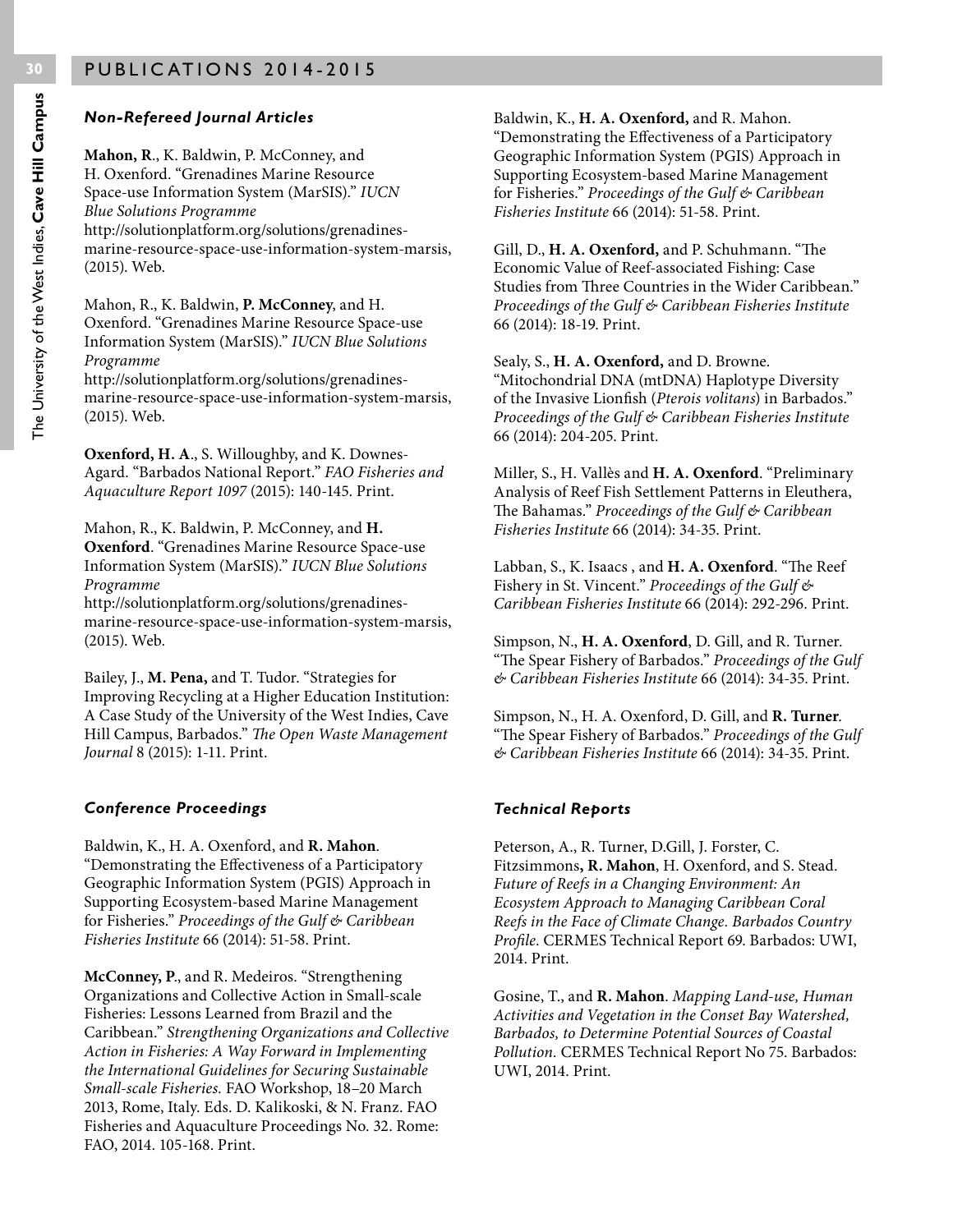### *Non-Refereed Journal Articles*

**Mahon, R**., K. Baldwin, P. McConney, and H. Oxenford. "Grenadines Marine Resource Space-use Information System (MarSIS)." *IUCN Blue Solutions Programme* http://solutionplatform.org/solutions/grenadines-marine-resource-space-use-information-system-marsis, (2015). Web.

Mahon, R., K. Baldwin, **P. McConney**, and H. Oxenford. "Grenadines Marine Resource Space-use Information System (MarSIS)." *IUCN Blue Solutions Programme* http://solutionplatform.org/solutions/grenadines-marine-resource-space-use-information-system-marsis, (2015). Web.

**Oxenford, H. A**., S. Willoughby, and K. Downes-Agard. "Barbados National Report." *FAO Fisheries and Aquaculture Report 1097* (2015): 140-145. Print.

Mahon, R., K. Baldwin, P. McConney, and **H. Oxenford**. "Grenadines Marine Resource Space-use Information System (MarSIS)." *IUCN Blue Solutions Programme* http://solutionplatform.org/solutions/grenadines-marine-resource-space-use-information-system-marsis, (2015). Web.

Bailey, J., **M. Pena,** and T. Tudor. "Strategies for Improving Recycling at a Higher Education Institution: A Case Study of the University of the West Indies, Cave Hill Campus, Barbados." *The Open Waste Management Journal* 8 (2015): 1-11. Print.

### *Conference Proceedings*

Baldwin, K., H. A. Oxenford, and **R. Mahon**. "Demonstrating the Effectiveness of a Participatory Geographic Information System (PGIS) Approach in Supporting Ecosystem-based Marine Management for Fisheries." *Proceedings of the Gulf & Caribbean Fisheries Institute* 66 (2014): 51-58. Print.

**McConney, P**., and R. Medeiros. "Strengthening Organizations and Collective Action in Small-scale Fisheries: Lessons Learned from Brazil and the Caribbean." *Strengthening Organizations and Collective Action in Fisheries: A Way Forward in Implementing the International Guidelines for Securing Sustainable Small-scale Fisheries.* FAO Workshop, 18–20 March 2013, Rome, Italy. Eds. D. Kalikoski, & N. Franz. FAO Fisheries and Aquaculture Proceedings No. 32. Rome: FAO, 2014. 105-168. Print.

Baldwin, K., **H. A. Oxenford,** and R. Mahon. "Demonstrating the Effectiveness of a Participatory Geographic Information System (PGIS) Approach in Supporting Ecosystem-based Marine Management for Fisheries." *Proceedings of the Gulf & Caribbean Fisheries Institute* 66 (2014): 51-58. Print.

Gill, D., **H. A. Oxenford,** and P. Schuhmann. "The Economic Value of Reef-associated Fishing: Case Studies from Three Countries in the Wider Caribbean." *Proceedings of the Gulf & Caribbean Fisheries Institute* 66 (2014): 18-19. Print.

Sealy, S., **H. A. Oxenford,** and D. Browne. "Mitochondrial DNA (mtDNA) Haplotype Diversity of the Invasive Lionfish (*Pterois volitans*) in Barbados." *Proceedings of the Gulf & Caribbean Fisheries Institute* 66 (2014): 204-205. Print.

Miller, S., H. Vallès and **H. A. Oxenford**. "Preliminary Analysis of Reef Fish Settlement Patterns in Eleuthera, The Bahamas." *Proceedings of the Gulf & Caribbean Fisheries Institute* 66 (2014): 34-35. Print.

Labban, S., K. Isaacs , and **H. A. Oxenford**. "The Reef Fishery in St. Vincent." *Proceedings of the Gulf & Caribbean Fisheries Institute* 66 (2014): 292-296. Print.

Simpson, N., **H. A. Oxenford**, D. Gill, and R. Turner. "The Spear Fishery of Barbados." *Proceedings of the Gulf & Caribbean Fisheries Institute* 66 (2014): 34-35. Print.

Simpson, N., H. A. Oxenford, D. Gill, and **R. Turner**. "The Spear Fishery of Barbados." *Proceedings of the Gulf & Caribbean Fisheries Institute* 66 (2014): 34-35. Print.

### *Technical Reports*

Peterson, A., R. Turner, D.Gill, J. Forster, C. Fitzsimmons**, R. Mahon**, H. Oxenford, and S. Stead. *Future of Reefs in a Changing Environment: An Ecosystem Approach to Managing Caribbean Coral Reefs in the Face of Climate Change. Barbados Country Profile*. CERMES Technical Report 69. Barbados: UWI, 2014. Print.

Gosine, T., and **R. Mahon**. *Mapping Land-use, Human Activities and Vegetation in the Conset Bay Watershed, Barbados, to Determine Potential Sources of Coastal Pollution.* CERMES Technical Report No 75. Barbados: UWI, 2014. Print.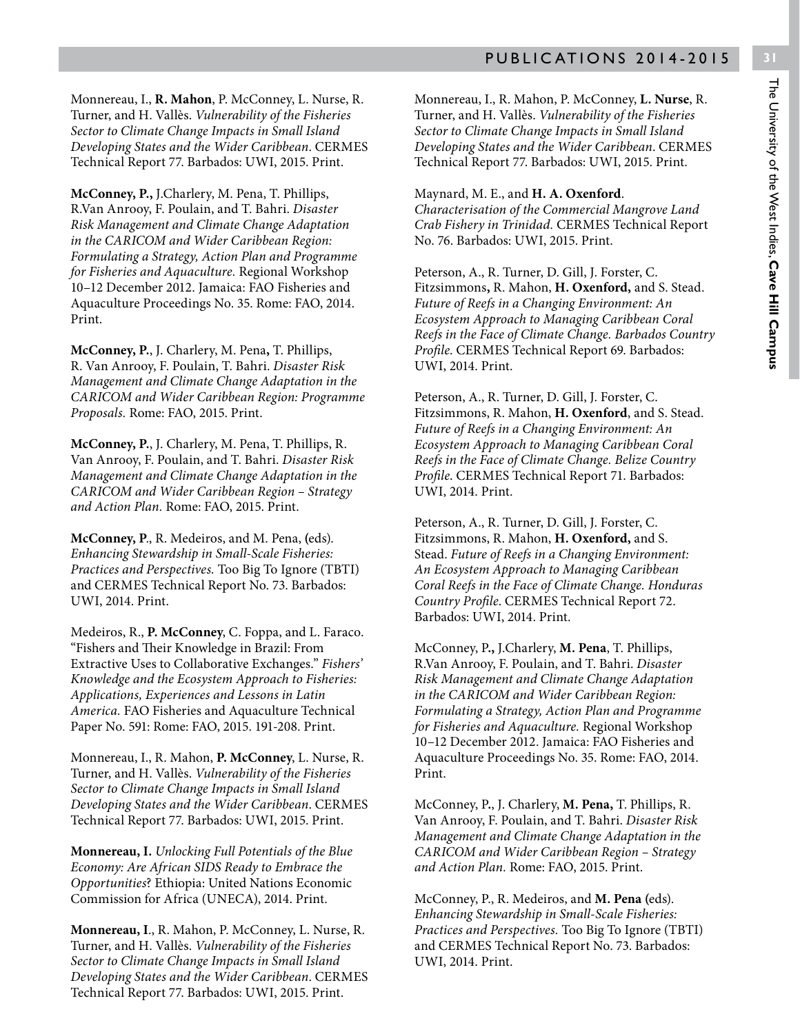Monnereau, I., **R. Mahon**, P. McConney, L. Nurse, R. Turner, and H. Vallès. *Vulnerability of the Fisheries Sector to Climate Change Impacts in Small Island Developing States and the Wider Caribbean*. CERMES Technical Report 77. Barbados: UWI, 2015. Print.

**McConney, P.,** J.Charlery, M. Pena, T. Phillips, R.Van Anrooy, F. Poulain, and T. Bahri. *Disaster Risk Management and Climate Change Adaptation in the CARICOM and Wider Caribbean Region: Formulating a Strategy, Action Plan and Programme for Fisheries and Aquaculture.* Regional Workshop 10–12 December 2012. Jamaica: FAO Fisheries and Aquaculture Proceedings No. 35. Rome: FAO, 2014. Print.

**McConney, P.**, J. Charlery, M. Pena**,** T. Phillips, R. Van Anrooy, F. Poulain, T. Bahri. *Disaster Risk Management and Climate Change Adaptation in the CARICOM and Wider Caribbean Region: Programme Proposals.* Rome: FAO, 2015. Print.

**McConney, P.**, J. Charlery, M. Pena, T. Phillips, R. Van Anrooy, F. Poulain, and T. Bahri. *Disaster Risk Management and Climate Change Adaptation in the CARICOM and Wider Caribbean Region – Strategy and Action Plan.* Rome: FAO, 2015. Print.

**McConney, P**., R. Medeiros, and M. Pena, **(**eds). *Enhancing Stewardship in Small-Scale Fisheries: Practices and Perspectives.* Too Big To Ignore (TBTI) and CERMES Technical Report No. 73. Barbados: UWI, 2014. Print.

Medeiros, R., **P. McConney**, C. Foppa, and L. Faraco. "Fishers and Their Knowledge in Brazil: From Extractive Uses to Collaborative Exchanges." *Fishers' Knowledge and the Ecosystem Approach to Fisheries: Applications, Experiences and Lessons in Latin America.* FAO Fisheries and Aquaculture Technical Paper No. 591: Rome: FAO, 2015. 191-208. Print.

Monnereau, I., R. Mahon, **P. McConney**, L. Nurse, R. Turner, and H. Vallès. *Vulnerability of the Fisheries Sector to Climate Change Impacts in Small Island Developing States and the Wider Caribbean.* CERMES Technical Report 77. Barbados: UWI, 2015. Print.

**Monnereau, I.** *Unlocking Full Potentials of the Blue Economy: Are African SIDS Ready to Embrace the Opportunities*? Ethiopia: United Nations Economic Commission for Africa (UNECA), 2014. Print.

**Monnereau, I**., R. Mahon, P. McConney, L. Nurse, R. Turner, and H. Vallès. *Vulnerability of the Fisheries Sector to Climate Change Impacts in Small Island Developing States and the Wider Caribbean*. CERMES Technical Report 77. Barbados: UWI, 2015. Print.

Monnereau, I., R. Mahon, P. McConney, **L. Nurse**, R. Turner, and H. Vallès. *Vulnerability of the Fisheries Sector to Climate Change Impacts in Small Island Developing States and the Wider Caribbean*. CERMES Technical Report 77. Barbados: UWI, 2015. Print.

Maynard, M. E., and **H. A. Oxenford**. *Characterisation of the Commercial Mangrove Land Crab Fishery in Trinidad.* CERMES Technical Report No. 76. Barbados: UWI, 2015. Print.

Peterson, A., R. Turner, D. Gill, J. Forster, C. Fitzsimmons**,** R. Mahon, **H. Oxenford,** and S. Stead. *Future of Reefs in a Changing Environment: An Ecosystem Approach to Managing Caribbean Coral Reefs in the Face of Climate Change. Barbados Country Profile.* CERMES Technical Report 69. Barbados: UWI, 2014. Print.

Peterson, A., R. Turner, D. Gill, J. Forster, C. Fitzsimmons, R. Mahon, **H. Oxenford**, and S. Stead. *Future of Reefs in a Changing Environment: An Ecosystem Approach to Managing Caribbean Coral Reefs in the Face of Climate Change. Belize Country Profile.* CERMES Technical Report 71. Barbados: UWI, 2014. Print.

Peterson, A., R. Turner, D. Gill, J. Forster, C. Fitzsimmons, R. Mahon, **H. Oxenford,** and S. Stead. *Future of Reefs in a Changing Environment: An Ecosystem Approach to Managing Caribbean Coral Reefs in the Face of Climate Change. Honduras Country Profile*. CERMES Technical Report 72. Barbados: UWI, 2014. Print.

McConney, P**.,** J.Charlery, **M. Pena**, T. Phillips, R.Van Anrooy, F. Poulain, and T. Bahri. *Disaster Risk Management and Climate Change Adaptation in the CARICOM and Wider Caribbean Region: Formulating a Strategy, Action Plan and Programme for Fisheries and Aquaculture.* Regional Workshop 10–12 December 2012. Jamaica: FAO Fisheries and Aquaculture Proceedings No. 35. Rome: FAO, 2014. Print.

McConney, P., J. Charlery, **M. Pena,** T. Phillips, R. Van Anrooy, F. Poulain, and T. Bahri. *Disaster Risk Management and Climate Change Adaptation in the CARICOM and Wider Caribbean Region – Strategy and Action Plan.* Rome: FAO, 2015. Print.

McConney, P., R. Medeiros, and **M. Pena** (eds). *Enhancing Stewardship in Small-Scale Fisheries: Practices and Perspectives.* Too Big To Ignore (TBTI) and CERMES Technical Report No. 73. Barbados: UWI, 2014. Print.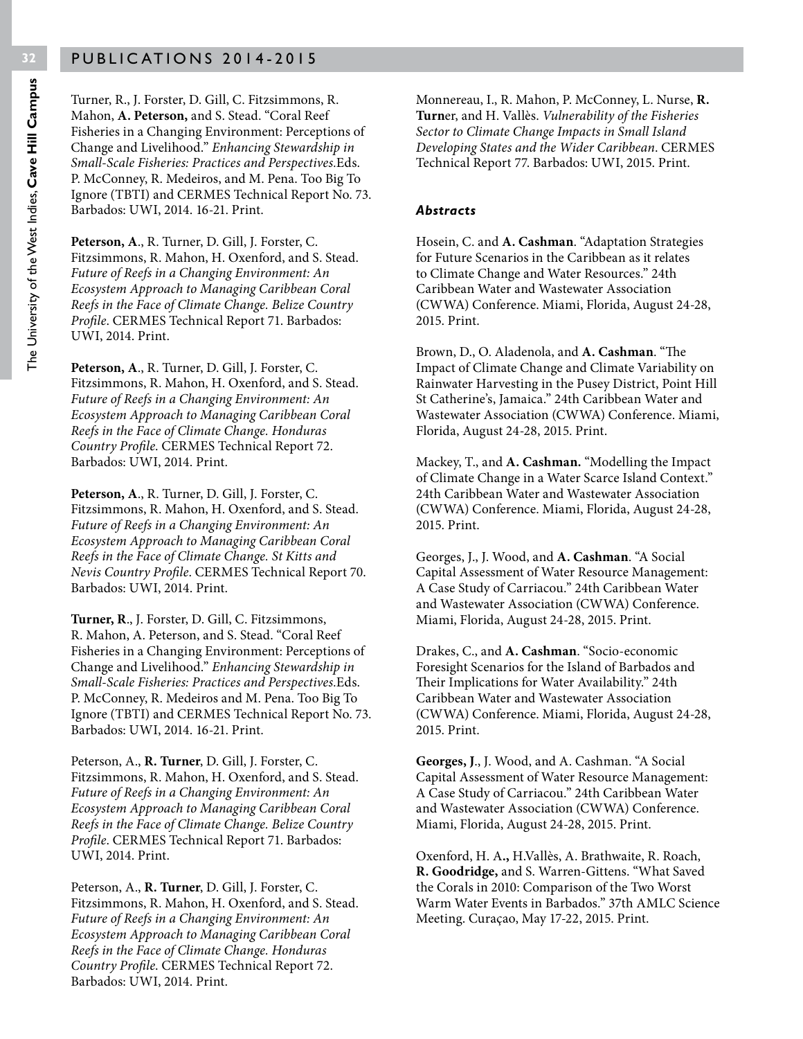Turner, R., J. Forster, D. Gill, C. Fitzsimmons, R. Mahon, **A. Peterson,** and S. Stead. "Coral Reef Fisheries in a Changing Environment: Perceptions of Change and Livelihood." *Enhancing Stewardship in Small-Scale Fisheries: Practices and Perspectives.*Eds. P. McConney, R. Medeiros, and M. Pena. Too Big To Ignore (TBTI) and CERMES Technical Report No. 73. Barbados: UWI, 2014. 16-21. Print.

**Peterson, A**., R. Turner, D. Gill, J. Forster, C. Fitzsimmons, R. Mahon, H. Oxenford, and S. Stead. *Future of Reefs in a Changing Environment: An Ecosystem Approach to Managing Caribbean Coral Reefs in the Face of Climate Change. Belize Country Profile*. CERMES Technical Report 71. Barbados: UWI, 2014. Print.

**Peterson, A**., R. Turner, D. Gill, J. Forster, C. Fitzsimmons, R. Mahon, H. Oxenford, and S. Stead. *Future of Reefs in a Changing Environment: An Ecosystem Approach to Managing Caribbean Coral Reefs in the Face of Climate Change. Honduras Country Profile*. CERMES Technical Report 72. Barbados: UWI, 2014. Print.

**Peterson, A**., R. Turner, D. Gill, J. Forster, C. Fitzsimmons, R. Mahon, H. Oxenford, and S. Stead. *Future of Reefs in a Changing Environment: An Ecosystem Approach to Managing Caribbean Coral Reefs in the Face of Climate Change. St Kitts and Nevis Country Profile*. CERMES Technical Report 70. Barbados: UWI, 2014. Print.

**Turner, R**., J. Forster, D. Gill, C. Fitzsimmons, R. Mahon, A. Peterson, and S. Stead. "Coral Reef Fisheries in a Changing Environment: Perceptions of Change and Livelihood." *Enhancing Stewardship in Small-Scale Fisheries: Practices and Perspectives.*Eds. P. McConney, R. Medeiros and M. Pena. Too Big To Ignore (TBTI) and CERMES Technical Report No. 73. Barbados: UWI, 2014. 16-21. Print.

Peterson, A., **R. Turner**, D. Gill, J. Forster, C. Fitzsimmons, R. Mahon, H. Oxenford, and S. Stead. *Future of Reefs in a Changing Environment: An Ecosystem Approach to Managing Caribbean Coral Reefs in the Face of Climate Change. Belize Country Profile*. CERMES Technical Report 71. Barbados: UWI, 2014. Print.

Peterson, A., **R. Turner**, D. Gill, J. Forster, C. Fitzsimmons, R. Mahon, H. Oxenford, and S. Stead. *Future of Reefs in a Changing Environment: An Ecosystem Approach to Managing Caribbean Coral Reefs in the Face of Climate Change. Honduras Country Profile*. CERMES Technical Report 72. Barbados: UWI, 2014. Print.

Monnereau, I., R. Mahon, P. McConney, L. Nurse, **R. Turn**er, and H. Vallès. *Vulnerability of the Fisheries Sector to Climate Change Impacts in Small Island Developing States and the Wider Caribbean*. CERMES Technical Report 77. Barbados: UWI, 2015. Print.

### *Abstracts*

Hosein, C. and **A. Cashman**. "Adaptation Strategies for Future Scenarios in the Caribbean as it relates to Climate Change and Water Resources." 24th Caribbean Water and Wastewater Association (CWWA) Conference. Miami, Florida, August 24-28, 2015. Print.

Brown, D., O. Aladenola, and **A. Cashman**. "The Impact of Climate Change and Climate Variability on Rainwater Harvesting in the Pusey District, Point Hill St Catherine's, Jamaica." 24th Caribbean Water and Wastewater Association (CWWA) Conference. Miami, Florida, August 24-28, 2015. Print.

Mackey, T., and **A. Cashman.** "Modelling the Impact of Climate Change in a Water Scarce Island Context." 24th Caribbean Water and Wastewater Association (CWWA) Conference. Miami, Florida, August 24-28, 2015. Print.

Georges, J., J. Wood, and **A. Cashman**. "A Social Capital Assessment of Water Resource Management: A Case Study of Carriacou." 24th Caribbean Water and Wastewater Association (CWWA) Conference. Miami, Florida, August 24-28, 2015. Print.

Drakes, C., and **A. Cashman**. "Socio-economic Foresight Scenarios for the Island of Barbados and Their Implications for Water Availability." 24th Caribbean Water and Wastewater Association (CWWA) Conference. Miami, Florida, August 24-28, 2015. Print.

**Georges, J**., J. Wood, and A. Cashman. "A Social Capital Assessment of Water Resource Management: A Case Study of Carriacou." 24th Caribbean Water and Wastewater Association (CWWA) Conference. Miami, Florida, August 24-28, 2015. Print.

Oxenford, H. A**.,** H.Vallès, A. Brathwaite, R. Roach, **R. Goodridge,** and S. Warren-Gittens. "What Saved the Corals in 2010: Comparison of the Two Worst Warm Water Events in Barbados." 37th AMLC Science Meeting. Curaçao, May 17-22, 2015. Print.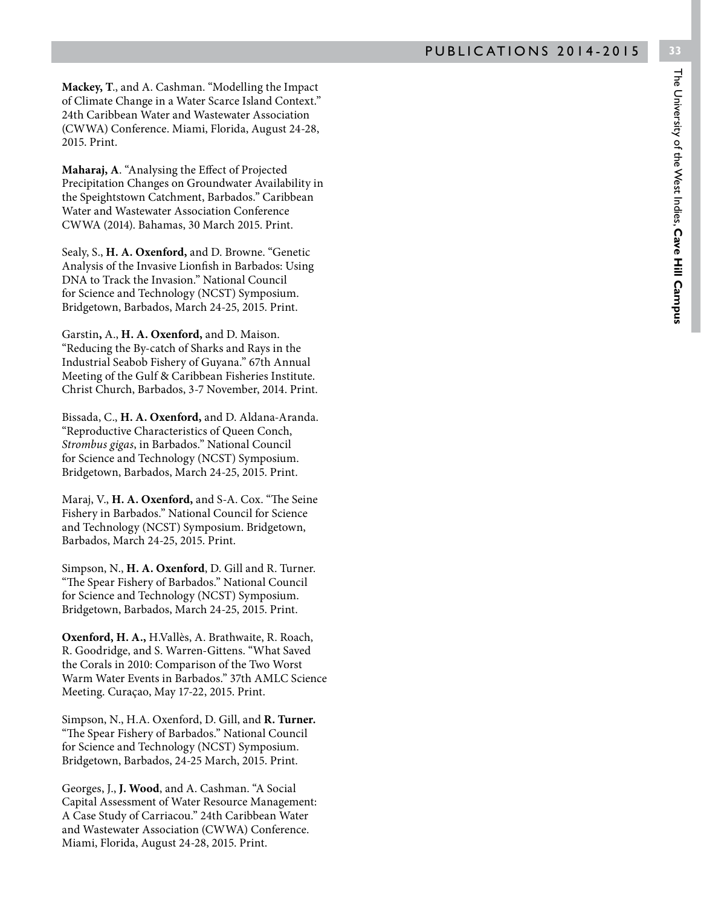**Mackey, T**., and A. Cashman. "Modelling the Impact of Climate Change in a Water Scarce Island Context." 24th Caribbean Water and Wastewater Association (CWWA) Conference. Miami, Florida, August 24-28, 2015. Print.

**Maharaj, A**. "Analysing the Effect of Projected Precipitation Changes on Groundwater Availability in the Speightstown Catchment, Barbados." Caribbean Water and Wastewater Association Conference CWWA (2014). Bahamas, 30 March 2015. Print.

Sealy, S., **H. A. Oxenford,** and D. Browne. "Genetic Analysis of the Invasive Lionfish in Barbados: Using DNA to Track the Invasion." National Council for Science and Technology (NCST) Symposium. Bridgetown, Barbados, March 24-25, 2015. Print.

Garstin**,** A., **H. A. Oxenford,** and D. Maison. "Reducing the By-catch of Sharks and Rays in the Industrial Seabob Fishery of Guyana." 67th Annual Meeting of the Gulf & Caribbean Fisheries Institute. Christ Church, Barbados, 3-7 November, 2014. Print.

Bissada, C., **H. A. Oxenford,** and D. Aldana-Aranda. "Reproductive Characteristics of Queen Conch, *Strombus gigas*, in Barbados." National Council for Science and Technology (NCST) Symposium. Bridgetown, Barbados, March 24-25, 2015. Print.

Maraj, V., **H. A. Oxenford,** and S-A. Cox. "The Seine Fishery in Barbados." National Council for Science and Technology (NCST) Symposium. Bridgetown, Barbados, March 24-25, 2015. Print.

Simpson, N., **H. A. Oxenford**, D. Gill and R. Turner. "The Spear Fishery of Barbados." National Council for Science and Technology (NCST) Symposium. Bridgetown, Barbados, March 24-25, 2015. Print.

**Oxenford, H. A.,** H.Vallès, A. Brathwaite, R. Roach, R. Goodridge, and S. Warren-Gittens. "What Saved the Corals in 2010: Comparison of the Two Worst Warm Water Events in Barbados." 37th AMLC Science Meeting. Curaçao, May 17-22, 2015. Print.

Simpson, N., H.A. Oxenford, D. Gill, and **R. Turner.** "The Spear Fishery of Barbados." National Council for Science and Technology (NCST) Symposium. Bridgetown, Barbados, 24-25 March, 2015. Print.

Georges, J., **J. Wood**, and A. Cashman. "A Social Capital Assessment of Water Resource Management: A Case Study of Carriacou." 24th Caribbean Water and Wastewater Association (CWWA) Conference. Miami, Florida, August 24-28, 2015. Print.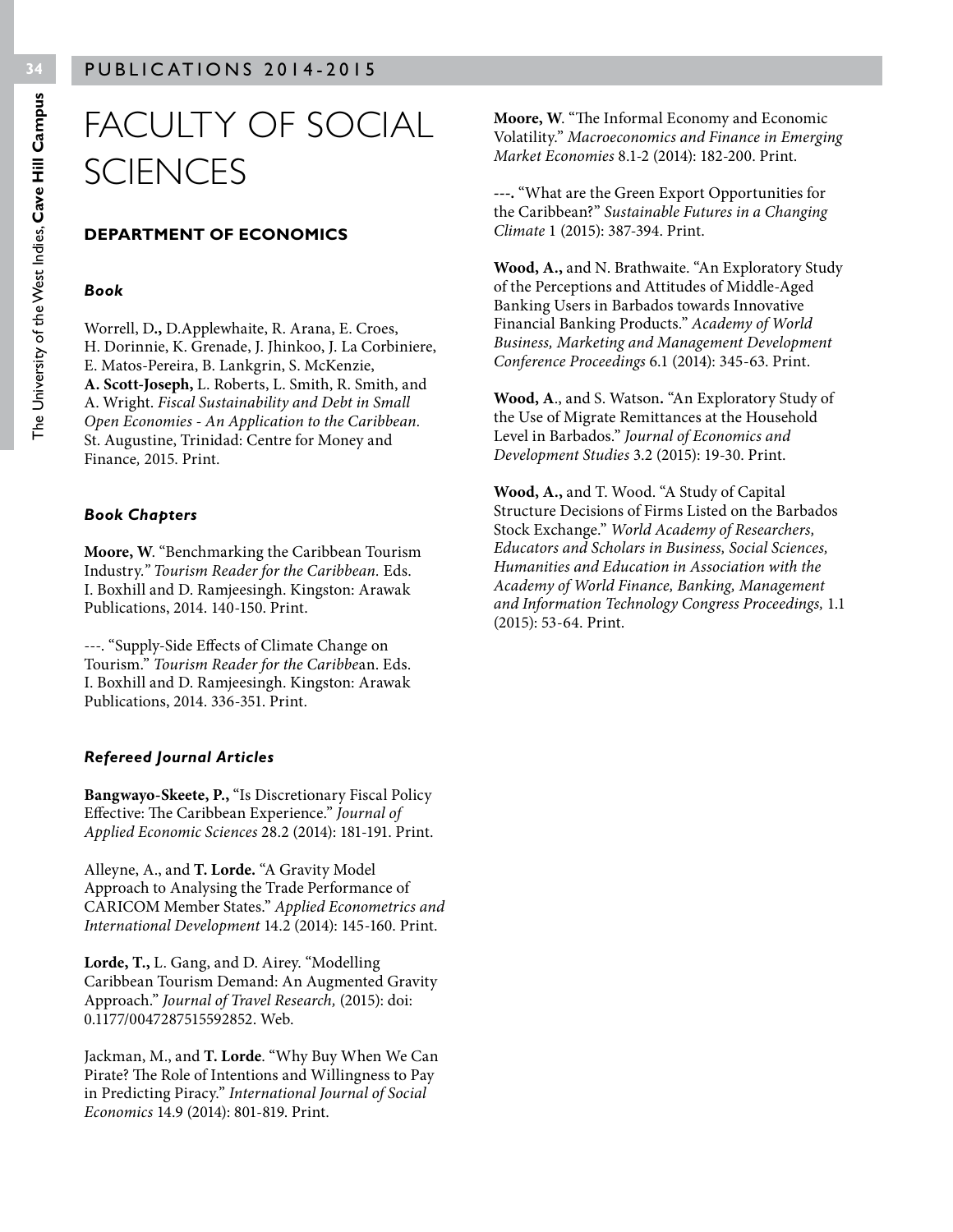# FACULTY OF SOCIAL SCIENCES

## DEPARTMENT OF ECONOMICS

### *Book*

Worrell, D**.,** D.Applewhaite, R. Arana, E. Croes, H. Dorinnie, K. Grenade, J. Jhinkoo, J. La Corbiniere, E. Matos-Pereira, B. Lankgrin, S. McKenzie, **A. Scott-Joseph,** L. Roberts, L. Smith, R. Smith, and A. Wright. *Fiscal Sustainability and Debt in Small Open Economies - An Application to the Caribbean.* St. Augustine, Trinidad: Centre for Money and Finance*,* 2015. Print.

### *Book Chapters*

**Moore, W**. "Benchmarking the Caribbean Tourism Industry*." Tourism Reader for the Caribbean.* Eds. I. Boxhill and D. Ramjeesingh. Kingston: Arawak Publications, 2014. 140-150. Print.

---. "Supply-Side Effects of Climate Change on Tourism." *Tourism Reader for the Caribbe*an. Eds. I. Boxhill and D. Ramjeesingh. Kingston: Arawak Publications, 2014. 336-351. Print.

### *Refereed Journal Articles*

**Bangwayo-Skeete, P.,** "Is Discretionary Fiscal Policy Effective: The Caribbean Experience." *Journal of Applied Economic Sciences* 28.2 (2014): 181-191. Print.

Alleyne, A., and **T. Lorde.** "A Gravity Model Approach to Analysing the Trade Performance of CARICOM Member States." *Applied Econometrics and International Development* 14.2 (2014): 145-160. Print.

**Lorde, T.,** L. Gang, and D. Airey. "Modelling Caribbean Tourism Demand: An Augmented Gravity Approach." *Journal of Travel Research,* (2015): doi: 0.1177/0047287515592852. Web.

Jackman, M., and **T. Lorde**. "Why Buy When We Can Pirate? The Role of Intentions and Willingness to Pay in Predicting Piracy." *International Journal of Social Economics* 14.9 (2014): 801-819. Print.

**Moore, W**. "The Informal Economy and Economic Volatility." *Macroeconomics and Finance in Emerging Market Economies* 8.1-2 (2014): 182-200. Print.

**---.** "What are the Green Export Opportunities for the Caribbean?" *Sustainable Futures in a Changing Climate* 1 (2015): 387-394. Print.

**Wood, A.,** and N. Brathwaite. "An Exploratory Study of the Perceptions and Attitudes of Middle-Aged Banking Users in Barbados towards Innovative Financial Banking Products." *Academy of World Business, Marketing and Management Development Conference Proceedings* 6.1 (2014): 345-63. Print.

**Wood, A**., and S. Watson**.** "An Exploratory Study of the Use of Migrate Remittances at the Household Level in Barbados." *Journal of Economics and Development Studies* 3.2 (2015): 19-30. Print.

**Wood, A.,** and T. Wood. "A Study of Capital Structure Decisions of Firms Listed on the Barbados Stock Exchange." *World Academy of Researchers, Educators and Scholars in Business, Social Sciences, Humanities and Education in Association with the Academy of World Finance, Banking, Management and Information Technology Congress Proceedings,* 1.1 (2015): 53-64. Print.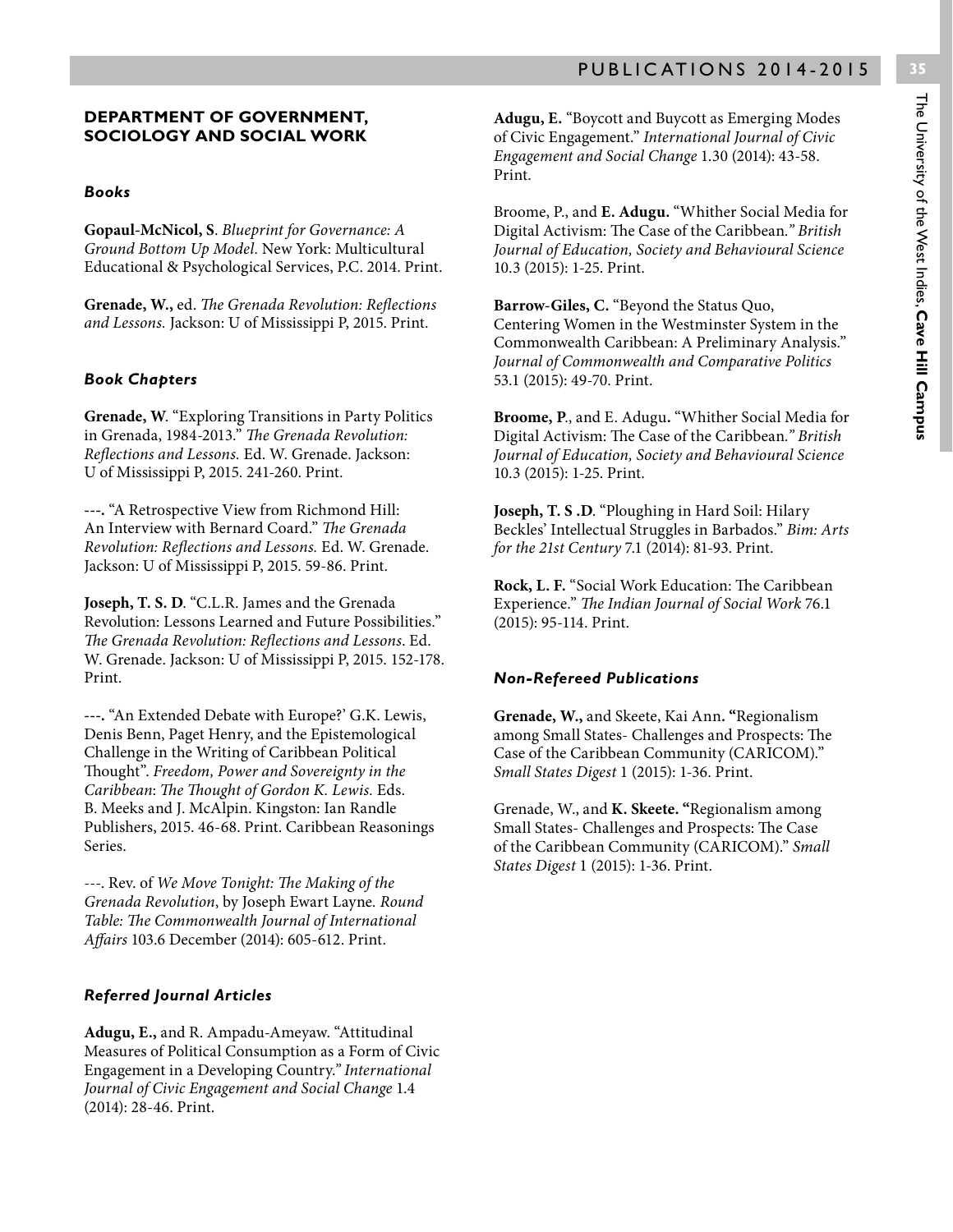## DEPARTMENT OF GOVERNMENT, SOCIOLOGY AND SOCIAL WORK

### *Books*

**Gopaul-McNicol, S**. *Blueprint for Governance: A Ground Bottom Up Model.* New York: Multicultural Educational & Psychological Services, P.C. 2014. Print.

**Grenade, W.,** ed. *The Grenada Revolution: Reflections and Lessons.* Jackson: U of Mississippi P, 2015. Print.

### *Book Chapters*

**Grenade, W**. "Exploring Transitions in Party Politics in Grenada, 1984-2013." *The Grenada Revolution: Reflections and Lessons.* Ed. W. Grenade. Jackson: U of Mississippi P, 2015. 241-260. Print.

---. "A Retrospective View from Richmond Hill: An Interview with Bernard Coard." *The Grenada Revolution: Reflections and Lessons.* Ed. W. Grenade. Jackson: U of Mississippi P, 2015. 59-86. Print.

**Joseph, T. S. D**. "C.L.R. James and the Grenada Revolution: Lessons Learned and Future Possibilities." *The Grenada Revolution: Reflections and Lessons.* Ed. W. Grenade. Jackson: U of Mississippi P, 2015. 152-178. Print.

---. "An Extended Debate with Europe?' G.K. Lewis, Denis Benn, Paget Henry, and the Epistemological Challenge in the Writing of Caribbean Political Thought". *Freedom, Power and Sovereignty in the Caribbean: The Thought of Gordon K. Lewis.* Eds. B. Meeks and J. McAlpin. Kingston: Ian Randle Publishers, 2015. 46-68. Print. Caribbean Reasonings Series.

---. Rev. of *We Move Tonight: The Making of the Grenada Revolution*, by Joseph Ewart Layne. *Round Table: The Commonwealth Journal of International Affairs* 103.6 December (2014): 605-612. Print.

### *Referred Journal Articles*

**Adugu, E.,** and R. Ampadu-Ameyaw. "Attitudinal Measures of Political Consumption as a Form of Civic Engagement in a Developing Country." *International Journal of Civic Engagement and Social Change* 1.4 (2014): 28-46. Print.

**Adugu, E.** "Boycott and Buycott as Emerging Modes of Civic Engagement." *International Journal of Civic Engagement and Social Change* 1.30 (2014): 43-58. Print.

Broome, P., and **E. Adugu.** "Whither Social Media for Digital Activism: The Case of the Caribbean." *British Journal of Education, Society and Behavioural Science* 10.3 (2015): 1-25. Print.

**Barrow-Giles, C.** "Beyond the Status Quo, Centering Women in the Westminster System in the Commonwealth Caribbean: A Preliminary Analysis." *Journal of Commonwealth and Comparative Politics* 53.1 (2015): 49-70. Print.

**Broome, P**., and E. Adugu**.** "Whither Social Media for Digital Activism: The Case of the Caribbean." *British Journal of Education, Society and Behavioural Science* 10.3 (2015): 1-25. Print.

**Joseph, T. S .D**. "Ploughing in Hard Soil: Hilary Beckles' Intellectual Struggles in Barbados." *Bim: Arts for the 21st Century* 7.1 (2014): 81-93. Print.

**Rock, L. F.** "Social Work Education: The Caribbean Experience." *The Indian Journal of Social Work* 76.1 (2015): 95-114. Print.

### *Non-Refereed Publications*

**Grenade, W.,** and Skeete, Kai Ann**. "**Regionalism among Small States- Challenges and Prospects: The Case of the Caribbean Community (CARICOM)." *Small States Digest* 1 (2015): 1-36. Print.

Grenade, W., and **K. Skeete. "**Regionalism among Small States- Challenges and Prospects: The Case of the Caribbean Community (CARICOM)." *Small States Digest* 1 (2015): 1-36. Print.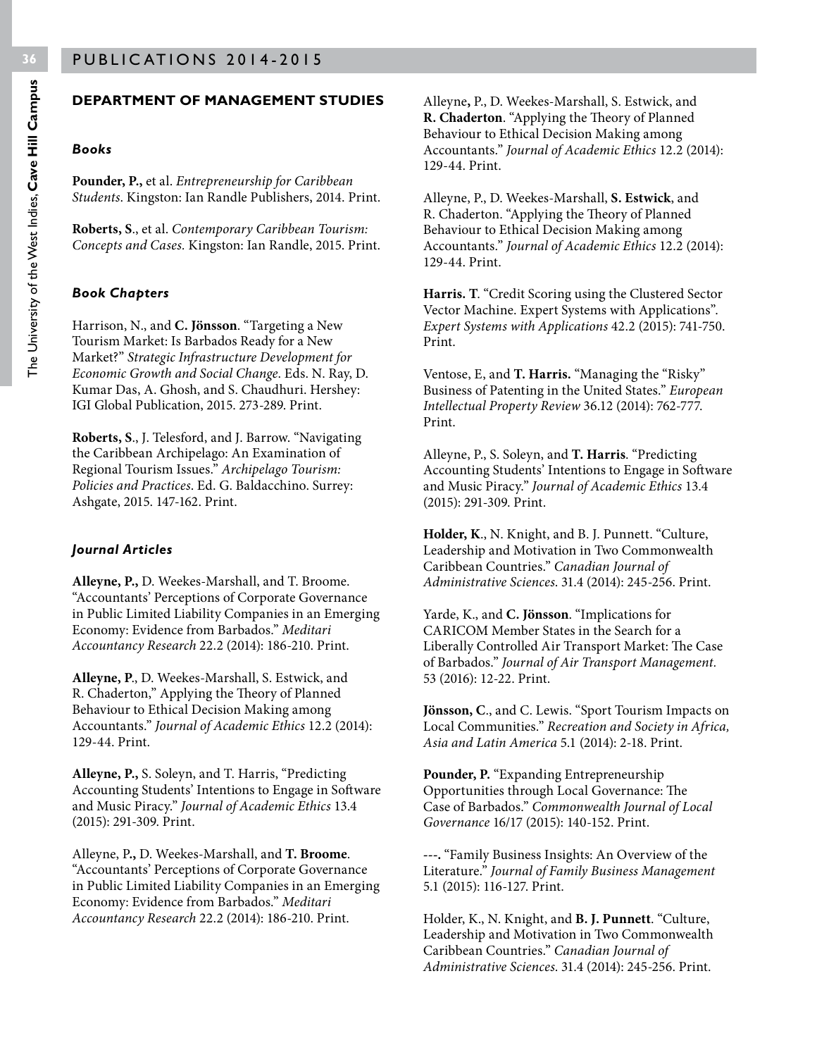## DEPARTMENT OF MANAGEMENT STUDIES

### *Books*

**Pounder, P.,** et al. *Entrepreneurship for Caribbean Students*. Kingston: Ian Randle Publishers, 2014. Print.

**Roberts, S**., et al. *Contemporary Caribbean Tourism: Concepts and Cases.* Kingston: Ian Randle, 2015. Print.

### *Book Chapters*

Harrison, N., and **C. Jönsson**. "Targeting a New Tourism Market: Is Barbados Ready for a New Market?" *Strategic Infrastructure Development for Economic Growth and Social Change*. Eds. N. Ray, D. Kumar Das, A. Ghosh, and S. Chaudhuri. Hershey: IGI Global Publication, 2015. 273-289. Print.

**Roberts, S**., J. Telesford, and J. Barrow. "Navigating the Caribbean Archipelago: An Examination of Regional Tourism Issues." *Archipelago Tourism: Policies and Practices*. Ed. G. Baldacchino. Surrey: Ashgate, 2015. 147-162. Print.

### *Journal Articles*

**Alleyne, P.,** D. Weekes-Marshall, and T. Broome. "Accountants' Perceptions of Corporate Governance in Public Limited Liability Companies in an Emerging Economy: Evidence from Barbados." *Meditari Accountancy Research* 22.2 (2014): 186-210. Print.

**Alleyne, P**., D. Weekes-Marshall, S. Estwick, and R. Chaderton," Applying the Theory of Planned Behaviour to Ethical Decision Making among Accountants." *Journal of Academic Ethics* 12.2 (2014): 129-44. Print.

**Alleyne, P.,** S. Soleyn, and T. Harris, "Predicting Accounting Students' Intentions to Engage in Software and Music Piracy." *Journal of Academic Ethics* 13.4 (2015): 291-309. Print.

Alleyne, P**.,** D. Weekes-Marshall, and **T. Broome**. "Accountants' Perceptions of Corporate Governance in Public Limited Liability Companies in an Emerging Economy: Evidence from Barbados." *Meditari Accountancy Research* 22.2 (2014): 186-210. Print.

Alleyne**,** P., D. Weekes-Marshall, S. Estwick, and **R. Chaderton**. "Applying the Theory of Planned Behaviour to Ethical Decision Making among Accountants." *Journal of Academic Ethics* 12.2 (2014): 129-44. Print.

Alleyne, P., D. Weekes-Marshall, **S. Estwick**, and R. Chaderton. "Applying the Theory of Planned Behaviour to Ethical Decision Making among Accountants." *Journal of Academic Ethics* 12.2 (2014): 129-44. Print.

**Harris. T**. "Credit Scoring using the Clustered Sector Vector Machine. Expert Systems with Applications". *Expert Systems with Applications* 42.2 (2015): 741-750. Print.

Ventose, E, and **T. Harris.** "Managing the "Risky" Business of Patenting in the United States." *European Intellectual Property Review* 36.12 (2014): 762-777. Print.

Alleyne, P., S. Soleyn, and **T. Harris**. "Predicting Accounting Students' Intentions to Engage in Software and Music Piracy." *Journal of Academic Ethics* 13.4 (2015): 291-309. Print.

**Holder, K**., N. Knight, and B. J. Punnett. "Culture, Leadership and Motivation in Two Commonwealth Caribbean Countries." *Canadian Journal of Administrative Sciences.* 31.4 (2014): 245-256. Print.

Yarde, K., and **C. Jönsson**. "Implications for CARICOM Member States in the Search for a Liberally Controlled Air Transport Market: The Case of Barbados." *Journal of Air Transport Management.* 53 (2016): 12-22. Print.

**Jönsson, C**., and C. Lewis. "Sport Tourism Impacts on Local Communities." *Recreation and Society in Africa, Asia and Latin America* 5.1 (2014): 2-18. Print.

**Pounder, P.** "Expanding Entrepreneurship Opportunities through Local Governance: The Case of Barbados." *Commonwealth Journal of Local Governance* 16/17 (2015): 140-152. Print.

---**.** "Family Business Insights: An Overview of the Literature." *Journal of Family Business Management* 5.1 (2015): 116-127. Print.

Holder, K., N. Knight, and **B. J. Punnett**. "Culture, Leadership and Motivation in Two Commonwealth Caribbean Countries." *Canadian Journal of Administrative Sciences.* 31.4 (2014): 245-256. Print.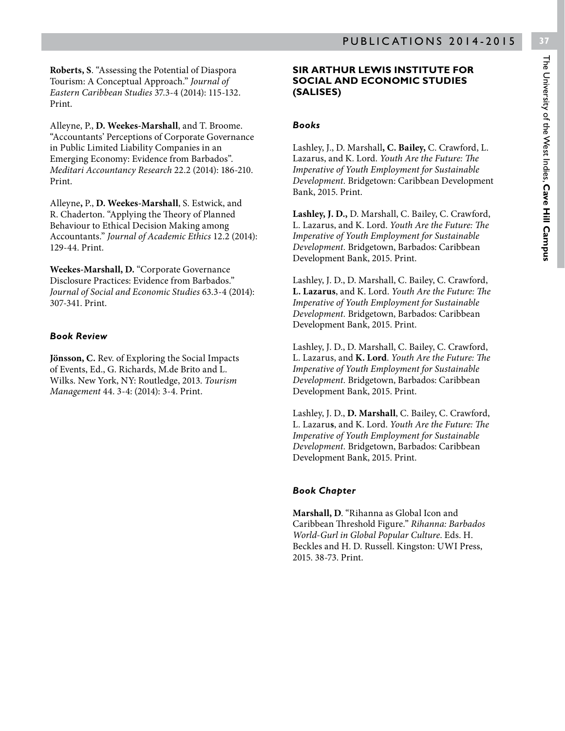**Roberts, S**. "Assessing the Potential of Diaspora Tourism: A Conceptual Approach." *Journal of Eastern Caribbean Studies* 37.3-4 (2014): 115-132. Print.

Alleyne, P., **D. Weekes-Marshall**, and T. Broome. "Accountants' Perceptions of Corporate Governance in Public Limited Liability Companies in an Emerging Economy: Evidence from Barbados". *Meditari Accountancy Research* 22.2 (2014): 186-210. Print.

Alleyne**,** P., **D. Weekes-Marshall**, S. Estwick, and R. Chaderton. "Applying the Theory of Planned Behaviour to Ethical Decision Making among Accountants." *Journal of Academic Ethics* 12.2 (2014): 129-44. Print.

**Weekes-Marshall, D.** "Corporate Governance Disclosure Practices: Evidence from Barbados." *Journal of Social and Economic Studies* 63.3-4 (2014): 307-341. Print.

### *Book Review*

**Jönsson, C.** Rev. of Exploring the Social Impacts of Events, Ed., G. Richards, M.de Brito and L. Wilks. New York, NY: Routledge, 2013. *Tourism Management* 44. 3-4: (2014): 3-4. Print.

## SIR ARTHUR LEWIS INSTITUTE FOR SOCIAL AND ECONOMIC STUDIES (SALISES)

### *Books*

Lashley, J., D. Marshall**, C. Bailey,** C. Crawford, L. Lazarus, and K. Lord. *Youth Are the Future: The Imperative of Youth Employment for Sustainable Development.* Bridgetown: Caribbean Development Bank, 2015. Print.

**Lashley, J. D.,** D. Marshall, C. Bailey, C. Crawford, L. Lazarus, and K. Lord. *Youth Are the Future: The Imperative of Youth Employment for Sustainable Development.* Bridgetown, Barbados: Caribbean Development Bank, 2015. Print.

Lashley, J. D., D. Marshall, C. Bailey, C. Crawford, **L. Lazarus**, and K. Lord. *Youth Are the Future: The Imperative of Youth Employment for Sustainable Development.* Bridgetown, Barbados: Caribbean Development Bank, 2015. Print.

Lashley, J. D., D. Marshall, C. Bailey, C. Crawford, L. Lazarus, and **K. Lord**. *Youth Are the Future: The Imperative of Youth Employment for Sustainable Development.* Bridgetown, Barbados: Caribbean Development Bank, 2015. Print.

Lashley, J. D., **D. Marshall**, C. Bailey, C. Crawford, L. Lazarus, and K. Lord. *Youth Are the Future: The Imperative of Youth Employment for Sustainable Development.* Bridgetown, Barbados: Caribbean Development Bank, 2015. Print.

### *Book Chapter*

**Marshall, D***.* "Rihanna as Global Icon and Caribbean Threshold Figure." *Rihanna: Barbados World-Gurl in Global Popular Culture*. Eds. H. Beckles and H. D. Russell. Kingston: UWI Press, 2015. 38-73. Print.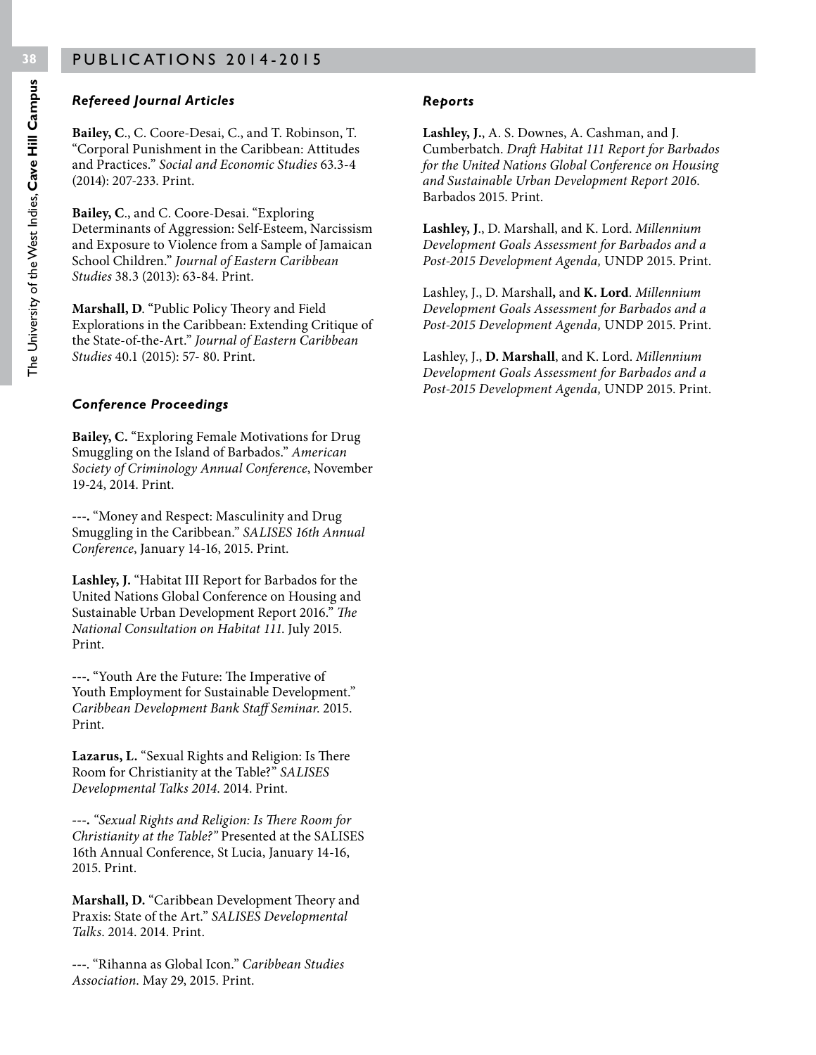# PUBLICATIONS 2014-2015

### *Refereed Journal Articles*

**Bailey, C**., C. Coore-Desai, C., and T. Robinson, T. "Corporal Punishment in the Caribbean: Attitudes and Practices." *Social and Economic Studies* 63.3-4 (2014): 207-233. Print.

**Bailey, C**., and C. Coore-Desai. "Exploring Determinants of Aggression: Self-Esteem, Narcissism and Exposure to Violence from a Sample of Jamaican School Children." *Journal of Eastern Caribbean Studies* 38.3 (2013): 63-84. Print.

**Marshall, D**. "Public Policy Theory and Field Explorations in the Caribbean: Extending Critique of the State-of-the-Art." *Journal of Eastern Caribbean Studies* 40.1 (2015): 57- 80. Print.

### *Conference Proceedings*

**Bailey, C.** "Exploring Female Motivations for Drug Smuggling on the Island of Barbados." *American Society of Criminology Annual Conference*, November 19-24, 2014. Print.

---. "Money and Respect: Masculinity and Drug Smuggling in the Caribbean." *SALISES 16th Annual Conference*, January 14-16, 2015. Print.

**Lashley, J.** "Habitat III Report for Barbados for the United Nations Global Conference on Housing and Sustainable Urban Development Report 2016." *The National Consultation on Habitat 111*. July 2015. Print.

---. "Youth Are the Future: The Imperative of Youth Employment for Sustainable Development." *Caribbean Development Bank Staff Seminar*. 2015. Print.

**Lazarus, L.** "Sexual Rights and Religion: Is There Room for Christianity at the Table?" *SALISES Developmental Talks 2014*. 2014. Print.

---. *"Sexual Rights and Religion: Is There Room for Christianity at the Table?"* Presented at the SALISES 16th Annual Conference, St Lucia, January 14-16, 2015. Print.

**Marshall, D.** "Caribbean Development Theory and Praxis: State of the Art." *SALISES Developmental Talks*. 2014. 2014. Print.

---. "Rihanna as Global Icon." *Caribbean Studies Association*. May 29, 2015. Print.

### *Reports*

**Lashley, J.**, A. S. Downes, A. Cashman, and J. Cumberbatch. *Draft Habitat 111 Report for Barbados for the United Nations Global Conference on Housing and Sustainable Urban Development Report 2016*. Barbados 2015. Print.

**Lashley, J**., D. Marshall, and K. Lord. *Millennium Development Goals Assessment for Barbados and a Post-2015 Development Agenda,* UNDP 2015. Print.

Lashley, J., D. Marshall**,** and **K. Lord**. *Millennium Development Goals Assessment for Barbados and a Post-2015 Development Agenda,* UNDP 2015. Print.

Lashley, J., **D. Marshall**, and K. Lord. *Millennium Development Goals Assessment for Barbados and a Post-2015 Development Agenda,* UNDP 2015. Print.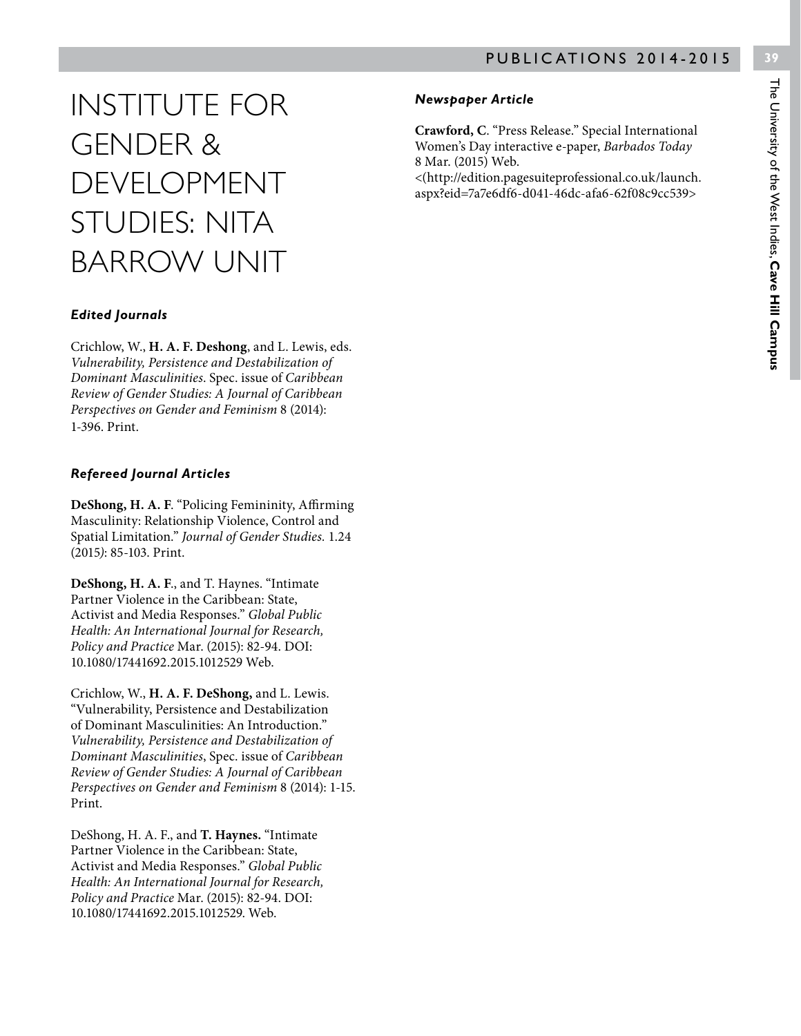# INSTITUTE FOR GENDER & DEVELOPMENT STUDIES: NITA BARROW UNIT

### *Edited Journals*

Crichlow, W., **H. A. F. Deshong**, and L. Lewis, eds. *Vulnerability, Persistence and Destabilization of Dominant Masculinities*. Spec. issue of *Caribbean Review of Gender Studies: A Journal of Caribbean Perspectives on Gender and Feminism* 8 (2014): 1-396. Print.

### *Refereed Journal Articles*

**DeShong, H. A. F**. "Policing Femininity, Affirming Masculinity: Relationship Violence, Control and Spatial Limitation." *Journal of Gender Studies.* 1.24 (2015*)*: 85-103. Print.

**DeShong, H. A. F**., and T. Haynes. "Intimate Partner Violence in the Caribbean: State, Activist and Media Responses." *Global Public Health: An International Journal for Research, Policy and Practice* Mar. (2015): 82-94. DOI: 10.1080/17441692.2015.1012529 Web.

Crichlow, W., **H. A. F. DeShong,** and L. Lewis. "Vulnerability, Persistence and Destabilization of Dominant Masculinities: An Introduction." *Vulnerability, Persistence and Destabilization of Dominant Masculinities*, Spec. issue of *Caribbean Review of Gender Studies: A Journal of Caribbean Perspectives on Gender and Feminism* 8 (2014): 1-15. Print.

DeShong, H. A. F., and **T. Haynes.** "Intimate Partner Violence in the Caribbean: State, Activist and Media Responses." *Global Public Health: An International Journal for Research, Policy and Practice* Mar. (2015): 82-94. DOI: 10.1080/17441692.2015.1012529. Web.

### *Newspaper Article*

**Crawford, C**. "Press Release." Special International Women's Day interactive e-paper, *Barbados Today* 8 Mar. (2015) Web. <(http://edition.pagesuiteprofessional.co.uk/launch.aspx?eid=7a7e6df6-d041-46dc-afa6-62f08c9cc539>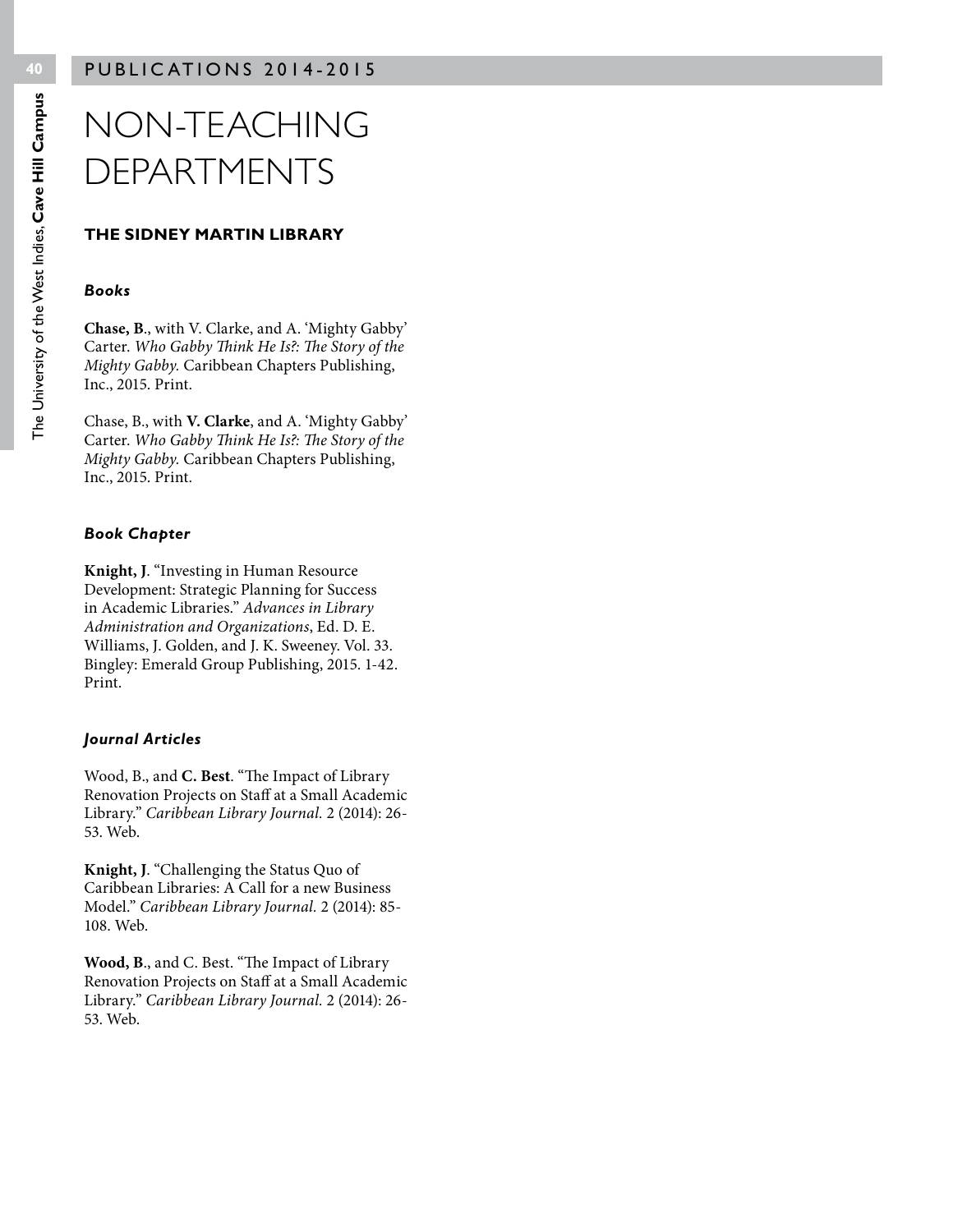# NON-TEACHING DEPARTMENTS

## THE SIDNEY MARTIN LIBRARY

### *Books*

**Chase, B.**, with V. Clarke, and A. 'Mighty Gabby' Carter. *Who Gabby Think He Is?: The Story of the Mighty Gabby.* Caribbean Chapters Publishing, Inc., 2015. Print.

Chase, B., with **V. Clarke**, and A. 'Mighty Gabby' Carter. *Who Gabby Think He Is?: The Story of the Mighty Gabby.* Caribbean Chapters Publishing, Inc., 2015. Print.

### *Book Chapter*

**Knight, J**. "Investing in Human Resource Development: Strategic Planning for Success in Academic Libraries." *Advances in Library Administration and Organizations*, Ed. D. E. Williams, J. Golden, and J. K. Sweeney. Vol. 33. Bingley: Emerald Group Publishing, 2015. 1-42. Print.

### *Journal Articles*

Wood, B., and **C. Best**. "The Impact of Library Renovation Projects on Staff at a Small Academic Library." *Caribbean Library Journal.* 2 (2014): 26-53. Web.

**Knight, J**. "Challenging the Status Quo of Caribbean Libraries: A Call for a new Business Model." *Caribbean Library Journal.* 2 (2014): 85-108. Web.

**Wood, B**., and C. Best. "The Impact of Library Renovation Projects on Staff at a Small Academic Library." *Caribbean Library Journal.* 2 (2014): 26-53. Web.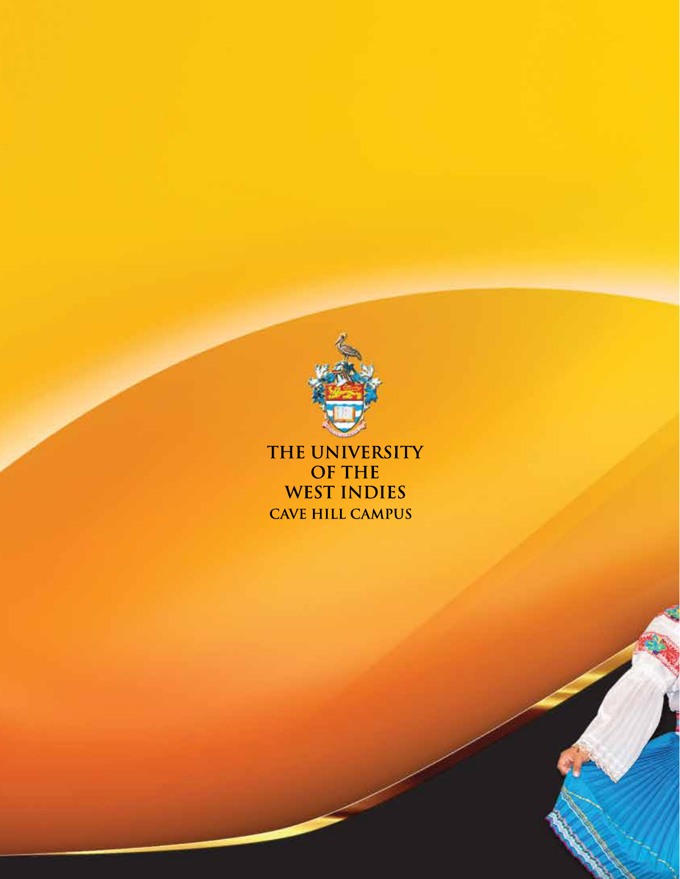THE UNIVERSITY
OF THE
WEST INDIES
CAVE HILL CAMPUS